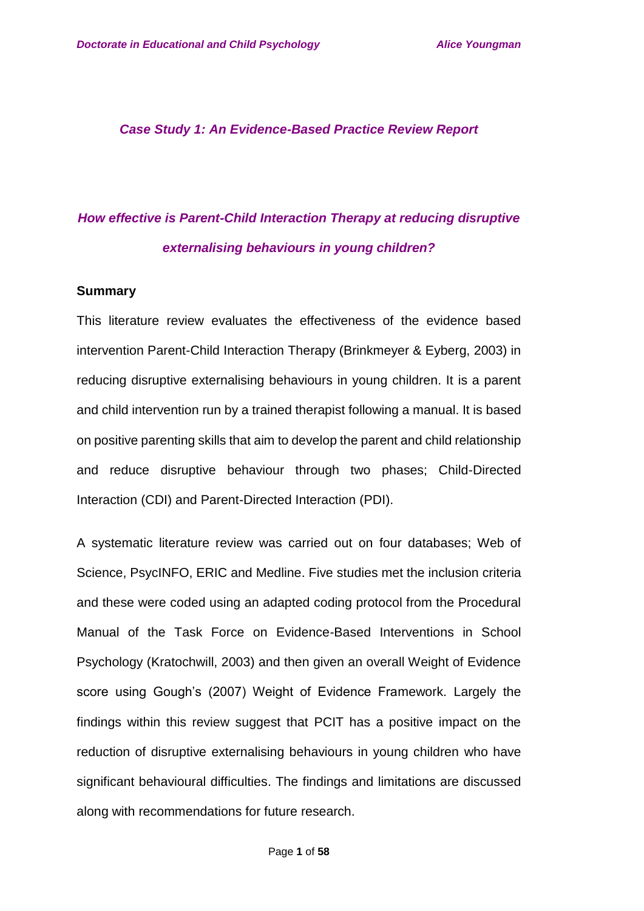*Case Study 1: An Evidence-Based Practice Review Report*

# *How effective is Parent-Child Interaction Therapy at reducing disruptive externalising behaviours in young children?*

## Summary

This literature review evaluates the effectiveness of the evidence based intervention Parent-Child Interaction Therapy (Brinkmeyer & Eyberg, 2003) in reducing disruptive externalising behaviours in young children. It is a parent and child intervention run by a trained therapist following a manual. It is based on positive parenting skills that aim to develop the parent and child relationship and reduce disruptive behaviour through two phases; Child-Directed Interaction (CDI) and Parent-Directed Interaction (PDI).

A systematic literature review was carried out on four databases; Web of Science, PsycINFO, ERIC and Medline. Five studies met the inclusion criteria and these were coded using an adapted coding protocol from the Procedural Manual of the Task Force on Evidence-Based Interventions in School Psychology (Kratochwill, 2003) and then given an overall Weight of Evidence score using Gough's (2007) Weight of Evidence Framework. Largely the findings within this review suggest that PCIT has a positive impact on the reduction of disruptive externalising behaviours in young children who have significant behavioural difficulties. The findings and limitations are discussed along with recommendations for future research.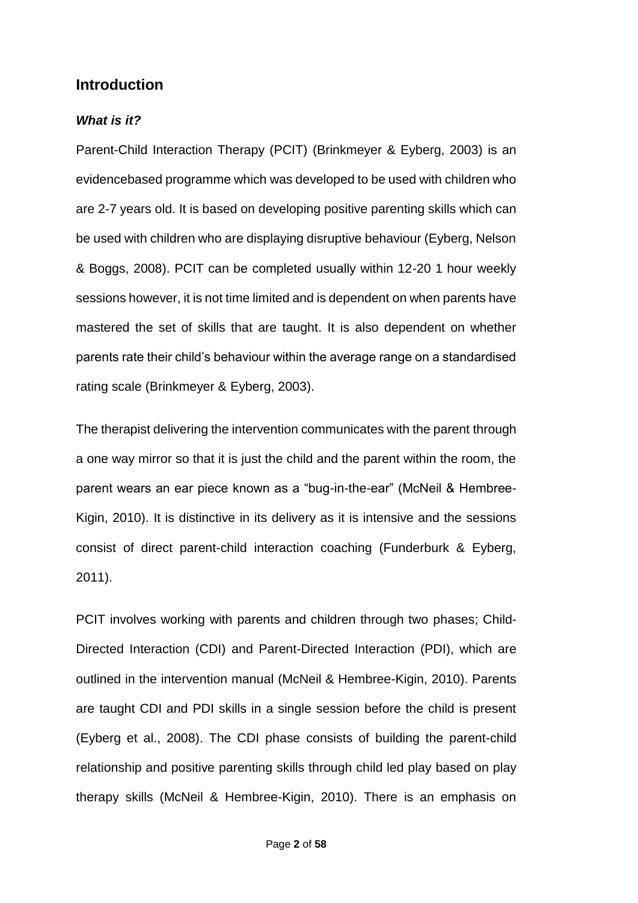## Introduction

### *What is it?*

Parent-Child Interaction Therapy (PCIT) (Brinkmeyer & Eyberg, 2003) is an evidencebased programme which was developed to be used with children who are 2-7 years old. It is based on developing positive parenting skills which can be used with children who are displaying disruptive behaviour (Eyberg, Nelson & Boggs, 2008). PCIT can be completed usually within 12-20 1 hour weekly sessions however, it is not time limited and is dependent on when parents have mastered the set of skills that are taught. It is also dependent on whether parents rate their child's behaviour within the average range on a standardised rating scale (Brinkmeyer & Eyberg, 2003).

The therapist delivering the intervention communicates with the parent through a one way mirror so that it is just the child and the parent within the room, the parent wears an ear piece known as a "bug-in-the-ear" (McNeil & Hembree-Kigin, 2010). It is distinctive in its delivery as it is intensive and the sessions consist of direct parent-child interaction coaching (Funderburk & Eyberg, 2011).

PCIT involves working with parents and children through two phases; Child-Directed Interaction (CDI) and Parent-Directed Interaction (PDI), which are outlined in the intervention manual (McNeil & Hembree-Kigin, 2010). Parents are taught CDI and PDI skills in a single session before the child is present (Eyberg et al., 2008). The CDI phase consists of building the parent-child relationship and positive parenting skills through child led play based on play therapy skills (McNeil & Hembree-Kigin, 2010). There is an emphasis on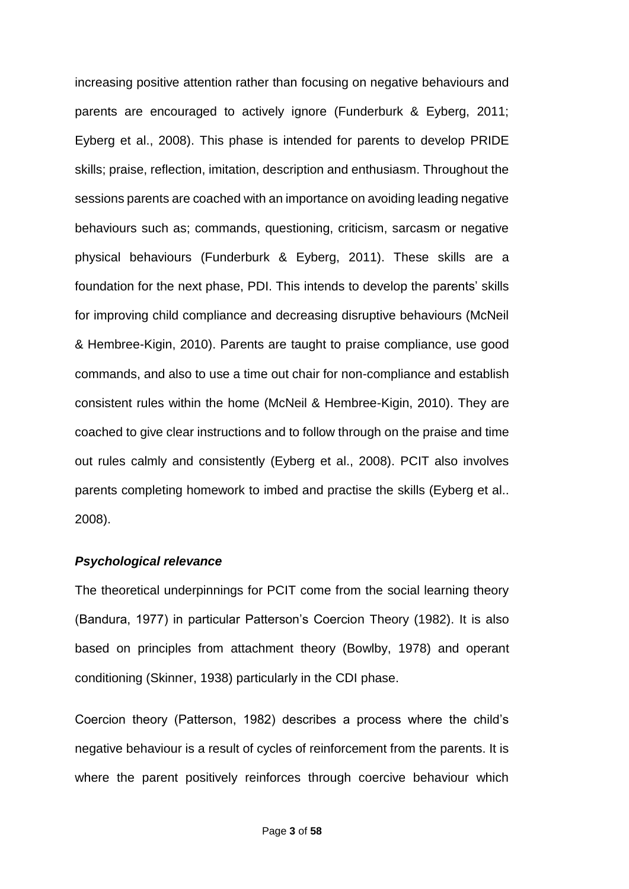increasing positive attention rather than focusing on negative behaviours and parents are encouraged to actively ignore (Funderburk & Eyberg, 2011; Eyberg et al., 2008). This phase is intended for parents to develop PRIDE skills; praise, reflection, imitation, description and enthusiasm. Throughout the sessions parents are coached with an importance on avoiding leading negative behaviours such as; commands, questioning, criticism, sarcasm or negative physical behaviours (Funderburk & Eyberg, 2011). These skills are a foundation for the next phase, PDI. This intends to develop the parents' skills for improving child compliance and decreasing disruptive behaviours (McNeil & Hembree-Kigin, 2010). Parents are taught to praise compliance, use good commands, and also to use a time out chair for non-compliance and establish consistent rules within the home (McNeil & Hembree-Kigin, 2010). They are coached to give clear instructions and to follow through on the praise and time out rules calmly and consistently (Eyberg et al., 2008). PCIT also involves parents completing homework to imbed and practise the skills (Eyberg et al.. 2008).

### *Psychological relevance*

The theoretical underpinnings for PCIT come from the social learning theory (Bandura, 1977) in particular Patterson's Coercion Theory (1982). It is also based on principles from attachment theory (Bowlby, 1978) and operant conditioning (Skinner, 1938) particularly in the CDI phase.

Coercion theory (Patterson, 1982) describes a process where the child's negative behaviour is a result of cycles of reinforcement from the parents. It is where the parent positively reinforces through coercive behaviour which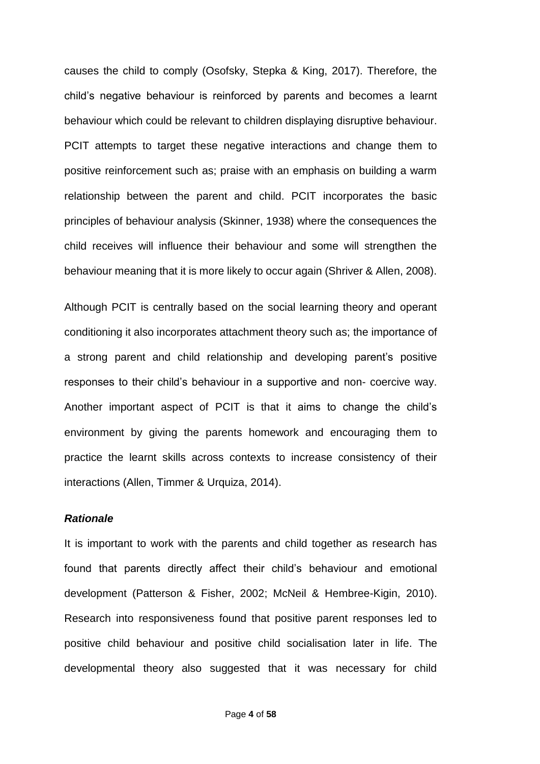causes the child to comply (Osofsky, Stepka & King, 2017). Therefore, the child's negative behaviour is reinforced by parents and becomes a learnt behaviour which could be relevant to children displaying disruptive behaviour. PCIT attempts to target these negative interactions and change them to positive reinforcement such as; praise with an emphasis on building a warm relationship between the parent and child. PCIT incorporates the basic principles of behaviour analysis (Skinner, 1938) where the consequences the child receives will influence their behaviour and some will strengthen the behaviour meaning that it is more likely to occur again (Shriver & Allen, 2008).

Although PCIT is centrally based on the social learning theory and operant conditioning it also incorporates attachment theory such as; the importance of a strong parent and child relationship and developing parent's positive responses to their child's behaviour in a supportive and non- coercive way. Another important aspect of PCIT is that it aims to change the child's environment by giving the parents homework and encouraging them to practice the learnt skills across contexts to increase consistency of their interactions (Allen, Timmer & Urquiza, 2014).

***Rationale***

It is important to work with the parents and child together as research has found that parents directly affect their child's behaviour and emotional development (Patterson & Fisher, 2002; McNeil & Hembree-Kigin, 2010). Research into responsiveness found that positive parent responses led to positive child behaviour and positive child socialisation later in life. The developmental theory also suggested that it was necessary for child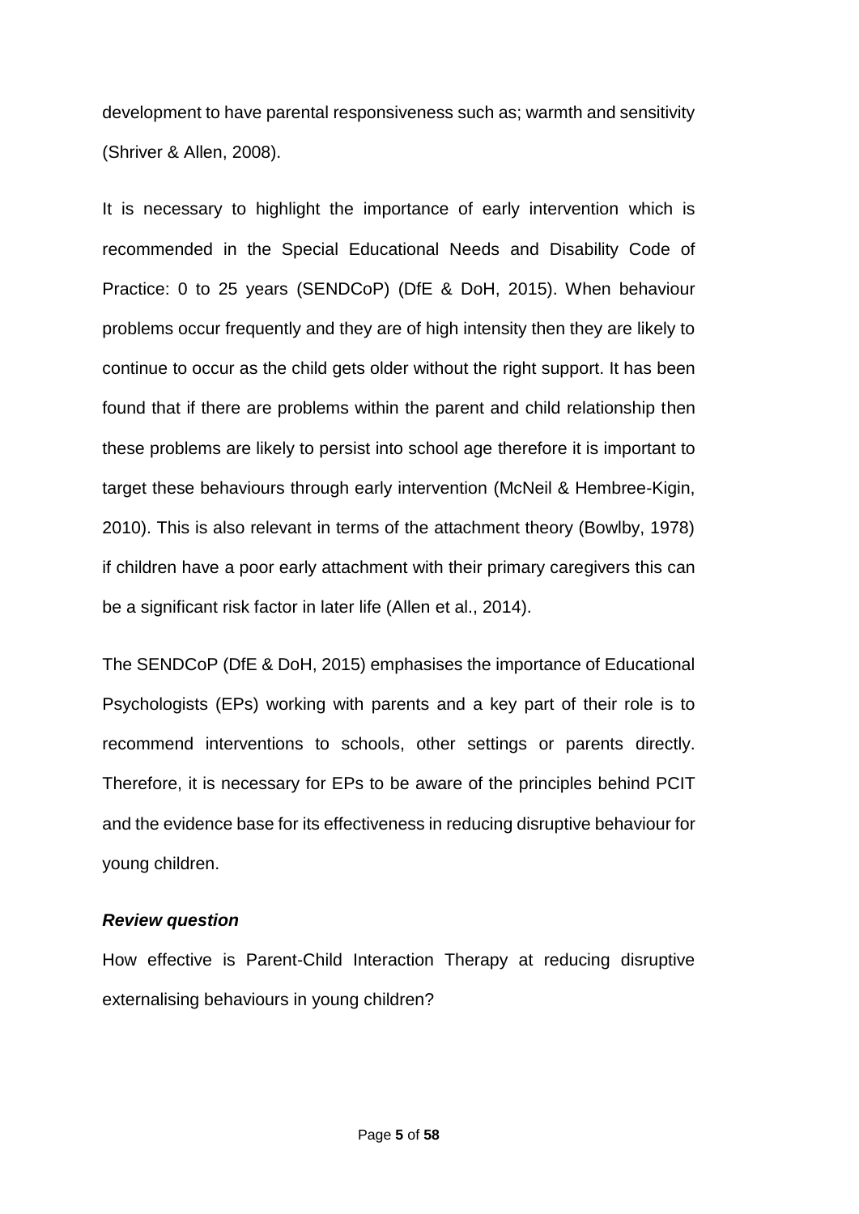development to have parental responsiveness such as; warmth and sensitivity (Shriver & Allen, 2008).

It is necessary to highlight the importance of early intervention which is recommended in the Special Educational Needs and Disability Code of Practice: 0 to 25 years (SENDCoP) (DfE & DoH, 2015). When behaviour problems occur frequently and they are of high intensity then they are likely to continue to occur as the child gets older without the right support. It has been found that if there are problems within the parent and child relationship then these problems are likely to persist into school age therefore it is important to target these behaviours through early intervention (McNeil & Hembree-Kigin, 2010). This is also relevant in terms of the attachment theory (Bowlby, 1978) if children have a poor early attachment with their primary caregivers this can be a significant risk factor in later life (Allen et al., 2014).

The SENDCoP (DfE & DoH, 2015) emphasises the importance of Educational Psychologists (EPs) working with parents and a key part of their role is to recommend interventions to schools, other settings or parents directly. Therefore, it is necessary for EPs to be aware of the principles behind PCIT and the evidence base for its effectiveness in reducing disruptive behaviour for young children.

### ***Review question***

How effective is Parent-Child Interaction Therapy at reducing disruptive externalising behaviours in young children?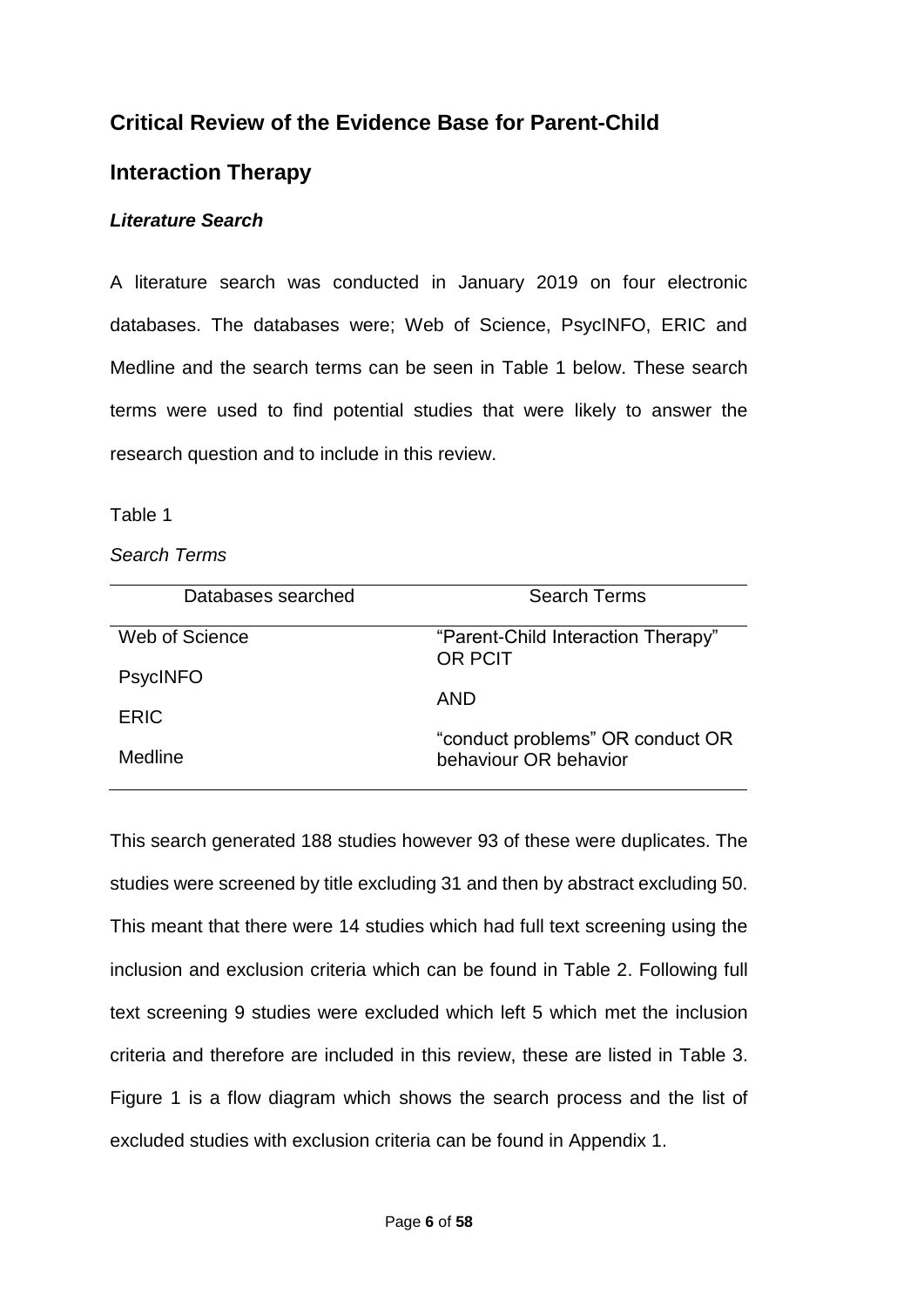## Critical Review of the Evidence Base for Parent-Child Interaction Therapy

### *Literature Search*

A literature search was conducted in January 2019 on four electronic databases. The databases were; Web of Science, PsycINFO, ERIC and Medline and the search terms can be seen in Table 1 below. These search terms were used to find potential studies that were likely to answer the research question and to include in this review.

Table 1

*Search Terms*

| Databases searched | Search Terms |
|---|---|
| Web of Science<br>PsycINFO<br>ERIC<br>Medline | "Parent-Child Interaction Therapy" OR PCIT<br>AND<br>"conduct problems" OR conduct OR behaviour OR behavior |

This search generated 188 studies however 93 of these were duplicates. The studies were screened by title excluding 31 and then by abstract excluding 50. This meant that there were 14 studies which had full text screening using the inclusion and exclusion criteria which can be found in Table 2. Following full text screening 9 studies were excluded which left 5 which met the inclusion criteria and therefore are included in this review, these are listed in Table 3. Figure 1 is a flow diagram which shows the search process and the list of excluded studies with exclusion criteria can be found in Appendix 1.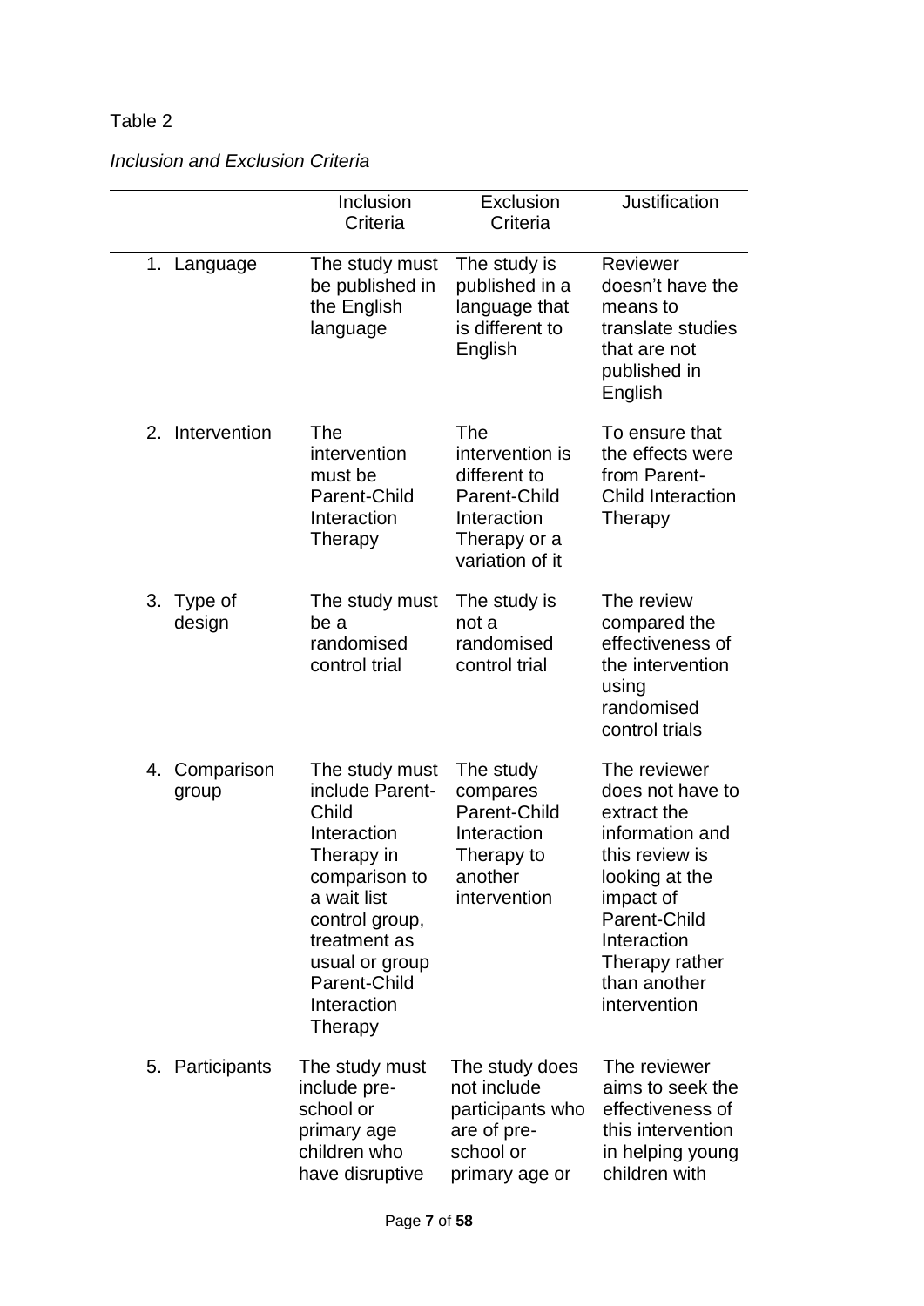Table 2

*Inclusion and Exclusion Criteria*

| | Inclusion Criteria | Exclusion Criteria | Justification |
|---|---|---|---|
| 1. Language | The study must be published in the English language | The study is published in a language that is different to English | Reviewer doesn't have the means to translate studies that are not published in English |
| 2. Intervention | The intervention must be Parent-Child Interaction Therapy | The intervention is different to Parent-Child Interaction Therapy or a variation of it | To ensure that the effects were from Parent-Child Interaction Therapy |
| 3. Type of design | The study must be a randomised control trial | The study is not a randomised control trial | The review compared the effectiveness of the intervention using randomised control trials |
| 4. Comparison group | The study must include Parent-Child Interaction Therapy in comparison to a wait list control group, treatment as usual or group Parent-Child Interaction Therapy | The study compares Parent-Child Interaction Therapy to another intervention | The reviewer does not have to extract the information and this review is looking at the impact of Parent-Child Interaction Therapy rather than another intervention |
| 5. Participants | The study must include pre-school or primary age children who have disruptive | The study does not include participants who are of pre-school or primary age or | The reviewer aims to seek the effectiveness of this intervention in helping young children with |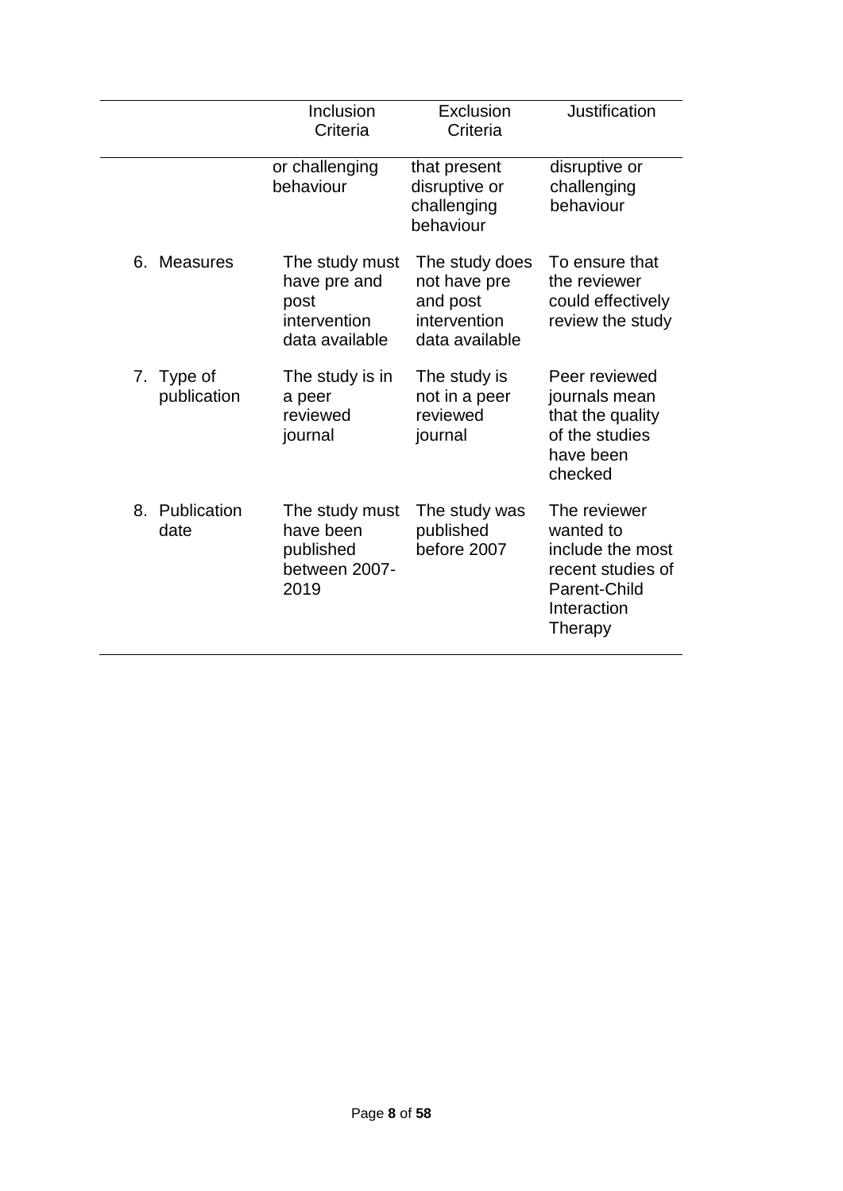| | Inclusion Criteria | Exclusion Criteria | Justification |
|---|---|---|---|
| | or challenging behaviour | that present disruptive or challenging behaviour | disruptive or challenging behaviour |
| 6. Measures | The study must have pre and post intervention data available | The study does not have pre and post intervention data available | To ensure that the reviewer could effectively review the study |
| 7. Type of publication | The study is in a peer reviewed journal | The study is not in a peer reviewed journal | Peer reviewed journals mean that the quality of the studies have been checked |
| 8. Publication date | The study must have been published between 2007-2019 | The study was published before 2007 | The reviewer wanted to include the most recent studies of Parent-Child Interaction Therapy |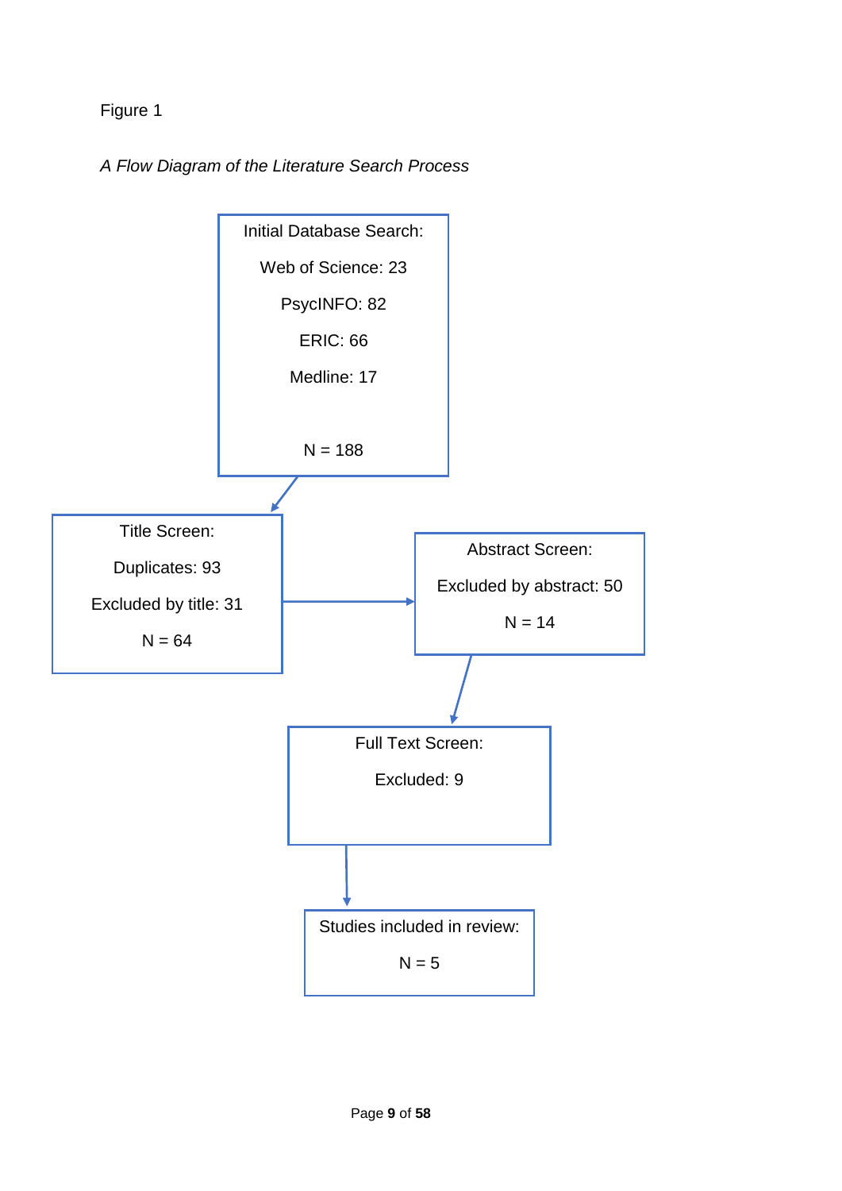Figure 1

*A Flow Diagram of the Literature Search Process*

Initial Database Search:

Web of Science: 23

PsycINFO: 82

ERIC: 66

Medline: 17

N = 188

Title Screen:

Duplicates: 93

Excluded by title: 31

N = 64

Abstract Screen:

Excluded by abstract: 50

N = 14

Full Text Screen:

Excluded: 9

Studies included in review:

N = 5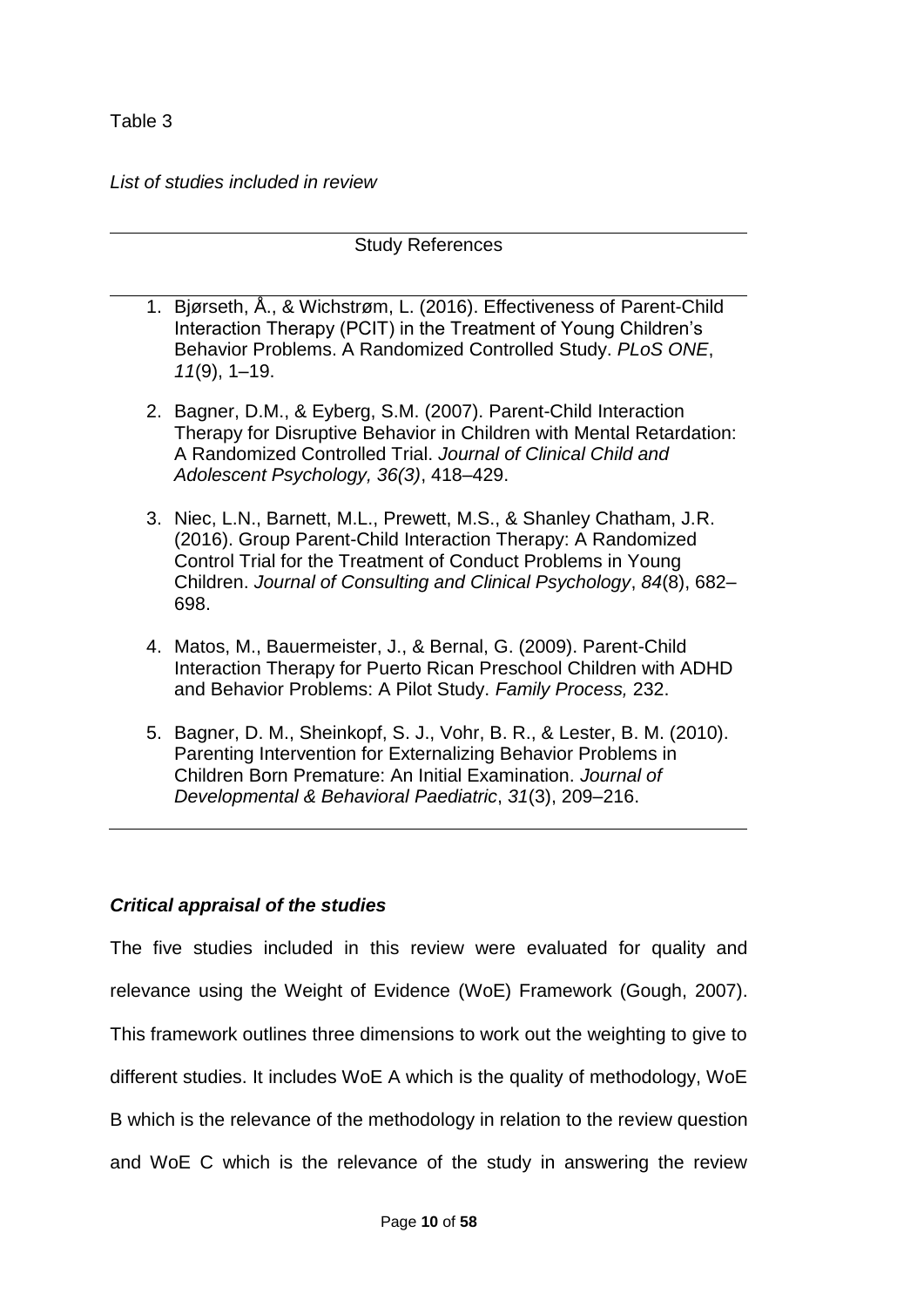Table 3

*List of studies included in review*

| Study References |
| --- |
| 1. Bjørseth, Å., & Wichstrøm, L. (2016). Effectiveness of Parent-Child Interaction Therapy (PCIT) in the Treatment of Young Children's Behavior Problems. A Randomized Controlled Study. *PLoS ONE*, *11*(9), 1–19. |
| 2. Bagner, D.M., & Eyberg, S.M. (2007). Parent-Child Interaction Therapy for Disruptive Behavior in Children with Mental Retardation: A Randomized Controlled Trial. *Journal of Clinical Child and Adolescent Psychology, 36(3)*, 418–429. |
| 3. Niec, L.N., Barnett, M.L., Prewett, M.S., & Shanley Chatham, J.R. (2016). Group Parent-Child Interaction Therapy: A Randomized Control Trial for the Treatment of Conduct Problems in Young Children. *Journal of Consulting and Clinical Psychology*, *84*(8), 682–698. |
| 4. Matos, M., Bauermeister, J., & Bernal, G. (2009). Parent-Child Interaction Therapy for Puerto Rican Preschool Children with ADHD and Behavior Problems: A Pilot Study. *Family Process,* 232. |
| 5. Bagner, D. M., Sheinkopf, S. J., Vohr, B. R., & Lester, B. M. (2010). Parenting Intervention for Externalizing Behavior Problems in Children Born Premature: An Initial Examination. *Journal of Developmental & Behavioral Paediatric*, *31*(3), 209–216. |

### ***Critical appraisal of the studies***

The five studies included in this review were evaluated for quality and relevance using the Weight of Evidence (WoE) Framework (Gough, 2007). This framework outlines three dimensions to work out the weighting to give to different studies. It includes WoE A which is the quality of methodology, WoE B which is the relevance of the methodology in relation to the review question and WoE C which is the relevance of the study in answering the review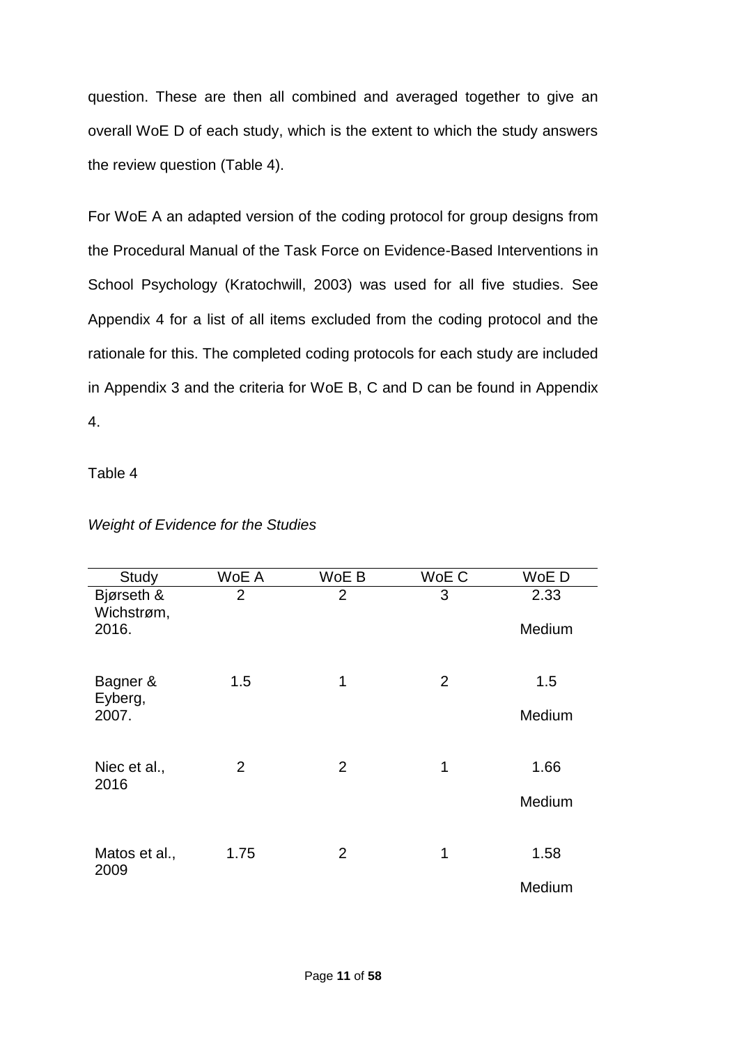question. These are then all combined and averaged together to give an overall WoE D of each study, which is the extent to which the study answers the review question (Table 4).

For WoE A an adapted version of the coding protocol for group designs from the Procedural Manual of the Task Force on Evidence-Based Interventions in School Psychology (Kratochwill, 2003) was used for all five studies. See Appendix 4 for a list of all items excluded from the coding protocol and the rationale for this. The completed coding protocols for each study are included in Appendix 3 and the criteria for WoE B, C and D can be found in Appendix 4.

Table 4

*Weight of Evidence for the Studies*

| Study | WoE A | WoE B | WoE C | WoE D |
|---|---|---|---|---|
| Bjørseth & Wichstrøm, 2016. | 2 | 2 | 3 | 2.33 Medium |
| Bagner & Eyberg, 2007. | 1.5 | 1 | 2 | 1.5 Medium |
| Niec et al., 2016 | 2 | 2 | 1 | 1.66 Medium |
| Matos et al., 2009 | 1.75 | 2 | 1 | 1.58 Medium |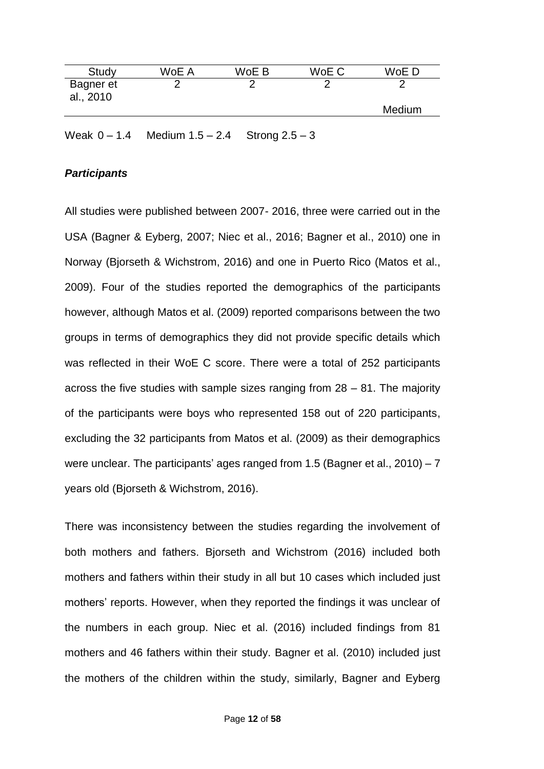| Study | WoE A | WoE B | WoE C | WoE D |
| --- | --- | --- | --- | --- |
| Bagner et al., 2010 | 2 | 2 | 2 | 2 |
| | | | | Medium |

Weak 0 – 1.4 Medium 1.5 – 2.4 Strong 2.5 – 3

### *Participants*

All studies were published between 2007- 2016, three were carried out in the USA (Bagner & Eyberg, 2007; Niec et al., 2016; Bagner et al., 2010) one in Norway (Bjorseth & Wichstrom, 2016) and one in Puerto Rico (Matos et al., 2009). Four of the studies reported the demographics of the participants however, although Matos et al. (2009) reported comparisons between the two groups in terms of demographics they did not provide specific details which was reflected in their WoE C score. There were a total of 252 participants across the five studies with sample sizes ranging from 28 – 81. The majority of the participants were boys who represented 158 out of 220 participants, excluding the 32 participants from Matos et al. (2009) as their demographics were unclear. The participants' ages ranged from 1.5 (Bagner et al., 2010) – 7 years old (Bjorseth & Wichstrom, 2016).

There was inconsistency between the studies regarding the involvement of both mothers and fathers. Bjorseth and Wichstrom (2016) included both mothers and fathers within their study in all but 10 cases which included just mothers' reports. However, when they reported the findings it was unclear of the numbers in each group. Niec et al. (2016) included findings from 81 mothers and 46 fathers within their study. Bagner et al. (2010) included just the mothers of the children within the study, similarly, Bagner and Eyberg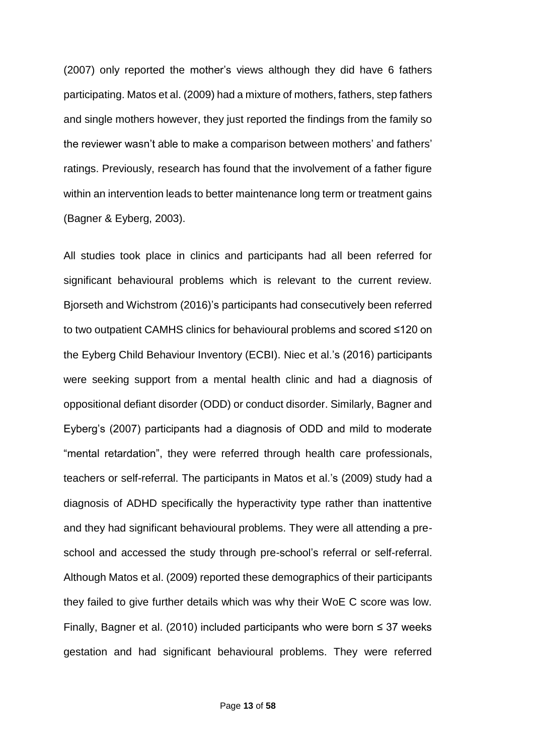(2007) only reported the mother's views although they did have 6 fathers participating. Matos et al. (2009) had a mixture of mothers, fathers, step fathers and single mothers however, they just reported the findings from the family so the reviewer wasn't able to make a comparison between mothers' and fathers' ratings. Previously, research has found that the involvement of a father figure within an intervention leads to better maintenance long term or treatment gains (Bagner & Eyberg, 2003).

All studies took place in clinics and participants had all been referred for significant behavioural problems which is relevant to the current review. Bjorseth and Wichstrom (2016)'s participants had consecutively been referred to two outpatient CAMHS clinics for behavioural problems and scored ≤120 on the Eyberg Child Behaviour Inventory (ECBI). Niec et al.'s (2016) participants were seeking support from a mental health clinic and had a diagnosis of oppositional defiant disorder (ODD) or conduct disorder. Similarly, Bagner and Eyberg's (2007) participants had a diagnosis of ODD and mild to moderate "mental retardation", they were referred through health care professionals, teachers or self-referral. The participants in Matos et al.'s (2009) study had a diagnosis of ADHD specifically the hyperactivity type rather than inattentive and they had significant behavioural problems. They were all attending a pre-school and accessed the study through pre-school's referral or self-referral. Although Matos et al. (2009) reported these demographics of their participants they failed to give further details which was why their WoE C score was low. Finally, Bagner et al. (2010) included participants who were born ≤ 37 weeks gestation and had significant behavioural problems. They were referred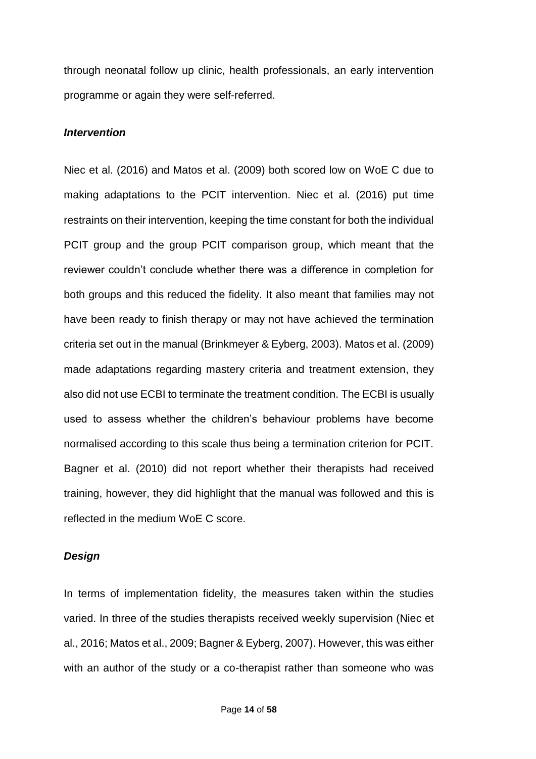through neonatal follow up clinic, health professionals, an early intervention programme or again they were self-referred.

***Intervention***

Niec et al. (2016) and Matos et al. (2009) both scored low on WoE C due to making adaptations to the PCIT intervention. Niec et al. (2016) put time restraints on their intervention, keeping the time constant for both the individual PCIT group and the group PCIT comparison group, which meant that the reviewer couldn't conclude whether there was a difference in completion for both groups and this reduced the fidelity. It also meant that families may not have been ready to finish therapy or may not have achieved the termination criteria set out in the manual (Brinkmeyer & Eyberg, 2003). Matos et al. (2009) made adaptations regarding mastery criteria and treatment extension, they also did not use ECBI to terminate the treatment condition. The ECBI is usually used to assess whether the children's behaviour problems have become normalised according to this scale thus being a termination criterion for PCIT. Bagner et al. (2010) did not report whether their therapists had received training, however, they did highlight that the manual was followed and this is reflected in the medium WoE C score.

***Design***

In terms of implementation fidelity, the measures taken within the studies varied. In three of the studies therapists received weekly supervision (Niec et al., 2016; Matos et al., 2009; Bagner & Eyberg, 2007). However, this was either with an author of the study or a co-therapist rather than someone who was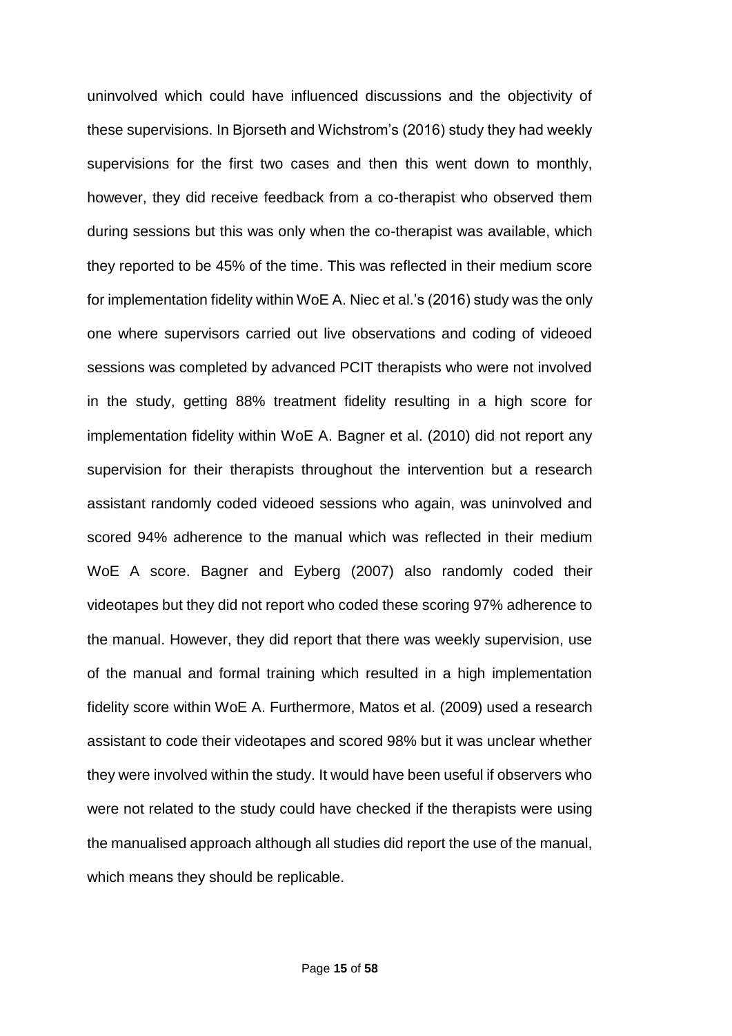uninvolved which could have influenced discussions and the objectivity of these supervisions. In Bjorseth and Wichstrom's (2016) study they had weekly supervisions for the first two cases and then this went down to monthly, however, they did receive feedback from a co-therapist who observed them during sessions but this was only when the co-therapist was available, which they reported to be 45% of the time. This was reflected in their medium score for implementation fidelity within WoE A. Niec et al.'s (2016) study was the only one where supervisors carried out live observations and coding of videoed sessions was completed by advanced PCIT therapists who were not involved in the study, getting 88% treatment fidelity resulting in a high score for implementation fidelity within WoE A. Bagner et al. (2010) did not report any supervision for their therapists throughout the intervention but a research assistant randomly coded videoed sessions who again, was uninvolved and scored 94% adherence to the manual which was reflected in their medium WoE A score. Bagner and Eyberg (2007) also randomly coded their videotapes but they did not report who coded these scoring 97% adherence to the manual. However, they did report that there was weekly supervision, use of the manual and formal training which resulted in a high implementation fidelity score within WoE A. Furthermore, Matos et al. (2009) used a research assistant to code their videotapes and scored 98% but it was unclear whether they were involved within the study. It would have been useful if observers who were not related to the study could have checked if the therapists were using the manualised approach although all studies did report the use of the manual, which means they should be replicable.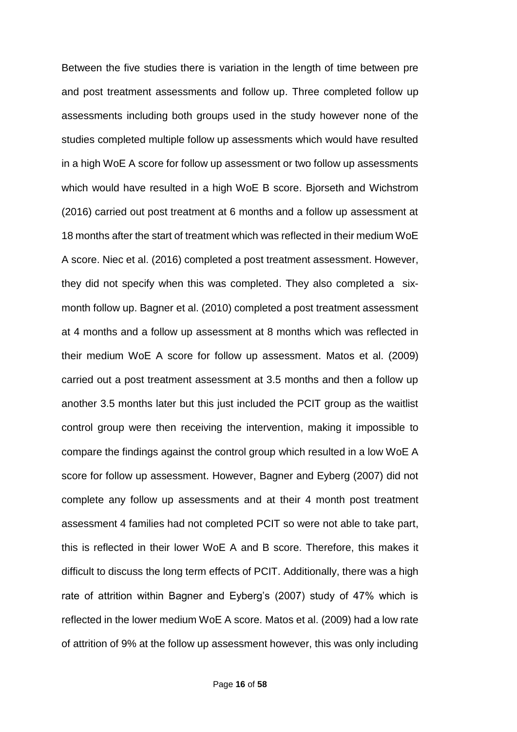Between the five studies there is variation in the length of time between pre and post treatment assessments and follow up. Three completed follow up assessments including both groups used in the study however none of the studies completed multiple follow up assessments which would have resulted in a high WoE A score for follow up assessment or two follow up assessments which would have resulted in a high WoE B score. Bjorseth and Wichstrom (2016) carried out post treatment at 6 months and a follow up assessment at 18 months after the start of treatment which was reflected in their medium WoE A score. Niec et al. (2016) completed a post treatment assessment. However, they did not specify when this was completed. They also completed a six-month follow up. Bagner et al. (2010) completed a post treatment assessment at 4 months and a follow up assessment at 8 months which was reflected in their medium WoE A score for follow up assessment. Matos et al. (2009) carried out a post treatment assessment at 3.5 months and then a follow up another 3.5 months later but this just included the PCIT group as the waitlist control group were then receiving the intervention, making it impossible to compare the findings against the control group which resulted in a low WoE A score for follow up assessment. However, Bagner and Eyberg (2007) did not complete any follow up assessments and at their 4 month post treatment assessment 4 families had not completed PCIT so were not able to take part, this is reflected in their lower WoE A and B score. Therefore, this makes it difficult to discuss the long term effects of PCIT. Additionally, there was a high rate of attrition within Bagner and Eyberg's (2007) study of 47% which is reflected in the lower medium WoE A score. Matos et al. (2009) had a low rate of attrition of 9% at the follow up assessment however, this was only including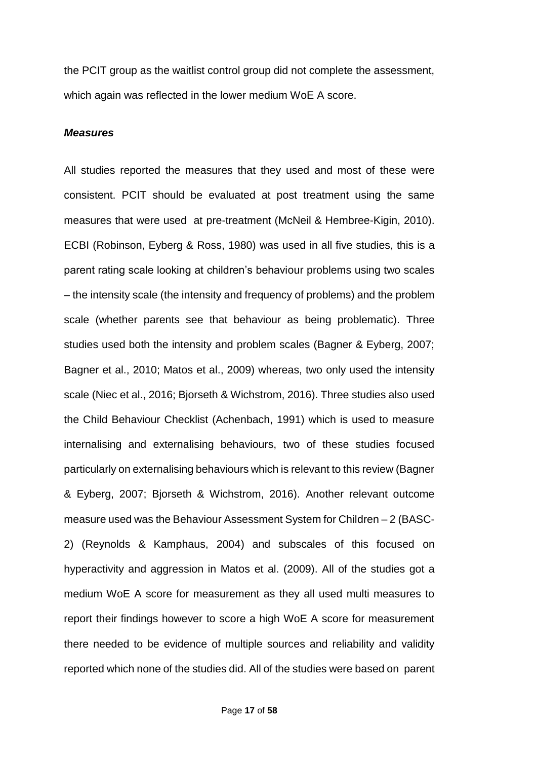the PCIT group as the waitlist control group did not complete the assessment, which again was reflected in the lower medium WoE A score.

***Measures***

All studies reported the measures that they used and most of these were consistent. PCIT should be evaluated at post treatment using the same measures that were used at pre-treatment (McNeil & Hembree-Kigin, 2010). ECBI (Robinson, Eyberg & Ross, 1980) was used in all five studies, this is a parent rating scale looking at children's behaviour problems using two scales – the intensity scale (the intensity and frequency of problems) and the problem scale (whether parents see that behaviour as being problematic). Three studies used both the intensity and problem scales (Bagner & Eyberg, 2007; Bagner et al., 2010; Matos et al., 2009) whereas, two only used the intensity scale (Niec et al., 2016; Bjorseth & Wichstrom, 2016). Three studies also used the Child Behaviour Checklist (Achenbach, 1991) which is used to measure internalising and externalising behaviours, two of these studies focused particularly on externalising behaviours which is relevant to this review (Bagner & Eyberg, 2007; Bjorseth & Wichstrom, 2016). Another relevant outcome measure used was the Behaviour Assessment System for Children – 2 (BASC-2) (Reynolds & Kamphaus, 2004) and subscales of this focused on hyperactivity and aggression in Matos et al. (2009). All of the studies got a medium WoE A score for measurement as they all used multi measures to report their findings however to score a high WoE A score for measurement there needed to be evidence of multiple sources and reliability and validity reported which none of the studies did. All of the studies were based on parent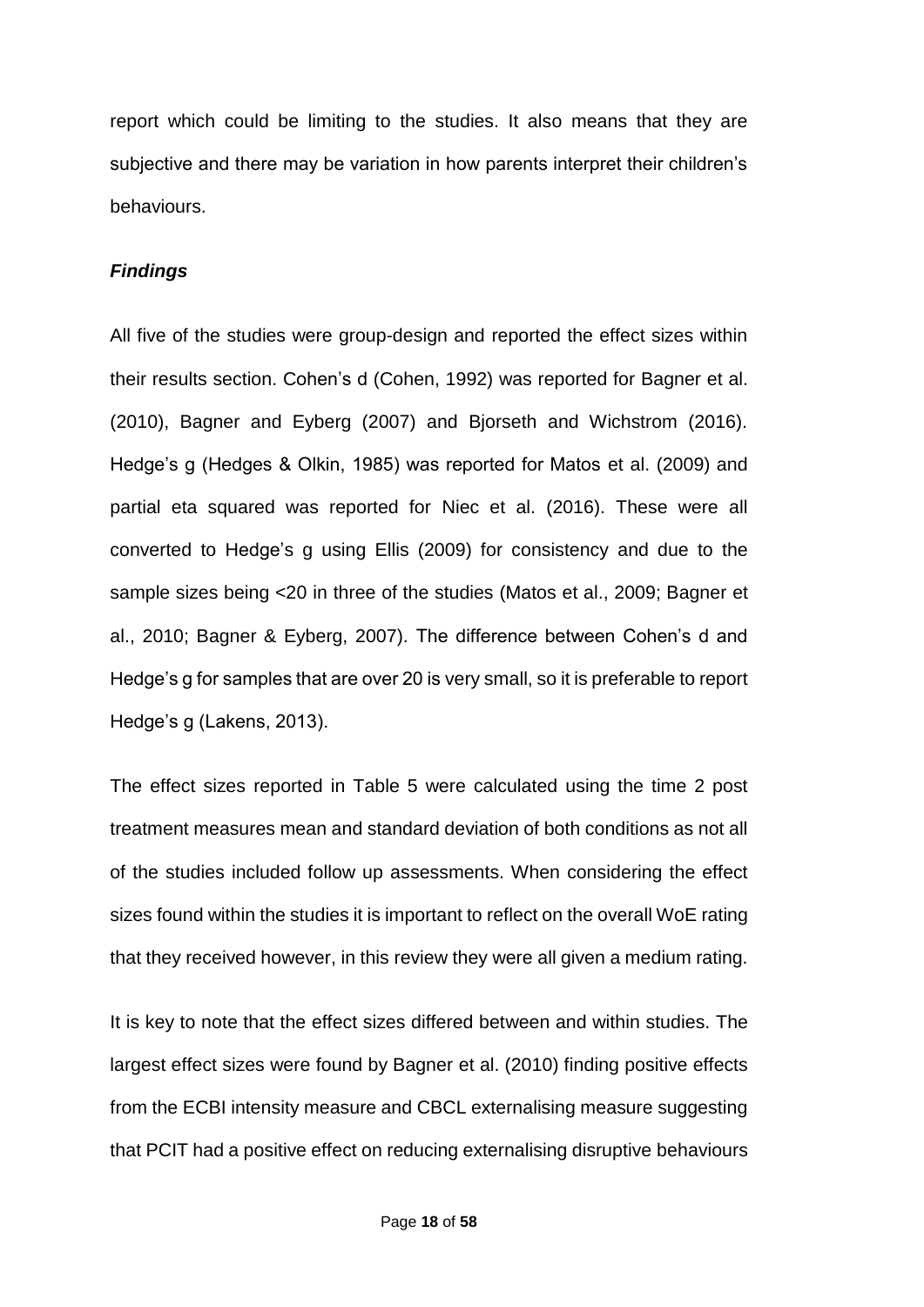report which could be limiting to the studies. It also means that they are subjective and there may be variation in how parents interpret their children's behaviours.

### *Findings*

All five of the studies were group-design and reported the effect sizes within their results section. Cohen's d (Cohen, 1992) was reported for Bagner et al. (2010), Bagner and Eyberg (2007) and Bjorseth and Wichstrom (2016). Hedge's g (Hedges & Olkin, 1985) was reported for Matos et al. (2009) and partial eta squared was reported for Niec et al. (2016). These were all converted to Hedge's g using Ellis (2009) for consistency and due to the sample sizes being <20 in three of the studies (Matos et al., 2009; Bagner et al., 2010; Bagner & Eyberg, 2007). The difference between Cohen's d and Hedge's g for samples that are over 20 is very small, so it is preferable to report Hedge's g (Lakens, 2013).

The effect sizes reported in Table 5 were calculated using the time 2 post treatment measures mean and standard deviation of both conditions as not all of the studies included follow up assessments. When considering the effect sizes found within the studies it is important to reflect on the overall WoE rating that they received however, in this review they were all given a medium rating.

It is key to note that the effect sizes differed between and within studies. The largest effect sizes were found by Bagner et al. (2010) finding positive effects from the ECBI intensity measure and CBCL externalising measure suggesting that PCIT had a positive effect on reducing externalising disruptive behaviours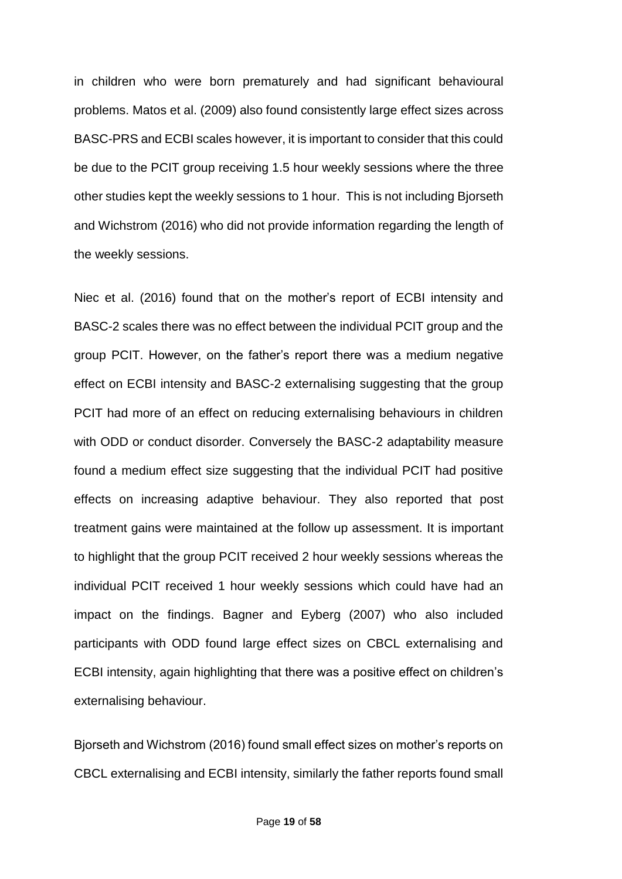in children who were born prematurely and had significant behavioural problems. Matos et al. (2009) also found consistently large effect sizes across BASC-PRS and ECBI scales however, it is important to consider that this could be due to the PCIT group receiving 1.5 hour weekly sessions where the three other studies kept the weekly sessions to 1 hour. This is not including Bjorseth and Wichstrom (2016) who did not provide information regarding the length of the weekly sessions.

Niec et al. (2016) found that on the mother's report of ECBI intensity and BASC-2 scales there was no effect between the individual PCIT group and the group PCIT. However, on the father's report there was a medium negative effect on ECBI intensity and BASC-2 externalising suggesting that the group PCIT had more of an effect on reducing externalising behaviours in children with ODD or conduct disorder. Conversely the BASC-2 adaptability measure found a medium effect size suggesting that the individual PCIT had positive effects on increasing adaptive behaviour. They also reported that post treatment gains were maintained at the follow up assessment. It is important to highlight that the group PCIT received 2 hour weekly sessions whereas the individual PCIT received 1 hour weekly sessions which could have had an impact on the findings. Bagner and Eyberg (2007) who also included participants with ODD found large effect sizes on CBCL externalising and ECBI intensity, again highlighting that there was a positive effect on children's externalising behaviour.

Bjorseth and Wichstrom (2016) found small effect sizes on mother's reports on CBCL externalising and ECBI intensity, similarly the father reports found small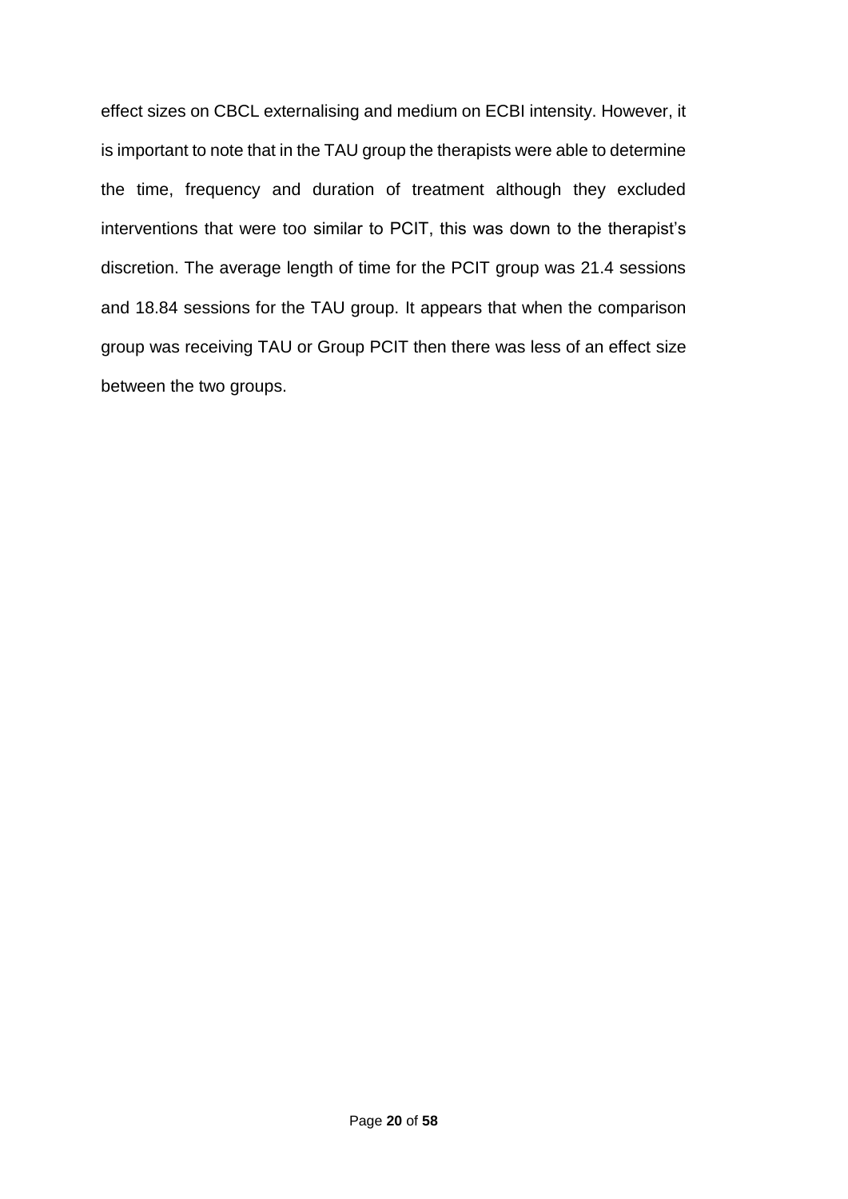effect sizes on CBCL externalising and medium on ECBI intensity. However, it is important to note that in the TAU group the therapists were able to determine the time, frequency and duration of treatment although they excluded interventions that were too similar to PCIT, this was down to the therapist's discretion. The average length of time for the PCIT group was 21.4 sessions and 18.84 sessions for the TAU group. It appears that when the comparison group was receiving TAU or Group PCIT then there was less of an effect size between the two groups.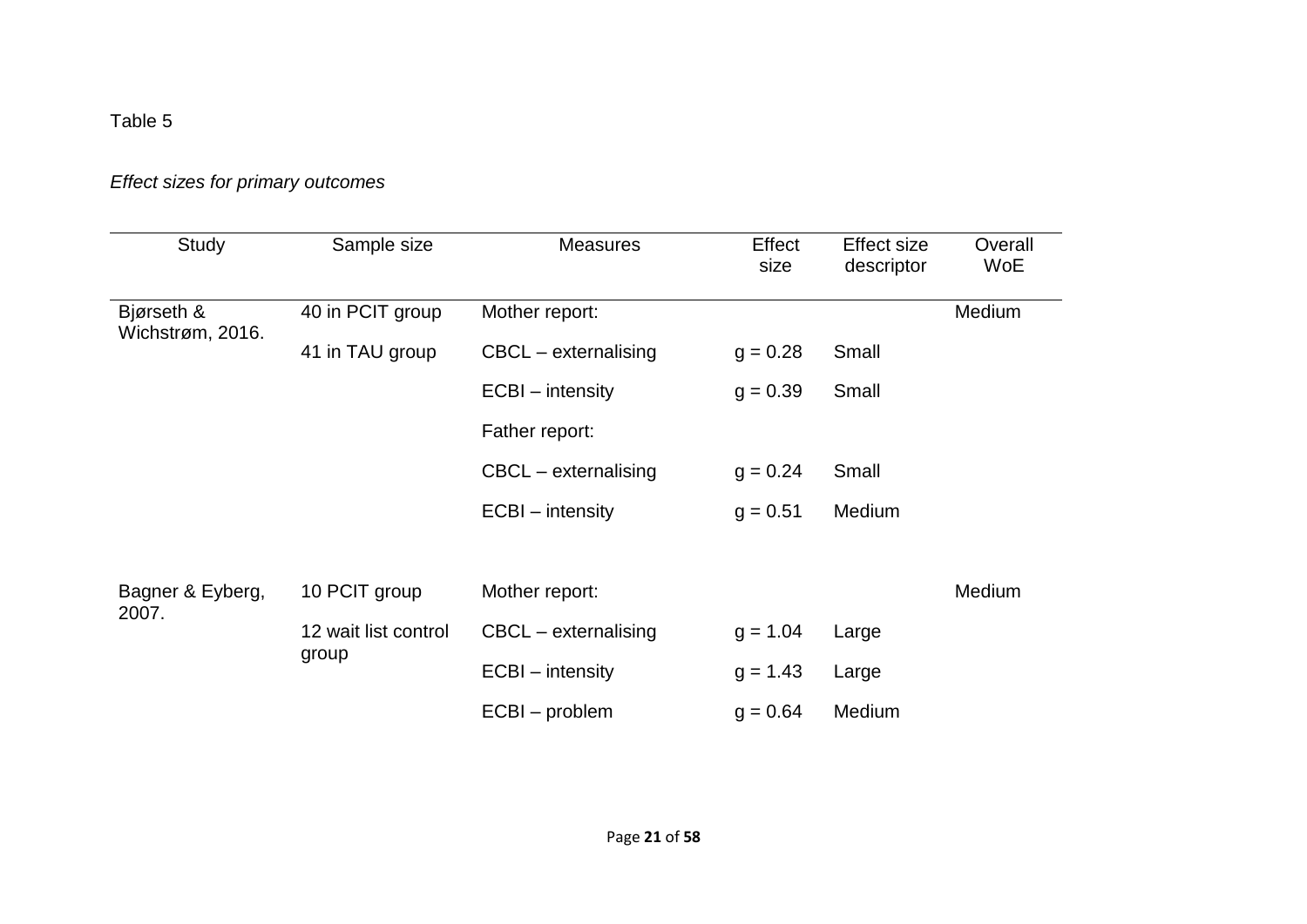Table 5

*Effect sizes for primary outcomes*

| Study | Sample size | Measures | Effect size | Effect size descriptor | Overall WoE |
|---|---|---|---|---|---|
| Bjørseth & Wichstrøm, 2016. | 40 in PCIT group | Mother report: | | | Medium |
| | 41 in TAU group | CBCL – externalising | g = 0.28 | Small | |
| | | ECBI – intensity | g = 0.39 | Small | |
| | | Father report: | | | |
| | | CBCL – externalising | g = 0.24 | Small | |
| | | ECBI – intensity | g = 0.51 | Medium | |
| Bagner & Eyberg, 2007. | 10 PCIT group | Mother report: | | | Medium |
| | 12 wait list control group | CBCL – externalising | g = 1.04 | Large | |
| | | ECBI – intensity | g = 1.43 | Large | |
| | | ECBI – problem | g = 0.64 | Medium | |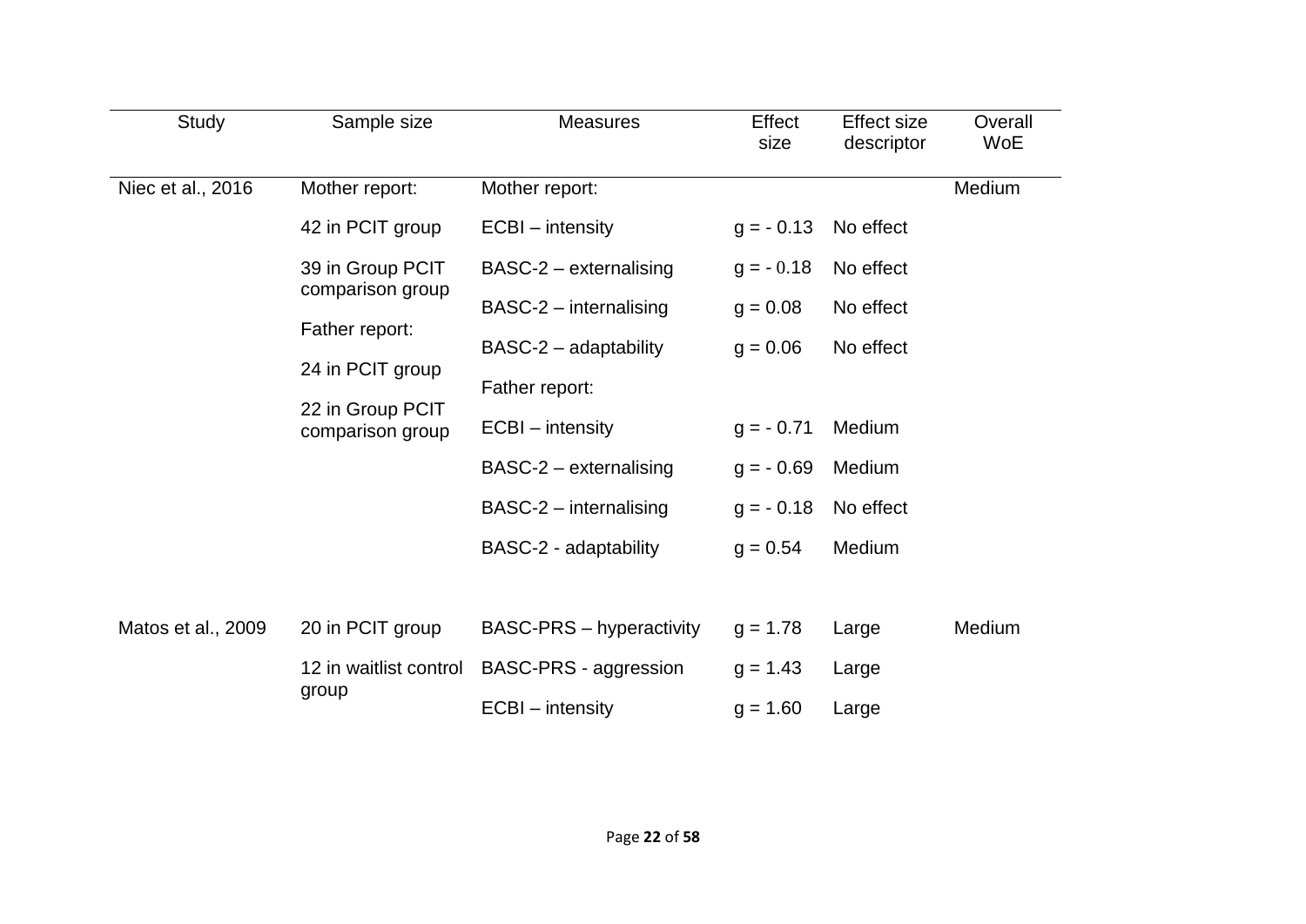| Study | Sample size | Measures | Effect size | Effect size descriptor | Overall WoE |
|---|---|---|---|---|---|
| Niec et al., 2016 | Mother report: | Mother report: | | | Medium |
| | 42 in PCIT group | ECBI – intensity | g = - 0.13 | No effect | |
| | 39 in Group PCIT comparison group | BASC-2 – externalising | g = - 0.18 | No effect | |
| | | BASC-2 – internalising | g = 0.08 | No effect | |
| | Father report: | BASC-2 – adaptability | g = 0.06 | No effect | |
| | 24 in PCIT group | Father report: | | | |
| | 22 in Group PCIT comparison group | ECBI – intensity | g = - 0.71 | Medium | |
| | | BASC-2 – externalising | g = - 0.69 | Medium | |
| | | BASC-2 – internalising | g = - 0.18 | No effect | |
| | | BASC-2 - adaptability | g = 0.54 | Medium | |
| Matos et al., 2009 | 20 in PCIT group | BASC-PRS – hyperactivity | g = 1.78 | Large | Medium |
| | 12 in waitlist control group | BASC-PRS - aggression | g = 1.43 | Large | |
| | | ECBI – intensity | g = 1.60 | Large | |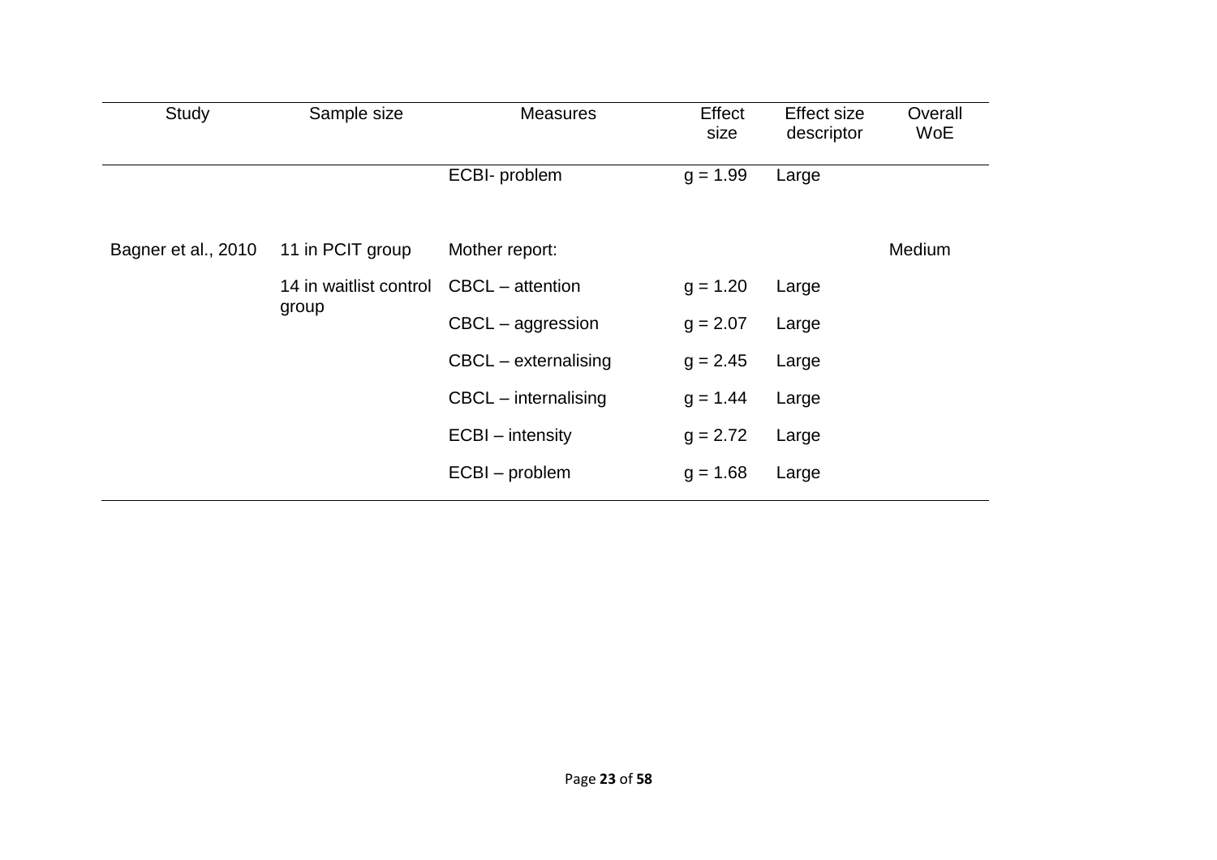| Study | Sample size | Measures | Effect size | Effect size descriptor | Overall WoE |
|---|---|---|---|---|---|
| | | ECBI- problem | g = 1.99 | Large | |
| Bagner et al., 2010 | 11 in PCIT group | Mother report: | | | Medium |
| | 14 in waitlist control group | CBCL – attention | g = 1.20 | Large | |
| | | CBCL – aggression | g = 2.07 | Large | |
| | | CBCL – externalising | g = 2.45 | Large | |
| | | CBCL – internalising | g = 1.44 | Large | |
| | | ECBI – intensity | g = 2.72 | Large | |
| | | ECBI – problem | g = 1.68 | Large | |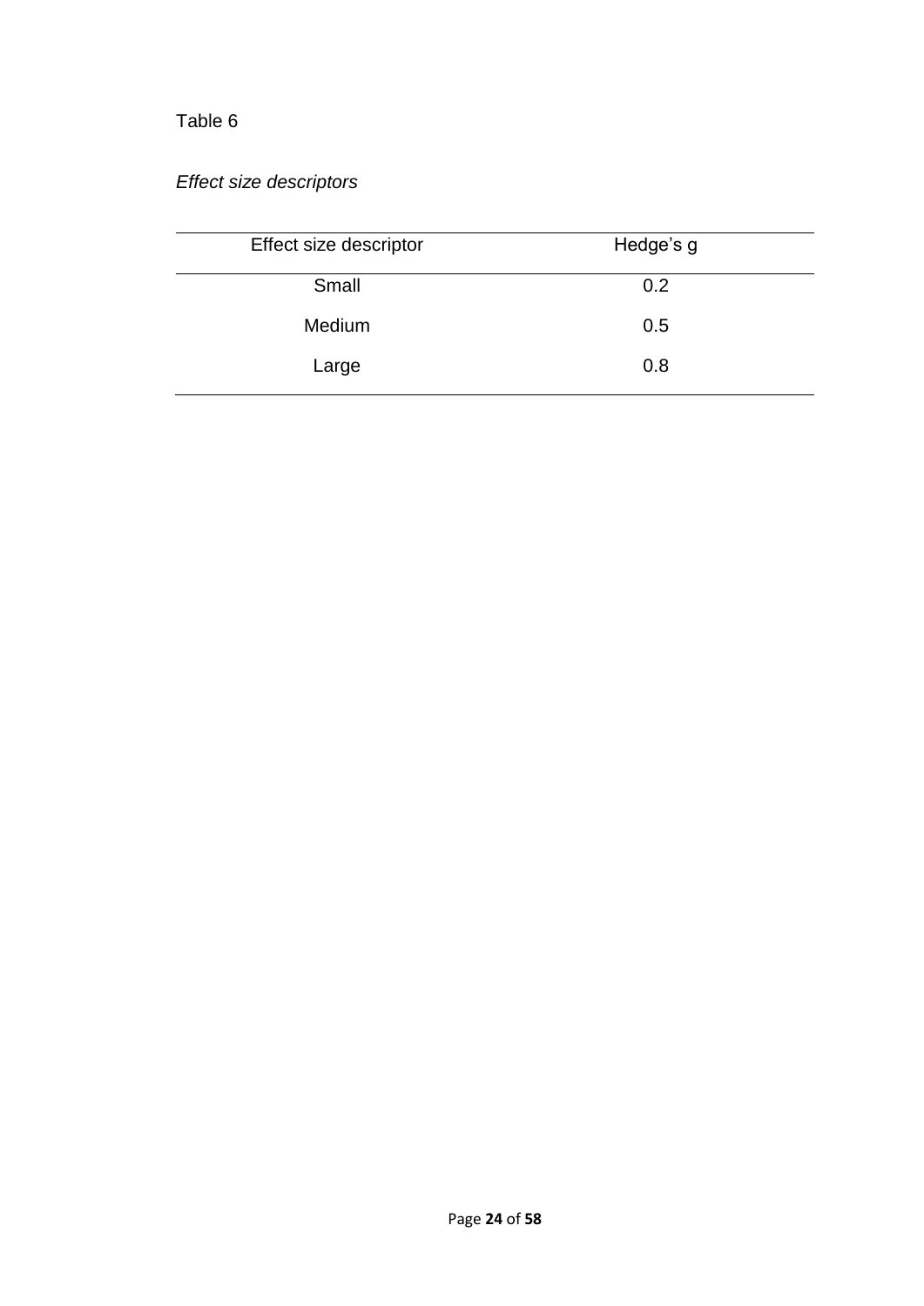Table 6

*Effect size descriptors*

| Effect size descriptor | Hedge’s g |
| --- | --- |
| Small | 0.2 |
| Medium | 0.5 |
| Large | 0.8 |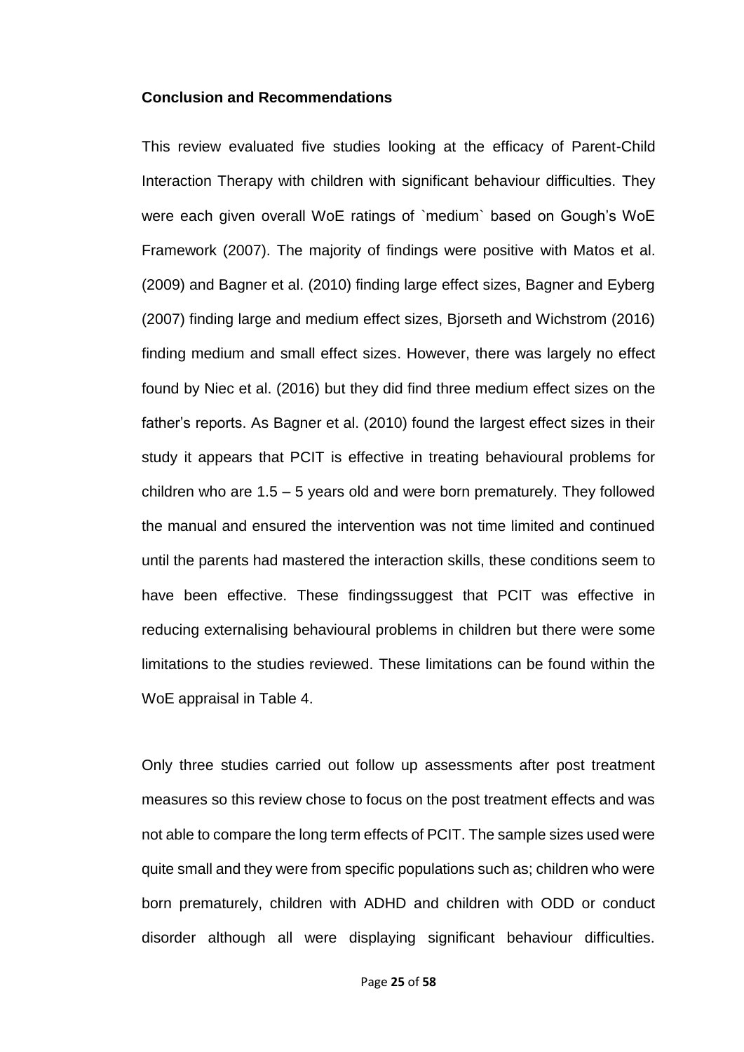**Conclusion and Recommendations**

This review evaluated five studies looking at the efficacy of Parent-Child Interaction Therapy with children with significant behaviour difficulties. They were each given overall WoE ratings of `medium` based on Gough's WoE Framework (2007). The majority of findings were positive with Matos et al. (2009) and Bagner et al. (2010) finding large effect sizes, Bagner and Eyberg (2007) finding large and medium effect sizes, Bjorseth and Wichstrom (2016) finding medium and small effect sizes. However, there was largely no effect found by Niec et al. (2016) but they did find three medium effect sizes on the father's reports. As Bagner et al. (2010) found the largest effect sizes in their study it appears that PCIT is effective in treating behavioural problems for children who are 1.5 – 5 years old and were born prematurely. They followed the manual and ensured the intervention was not time limited and continued until the parents had mastered the interaction skills, these conditions seem to have been effective. These findingssuggest that PCIT was effective in reducing externalising behavioural problems in children but there were some limitations to the studies reviewed. These limitations can be found within the WoE appraisal in Table 4.

Only three studies carried out follow up assessments after post treatment measures so this review chose to focus on the post treatment effects and was not able to compare the long term effects of PCIT. The sample sizes used were quite small and they were from specific populations such as; children who were born prematurely, children with ADHD and children with ODD or conduct disorder although all were displaying significant behaviour difficulties.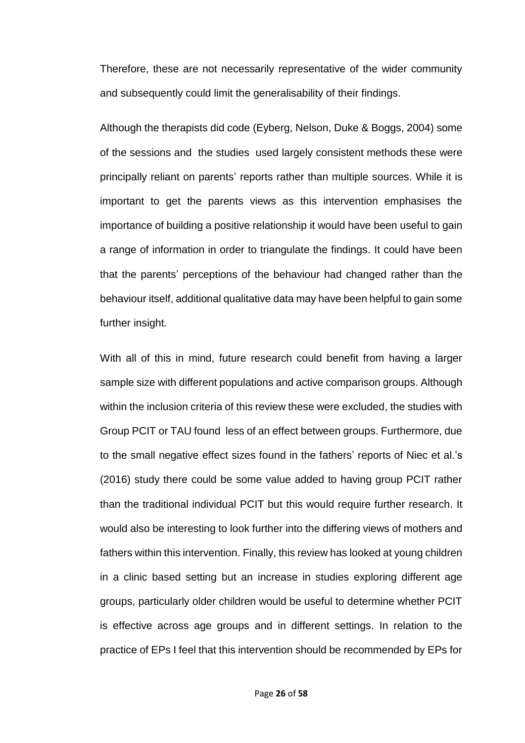Therefore, these are not necessarily representative of the wider community and subsequently could limit the generalisability of their findings.

Although the therapists did code (Eyberg, Nelson, Duke & Boggs, 2004) some of the sessions and the studies used largely consistent methods these were principally reliant on parents' reports rather than multiple sources. While it is important to get the parents views as this intervention emphasises the importance of building a positive relationship it would have been useful to gain a range of information in order to triangulate the findings. It could have been that the parents' perceptions of the behaviour had changed rather than the behaviour itself, additional qualitative data may have been helpful to gain some further insight.

With all of this in mind, future research could benefit from having a larger sample size with different populations and active comparison groups. Although within the inclusion criteria of this review these were excluded, the studies with Group PCIT or TAU found less of an effect between groups. Furthermore, due to the small negative effect sizes found in the fathers' reports of Niec et al.'s (2016) study there could be some value added to having group PCIT rather than the traditional individual PCIT but this would require further research. It would also be interesting to look further into the differing views of mothers and fathers within this intervention. Finally, this review has looked at young children in a clinic based setting but an increase in studies exploring different age groups, particularly older children would be useful to determine whether PCIT is effective across age groups and in different settings. In relation to the practice of EPs I feel that this intervention should be recommended by EPs for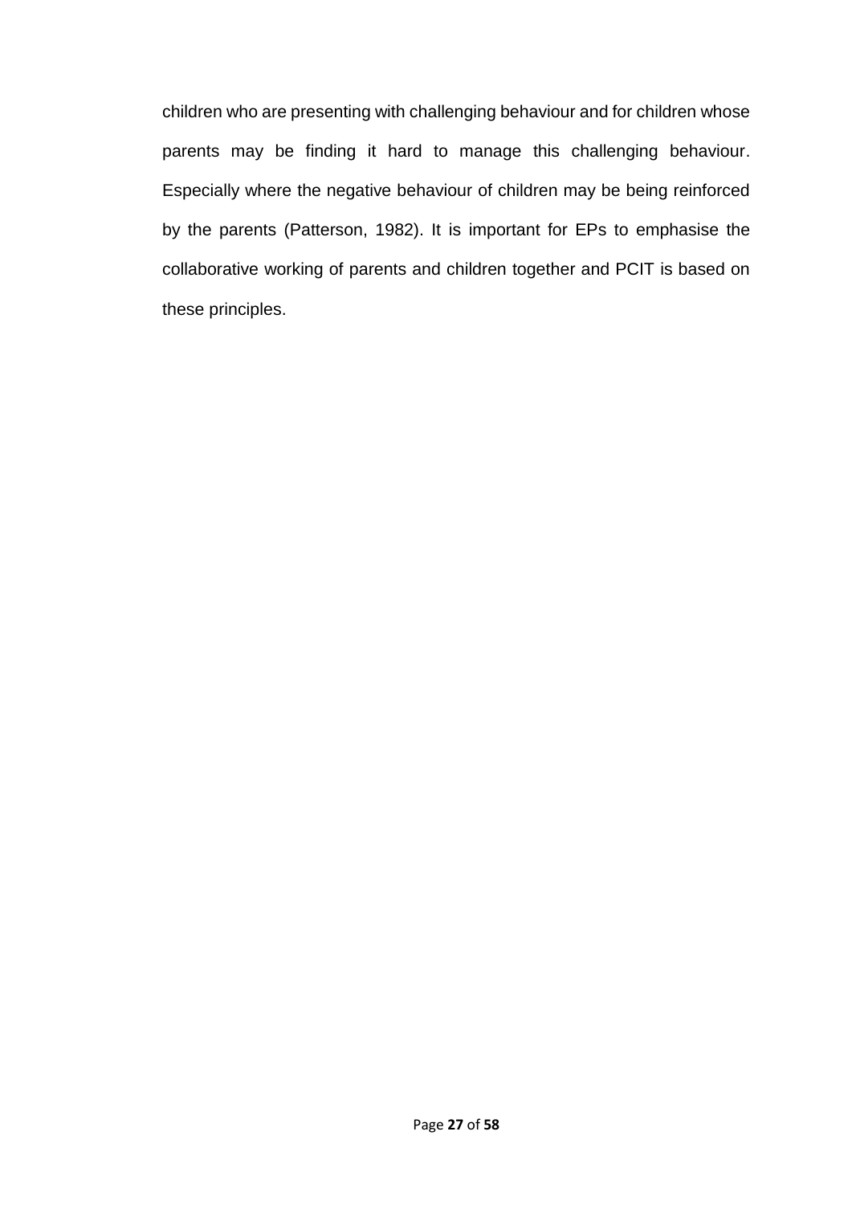children who are presenting with challenging behaviour and for children whose parents may be finding it hard to manage this challenging behaviour. Especially where the negative behaviour of children may be being reinforced by the parents (Patterson, 1982). It is important for EPs to emphasise the collaborative working of parents and children together and PCIT is based on these principles.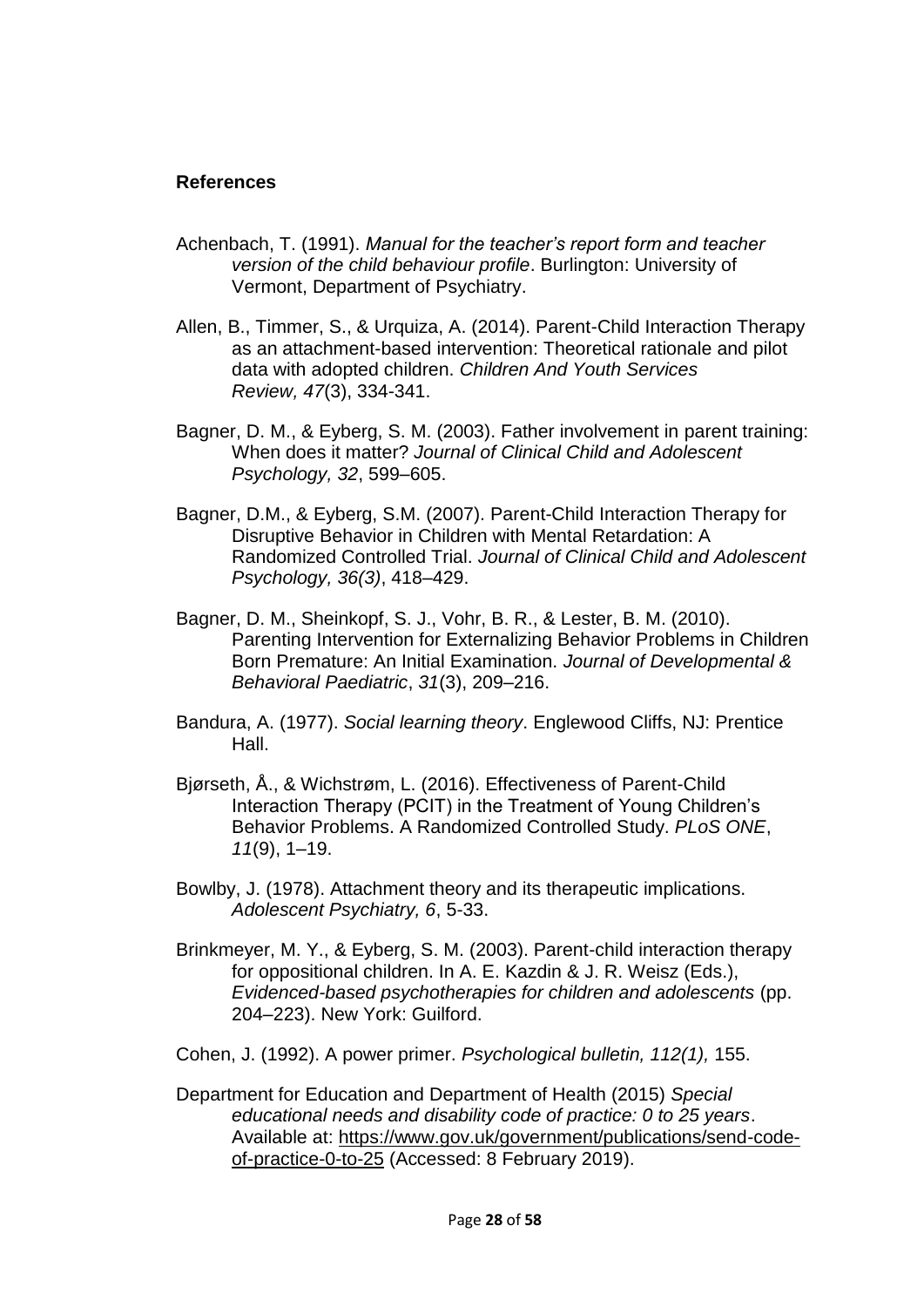**References**

Achenbach, T. (1991). *Manual for the teacher's report form and teacher version of the child behaviour profile*. Burlington: University of Vermont, Department of Psychiatry.

Allen, B., Timmer, S., & Urquiza, A. (2014). Parent-Child Interaction Therapy as an attachment-based intervention: Theoretical rationale and pilot data with adopted children. *Children And Youth Services Review, 47*(3), 334-341.

Bagner, D. M., & Eyberg, S. M. (2003). Father involvement in parent training: When does it matter? *Journal of Clinical Child and Adolescent Psychology, 32*, 599–605.

Bagner, D.M., & Eyberg, S.M. (2007). Parent-Child Interaction Therapy for Disruptive Behavior in Children with Mental Retardation: A Randomized Controlled Trial. *Journal of Clinical Child and Adolescent Psychology, 36(3)*, 418–429.

Bagner, D. M., Sheinkopf, S. J., Vohr, B. R., & Lester, B. M. (2010). Parenting Intervention for Externalizing Behavior Problems in Children Born Premature: An Initial Examination. *Journal of Developmental & Behavioral Paediatric*, *31*(3), 209–216.

Bandura, A. (1977). *Social learning theory*. Englewood Cliffs, NJ: Prentice Hall.

Bjørseth, Å., & Wichstrøm, L. (2016). Effectiveness of Parent-Child Interaction Therapy (PCIT) in the Treatment of Young Children's Behavior Problems. A Randomized Controlled Study. *PLoS ONE*, *11*(9), 1–19.

Bowlby, J. (1978). Attachment theory and its therapeutic implications. *Adolescent Psychiatry, 6*, 5-33.

Brinkmeyer, M. Y., & Eyberg, S. M. (2003). Parent-child interaction therapy for oppositional children. In A. E. Kazdin & J. R. Weisz (Eds.), *Evidenced-based psychotherapies for children and adolescents* (pp. 204–223). New York: Guilford.

Cohen, J. (1992). A power primer. *Psychological bulletin, 112(1),* 155.

Department for Education and Department of Health (2015) *Special educational needs and disability code of practice: 0 to 25 years*. Available at: https://www.gov.uk/government/publications/send-code-of-practice-0-to-25 (Accessed: 8 February 2019).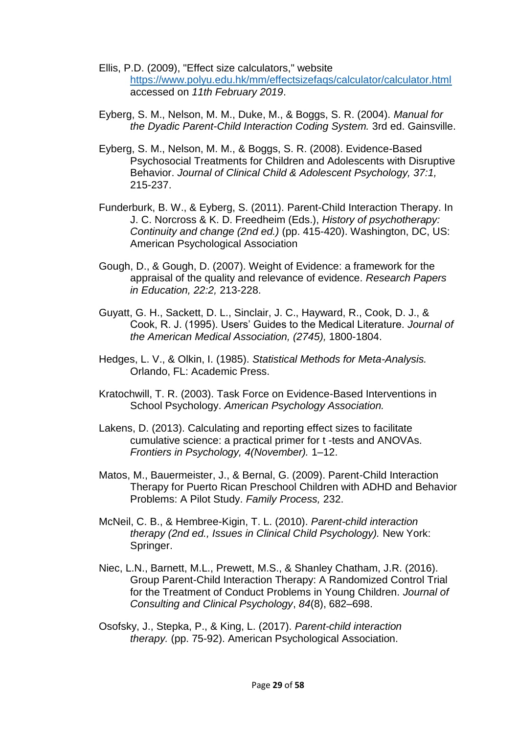Ellis, P.D. (2009), "Effect size calculators," website https://www.polyu.edu.hk/mm/effectsizefaqs/calculator/calculator.html accessed on *11th February 2019*.

Eyberg, S. M., Nelson, M. M., Duke, M., & Boggs, S. R. (2004). *Manual for the Dyadic Parent-Child Interaction Coding System.* 3rd ed. Gainsville.

Eyberg, S. M., Nelson, M. M., & Boggs, S. R. (2008). Evidence-Based Psychosocial Treatments for Children and Adolescents with Disruptive Behavior. *Journal of Clinical Child & Adolescent Psychology, 37:1,* 215-237.

Funderburk, B. W., & Eyberg, S. (2011). Parent-Child Interaction Therapy. In J. C. Norcross & K. D. Freedheim (Eds.), *History of psychotherapy: Continuity and change (2nd ed.)* (pp. 415-420). Washington, DC, US: American Psychological Association

Gough, D., & Gough, D. (2007). Weight of Evidence: a framework for the appraisal of the quality and relevance of evidence. *Research Papers in Education, 22:2,* 213-228.

Guyatt, G. H., Sackett, D. L., Sinclair, J. C., Hayward, R., Cook, D. J., & Cook, R. J. (1995). Users' Guides to the Medical Literature. *Journal of the American Medical Association, (2745),* 1800-1804.

Hedges, L. V., & Olkin, I. (1985). *Statistical Methods for Meta-Analysis.* Orlando, FL: Academic Press.

Kratochwill, T. R. (2003). Task Force on Evidence-Based Interventions in School Psychology. *American Psychology Association.*

Lakens, D. (2013). Calculating and reporting effect sizes to facilitate cumulative science: a practical primer for t -tests and ANOVAs. *Frontiers in Psychology, 4(November).* 1–12.

Matos, M., Bauermeister, J., & Bernal, G. (2009). Parent-Child Interaction Therapy for Puerto Rican Preschool Children with ADHD and Behavior Problems: A Pilot Study. *Family Process,* 232.

McNeil, C. B., & Hembree-Kigin, T. L. (2010). *Parent-child interaction therapy (2nd ed., Issues in Clinical Child Psychology).* New York: Springer.

Niec, L.N., Barnett, M.L., Prewett, M.S., & Shanley Chatham, J.R. (2016). Group Parent-Child Interaction Therapy: A Randomized Control Trial for the Treatment of Conduct Problems in Young Children. *Journal of Consulting and Clinical Psychology*, *84*(8), 682–698.

Osofsky, J., Stepka, P., & King, L. (2017). *Parent-child interaction therapy.* (pp. 75-92). American Psychological Association.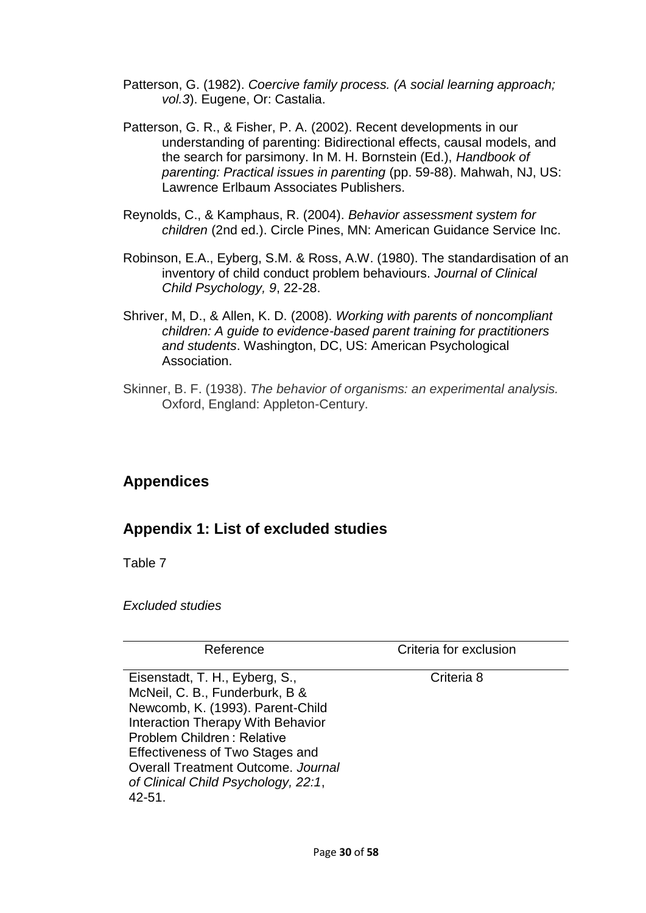Patterson, G. (1982). *Coercive family process. (A social learning approach; vol.3*). Eugene, Or: Castalia.

Patterson, G. R., & Fisher, P. A. (2002). Recent developments in our understanding of parenting: Bidirectional effects, causal models, and the search for parsimony. In M. H. Bornstein (Ed.), *Handbook of parenting: Practical issues in parenting* (pp. 59-88). Mahwah, NJ, US: Lawrence Erlbaum Associates Publishers.

Reynolds, C., & Kamphaus, R. (2004). *Behavior assessment system for children* (2nd ed.). Circle Pines, MN: American Guidance Service Inc.

Robinson, E.A., Eyberg, S.M. & Ross, A.W. (1980). The standardisation of an inventory of child conduct problem behaviours. *Journal of Clinical Child Psychology, 9*, 22-28.

Shriver, M, D., & Allen, K. D. (2008). *Working with parents of noncompliant children: A guide to evidence-based parent training for practitioners and students*. Washington, DC, US: American Psychological Association.

Skinner, B. F. (1938). *The behavior of organisms: an experimental analysis.* Oxford, England: Appleton-Century.

## Appendices

## Appendix 1: List of excluded studies

Table 7

*Excluded studies*

| Reference | Criteria for exclusion |
|---|---|
| Eisenstadt, T. H., Eyberg, S., McNeil, C. B., Funderburk, B & Newcomb, K. (1993). Parent-Child Interaction Therapy With Behavior Problem Children : Relative Effectiveness of Two Stages and Overall Treatment Outcome. *Journal of Clinical Child Psychology, 22:1*, 42-51. | Criteria 8 |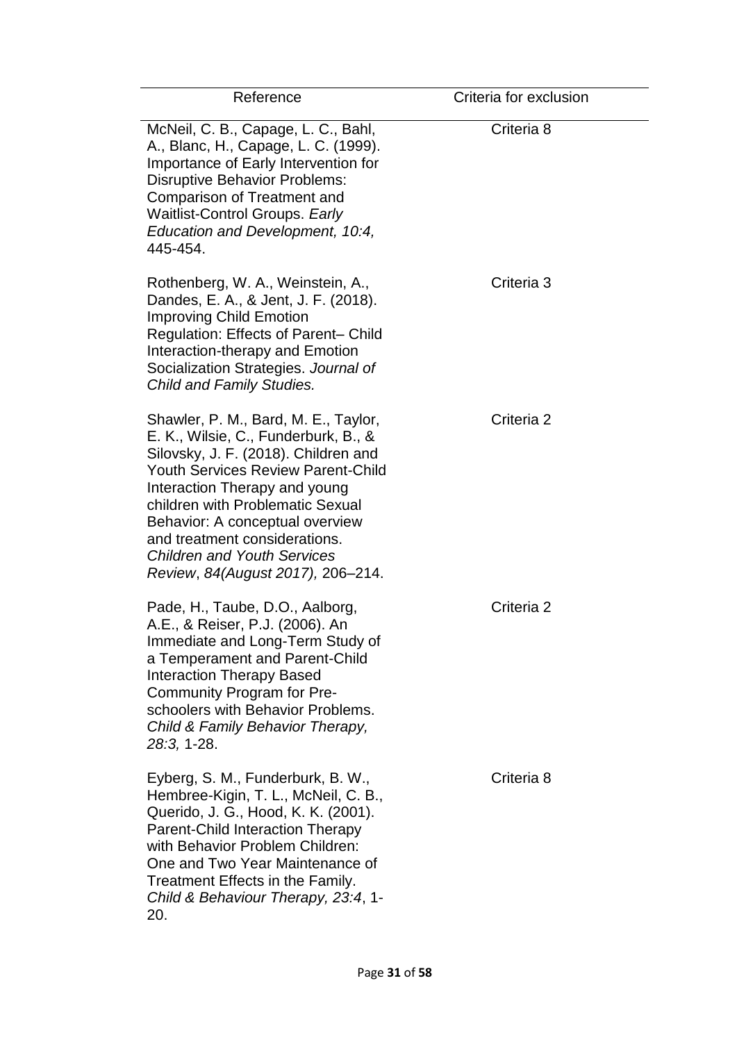| Reference | Criteria for exclusion |
| --- | --- |
| McNeil, C. B., Capage, L. C., Bahl, A., Blanc, H., Capage, L. C. (1999). Importance of Early Intervention for Disruptive Behavior Problems: Comparison of Treatment and Waitlist-Control Groups. *Early Education and Development, 10:4,* 445-454. | Criteria 8 |
| Rothenberg, W. A., Weinstein, A., Dandes, E. A., & Jent, J. F. (2018). Improving Child Emotion Regulation: Effects of Parent– Child Interaction-therapy and Emotion Socialization Strategies. *Journal of Child and Family Studies.* | Criteria 3 |
| Shawler, P. M., Bard, M. E., Taylor, E. K., Wilsie, C., Funderburk, B., & Silovsky, J. F. (2018). Children and Youth Services Review Parent-Child Interaction Therapy and young children with Problematic Sexual Behavior: A conceptual overview and treatment considerations. *Children and Youth Services Review*, *84(August 2017),* 206–214. | Criteria 2 |
| Pade, H., Taube, D.O., Aalborg, A.E., & Reiser, P.J. (2006). An Immediate and Long-Term Study of a Temperament and Parent-Child Interaction Therapy Based Community Program for Pre-schoolers with Behavior Problems. *Child & Family Behavior Therapy, 28:3,* 1-28. | Criteria 2 |
| Eyberg, S. M., Funderburk, B. W., Hembree-Kigin, T. L., McNeil, C. B., Querido, J. G., Hood, K. K. (2001). Parent-Child Interaction Therapy with Behavior Problem Children: One and Two Year Maintenance of Treatment Effects in the Family. *Child & Behaviour Therapy, 23:4*, 1-20. | Criteria 8 |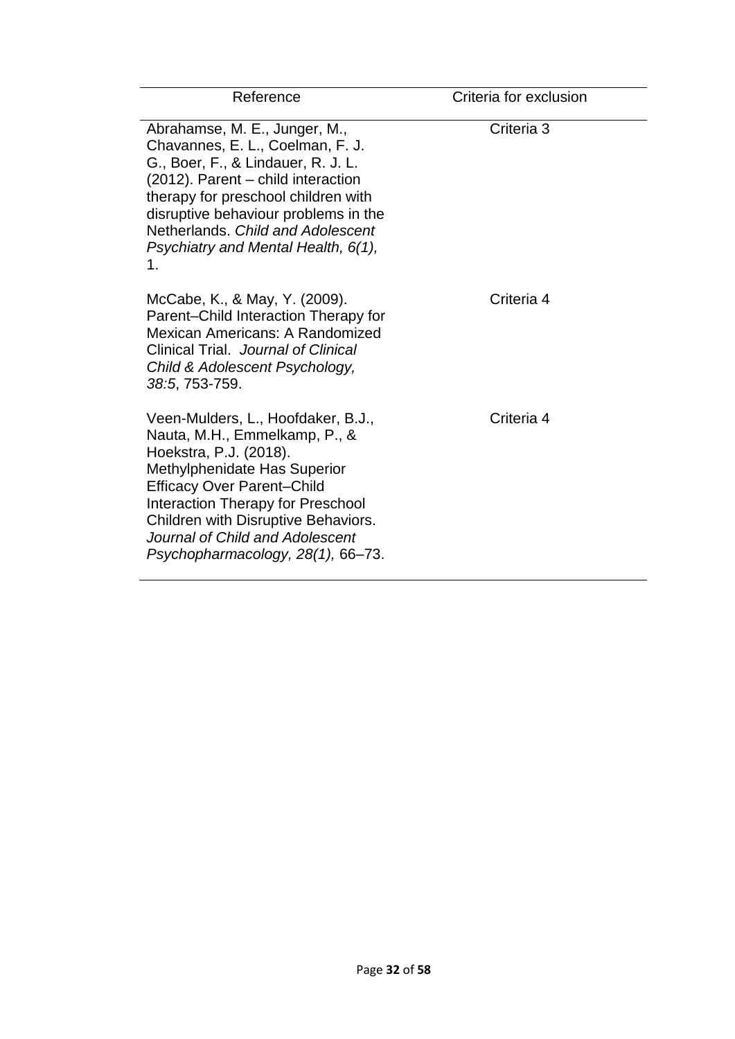| Reference | Criteria for exclusion |
| --- | --- |
| Abrahamse, M. E., Junger, M., Chavannes, E. L., Coelman, F. J. G., Boer, F., & Lindauer, R. J. L. (2012). Parent – child interaction therapy for preschool children with disruptive behaviour problems in the Netherlands. *Child and Adolescent Psychiatry and Mental Health, 6(1),* 1. | Criteria 3 |
| McCabe, K., & May, Y. (2009). Parent–Child Interaction Therapy for Mexican Americans: A Randomized Clinical Trial. *Journal of Clinical Child & Adolescent Psychology, 38:5*, 753-759. | Criteria 4 |
| Veen-Mulders, L., Hoofdaker, B.J., Nauta, M.H., Emmelkamp, P., & Hoekstra, P.J. (2018). Methylphenidate Has Superior Efficacy Over Parent–Child Interaction Therapy for Preschool Children with Disruptive Behaviors. *Journal of Child and Adolescent Psychopharmacology, 28(1),* 66–73. | Criteria 4 |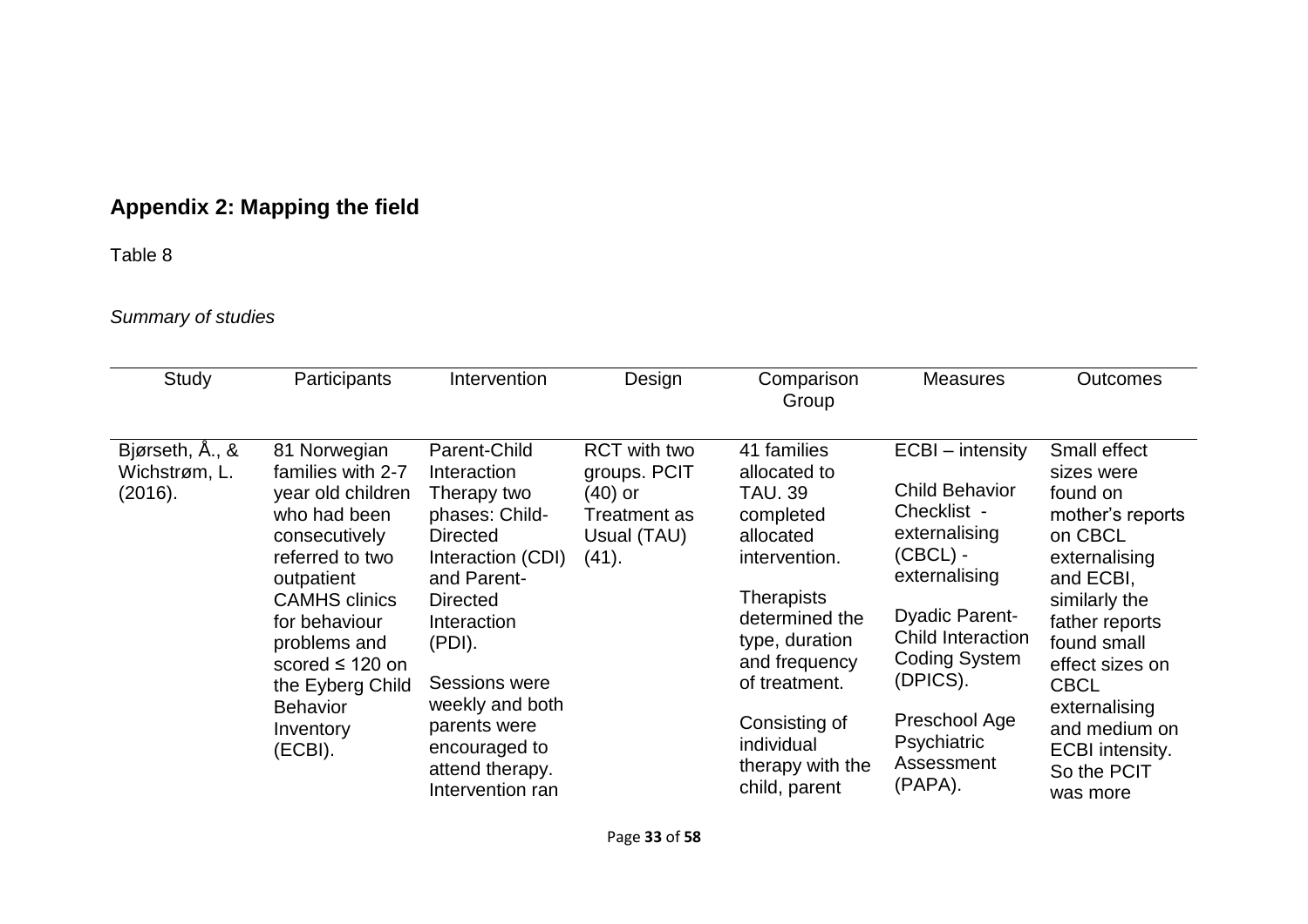## Appendix 2: Mapping the field

Table 8

*Summary of studies*

| Study | Participants | Intervention | Design | Comparison Group | Measures | Outcomes |
|---|---|---|---|---|---|---|
| Bjørseth, Å., & Wichstrøm, L. (2016). | 81 Norwegian families with 2-7 year old children who had been consecutively referred to two outpatient CAMHS clinics for behaviour problems and scored ≤ 120 on the Eyberg Child Behavior Inventory (ECBI). | Parent-Child Interaction Therapy two phases: Child-Directed Interaction (CDI) and Parent-Directed Interaction (PDI). Sessions were weekly and both parents were encouraged to attend therapy. Intervention ran | RCT with two groups. PCIT (40) or Treatment as Usual (TAU) (41). | 41 families allocated to TAU. 39 completed allocated intervention. Therapists determined the type, duration and frequency of treatment. Consisting of individual therapy with the child, parent | ECBI – intensity<br>Child Behavior Checklist - externalising (CBCL) - externalising<br>Dyadic Parent-Child Interaction Coding System (DPICS).<br>Preschool Age Psychiatric Assessment (PAPA). | Small effect sizes were found on mother's reports on CBCL externalising and ECBI, similarly the father reports found small effect sizes on CBCL externalising and medium on ECBI intensity. So the PCIT was more |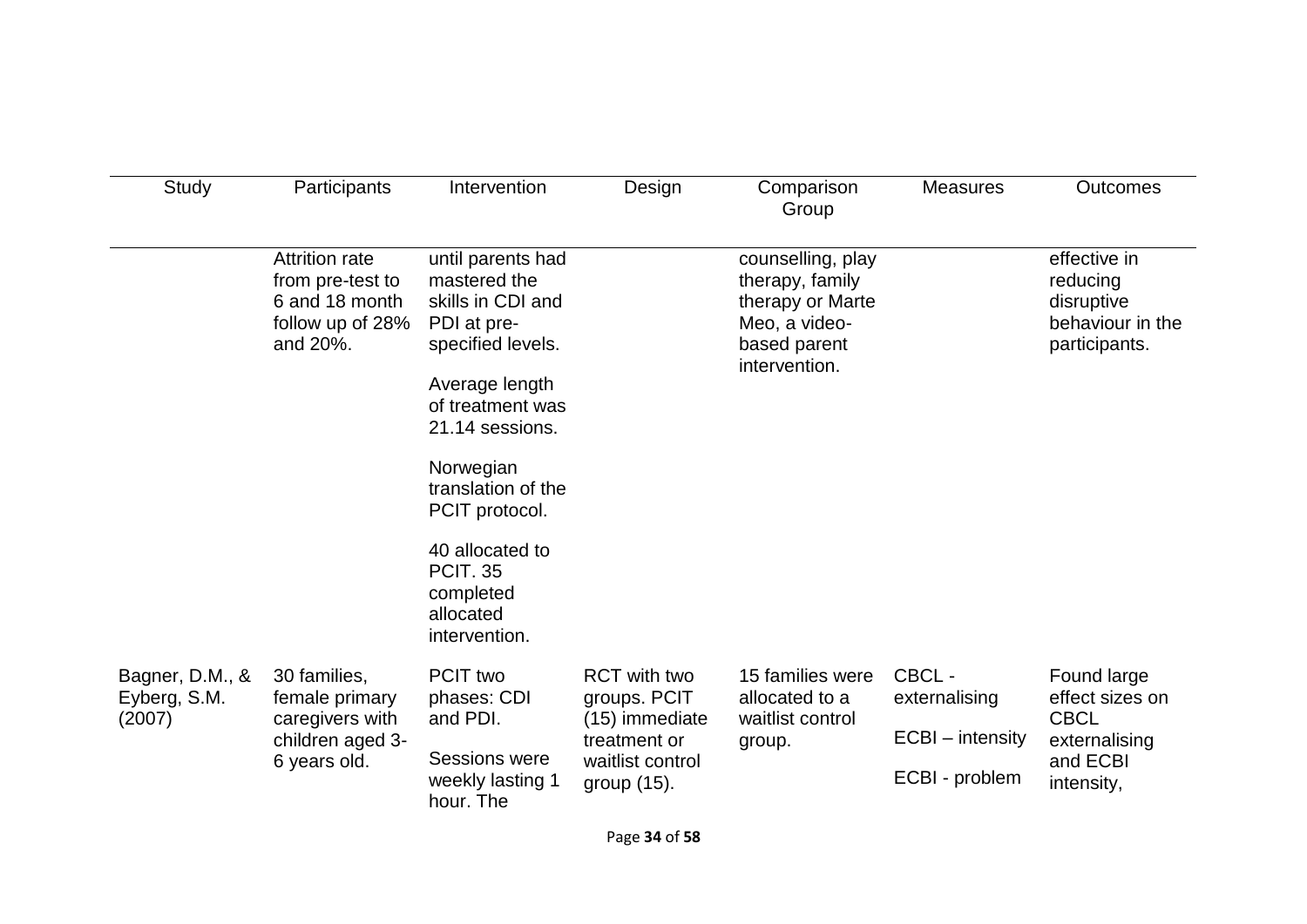| Study | Participants | Intervention | Design | Comparison Group | Measures | Outcomes |
|---|---|---|---|---|---|---|
| | Attrition rate from pre-test to 6 and 18 month follow up of 28% and 20%. | until parents had mastered the skills in CDI and PDI at pre-specified levels.<br><br>Average length of treatment was 21.14 sessions.<br><br>Norwegian translation of the PCIT protocol.<br><br>40 allocated to PCIT. 35 completed allocated intervention. | | counselling, play therapy, family therapy or Marte Meo, a video-based parent intervention. | | effective in reducing disruptive behaviour in the participants. |
| Bagner, D.M., & Eyberg, S.M. (2007) | 30 families, female primary caregivers with children aged 3-6 years old. | PCIT two phases: CDI and PDI.<br><br>Sessions were weekly lasting 1 hour. The | RCT with two groups. PCIT (15) immediate treatment or waitlist control group (15). | 15 families were allocated to a waitlist control group. | CBCL - externalising<br><br>ECBI – intensity<br><br>ECBI - problem | Found large effect sizes on CBCL externalising and ECBI intensity, |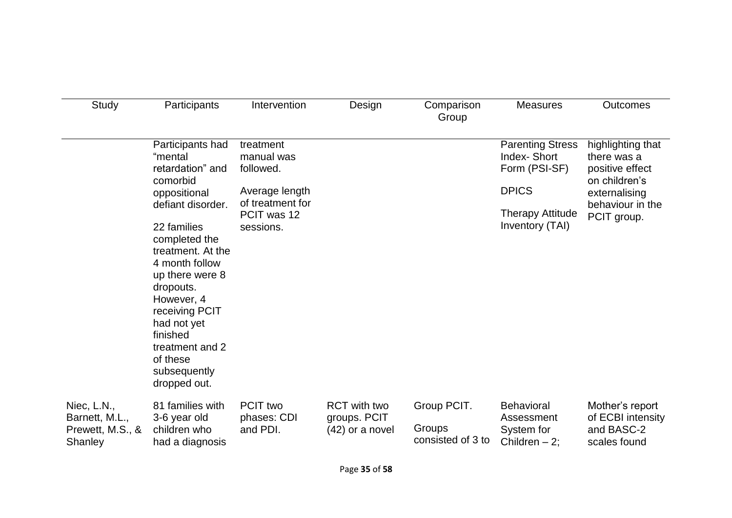| Study | Participants | Intervention | Design | Comparison Group | Measures | Outcomes |
|---|---|---|---|---|---|---|
| | Participants had "mental retardation" and comorbid oppositional defiant disorder.<br><br>22 families completed the treatment. At the 4 month follow up there were 8 dropouts. However, 4 receiving PCIT had not yet finished treatment and 2 of these subsequently dropped out. | treatment manual was followed.<br><br>Average length of treatment for PCIT was 12 sessions. | | | Parenting Stress Index- Short Form (PSI-SF)<br><br>DPICS<br><br>Therapy Attitude Inventory (TAI) | highlighting that there was a positive effect on children's externalising behaviour in the PCIT group. |
| Niec, L.N., Barnett, M.L., Prewett, M.S., & Shanley | 81 families with 3-6 year old children who had a diagnosis | PCIT two phases: CDI and PDI. | RCT with two groups. PCIT (42) or a novel | Group PCIT.<br><br>Groups consisted of 3 to | Behavioral Assessment System for Children – 2; | Mother's report of ECBI intensity and BASC-2 scales found |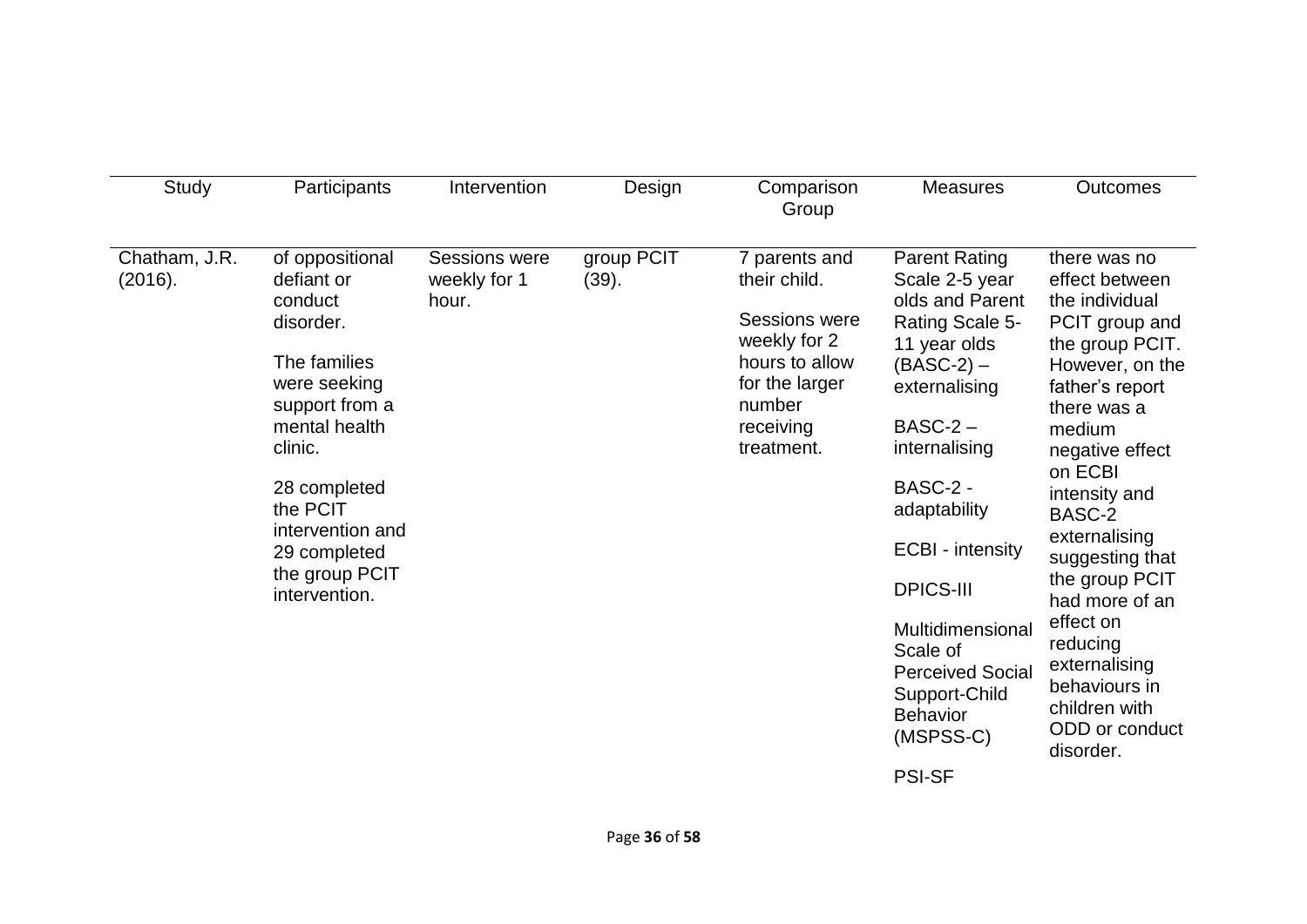| Study | Participants | Intervention | Design | Comparison Group | Measures | Outcomes |
|---|---|---|---|---|---|---|
| Chatham, J.R. (2016). | of oppositional defiant or conduct disorder.<br><br>The families were seeking support from a mental health clinic.<br><br>28 completed the PCIT intervention and 29 completed the group PCIT intervention. | Sessions were weekly for 1 hour. | group PCIT (39). | 7 parents and their child.<br><br>Sessions were weekly for 2 hours to allow for the larger number receiving treatment. | Parent Rating Scale 2-5 year olds and Parent Rating Scale 5-11 year olds (BASC-2) – externalising<br><br>BASC-2 – internalising<br><br>BASC-2 - adaptability<br><br>ECBI - intensity<br><br>DPICS-III<br><br>Multidimensional Scale of Perceived Social Support-Child Behavior (MSPSS-C)<br><br>PSI-SF | there was no effect between the individual PCIT group and the group PCIT. However, on the father's report there was a medium negative effect on ECBI intensity and BASC-2 externalising suggesting that the group PCIT had more of an effect on reducing externalising behaviours in children with ODD or conduct disorder. |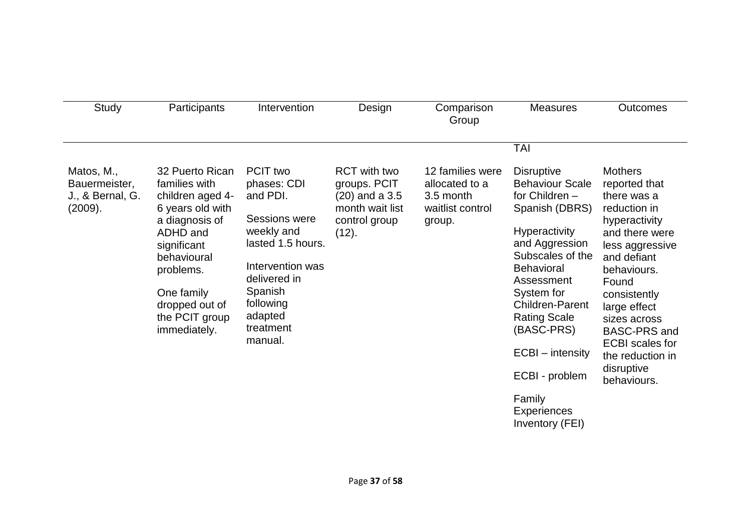| Study | Participants | Intervention | Design | Comparison Group | Measures | Outcomes |
|---|---|---|---|---|---|---|
| | | | | | TAI | |
| Matos, M., Bauermeister, J., & Bernal, G. (2009). | 32 Puerto Rican families with children aged 4-6 years old with a diagnosis of ADHD and significant behavioural problems. One family dropped out of the PCIT group immediately. | PCIT two phases: CDI and PDI. Sessions were weekly and lasted 1.5 hours. Intervention was delivered in Spanish following adapted treatment manual. | RCT with two groups. PCIT (20) and a 3.5 month wait list control group (12). | 12 families were allocated to a 3.5 month waitlist control group. | Disruptive Behaviour Scale for Children – Spanish (DBRS) Hyperactivity and Aggression Subscales of the Behavioral Assessment System for Children-Parent Rating Scale (BASC-PRS) ECBI – intensity ECBI - problem Family Experiences Inventory (FEI) | Mothers reported that there was a reduction in hyperactivity and there were less aggressive and defiant behaviours. Found consistently large effect sizes across BASC-PRS and ECBI scales for the reduction in disruptive behaviours. |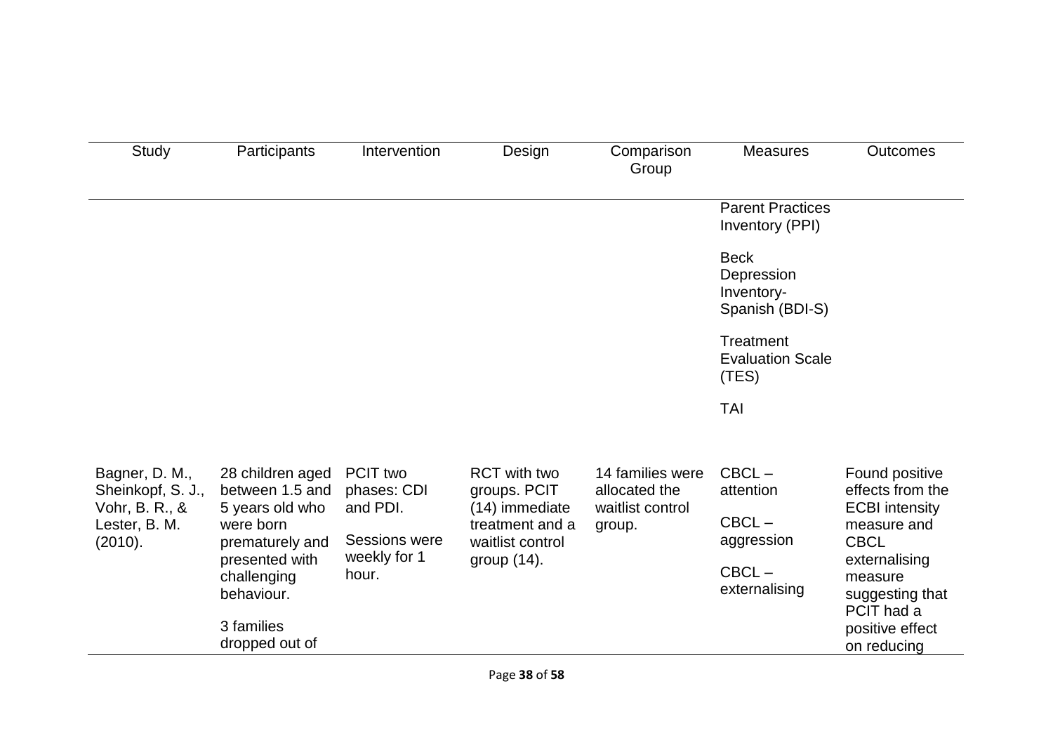| Study | Participants | Intervention | Design | Comparison Group | Measures | Outcomes |
|---|---|---|---|---|---|---|
| | | | | | Parent Practices Inventory (PPI)<br><br>Beck Depression Inventory-Spanish (BDI-S)<br><br>Treatment Evaluation Scale (TES)<br><br>TAI | |
| Bagner, D. M., Sheinkopf, S. J., Vohr, B. R., & Lester, B. M. (2010). | 28 children aged between 1.5 and 5 years old who were born prematurely and presented with challenging behaviour.<br><br>3 families dropped out of | PCIT two phases: CDI and PDI.<br><br>Sessions were weekly for 1 hour. | RCT with two groups. PCIT (14) immediate treatment and a waitlist control group (14). | 14 families were allocated the waitlist control group. | CBCL – attention<br><br>CBCL – aggression<br><br>CBCL – externalising | Found positive effects from the ECBI intensity measure and CBCL externalising measure suggesting that PCIT had a positive effect on reducing |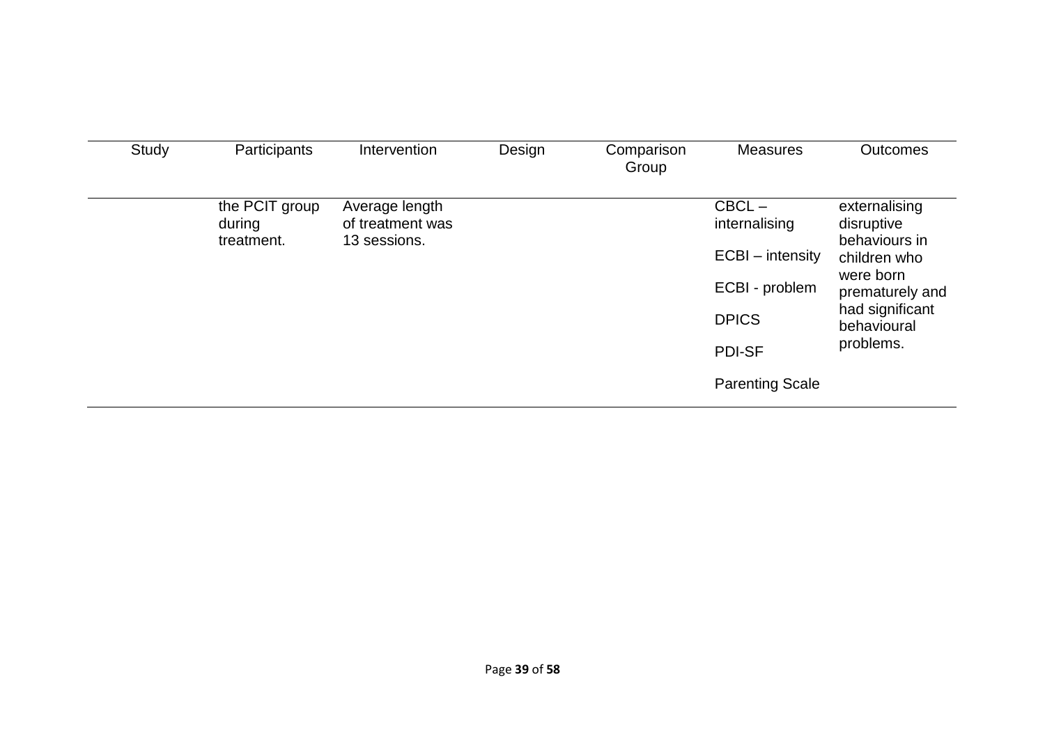| Study | Participants | Intervention | Design | Comparison Group | Measures | Outcomes |
|---|---|---|---|---|---|---|
| | the PCIT group during treatment. | Average length of treatment was 13 sessions. | | | CBCL – internalising<br><br>ECBI – intensity<br><br>ECBI - problem<br><br>DPICS<br><br>PDI-SF<br><br>Parenting Scale | externalising disruptive behaviours in children who were born prematurely and had significant behavioural problems. |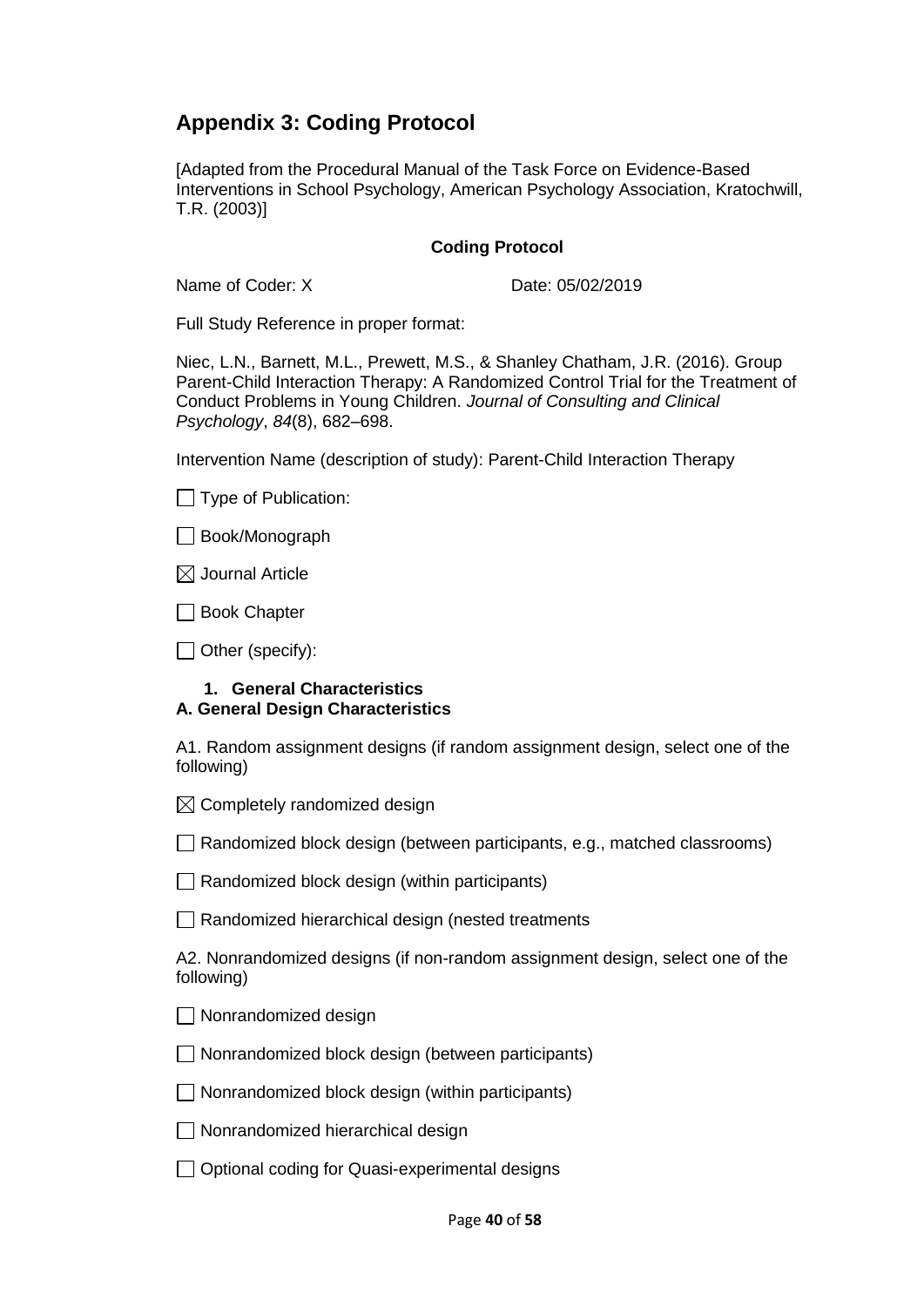## Appendix 3: Coding Protocol

[Adapted from the Procedural Manual of the Task Force on Evidence-Based Interventions in School Psychology, American Psychology Association, Kratochwill, T.R. (2003)]

**Coding Protocol**

Name of Coder: X Date: 05/02/2019

Full Study Reference in proper format:

Niec, L.N., Barnett, M.L., Prewett, M.S., & Shanley Chatham, J.R. (2016). Group Parent-Child Interaction Therapy: A Randomized Control Trial for the Treatment of Conduct Problems in Young Children. *Journal of Consulting and Clinical Psychology*, *84*(8), 682–698.

Intervention Name (description of study): Parent-Child Interaction Therapy

☐ Type of Publication:

☐ Book/Monograph

☒ Journal Article

☐ Book Chapter

☐ Other (specify):

1. **General Characteristics**

**A. General Design Characteristics**

A1. Random assignment designs (if random assignment design, select one of the following)

☒ Completely randomized design

☐ Randomized block design (between participants, e.g., matched classrooms)

☐ Randomized block design (within participants)

☐ Randomized hierarchical design (nested treatments

A2. Nonrandomized designs (if non-random assignment design, select one of the following)

☐ Nonrandomized design

☐ Nonrandomized block design (between participants)

☐ Nonrandomized block design (within participants)

☐ Nonrandomized hierarchical design

☐ Optional coding for Quasi-experimental designs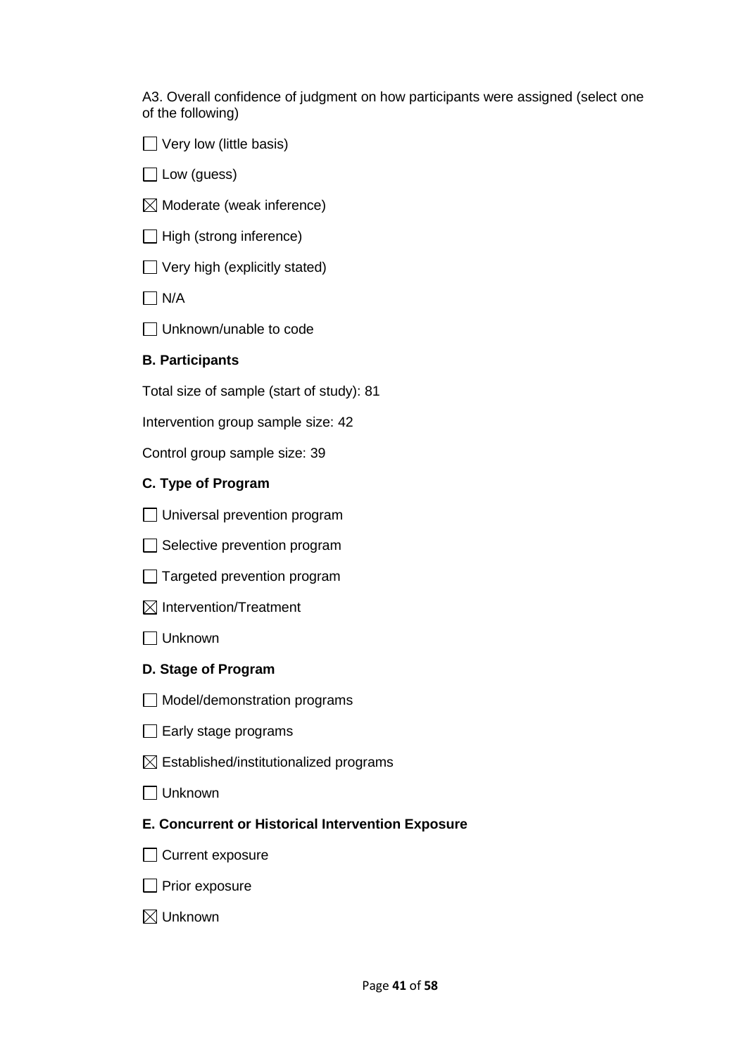A3. Overall confidence of judgment on how participants were assigned (select one of the following)

☐ Very low (little basis)

☐ Low (guess)

☒ Moderate (weak inference)

☐ High (strong inference)

☐ Very high (explicitly stated)

☐ N/A

☐ Unknown/unable to code

**B. Participants**

Total size of sample (start of study): 81

Intervention group sample size: 42

Control group sample size: 39

**C. Type of Program**

☐ Universal prevention program

☐ Selective prevention program

☐ Targeted prevention program

☒ Intervention/Treatment

☐ Unknown

**D. Stage of Program**

☐ Model/demonstration programs

☐ Early stage programs

☒ Established/institutionalized programs

☐ Unknown

**E. Concurrent or Historical Intervention Exposure**

☐ Current exposure

☐ Prior exposure

☒ Unknown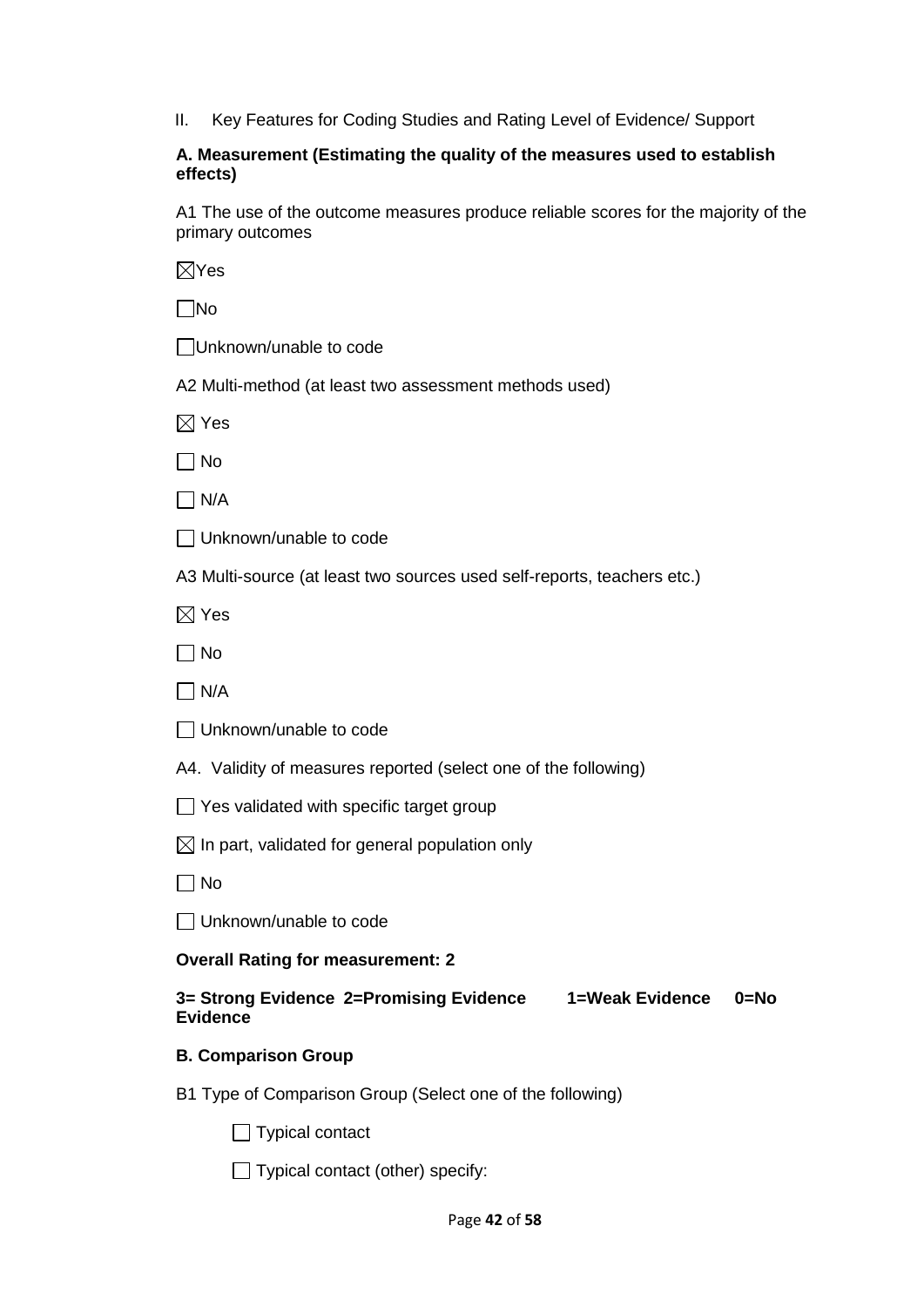II. Key Features for Coding Studies and Rating Level of Evidence/ Support

**A. Measurement (Estimating the quality of the measures used to establish effects)**

A1 The use of the outcome measures produce reliable scores for the majority of the primary outcomes

☒Yes

☐No

☐Unknown/unable to code

A2 Multi-method (at least two assessment methods used)

☒ Yes

☐ No

☐ N/A

☐ Unknown/unable to code

A3 Multi-source (at least two sources used self-reports, teachers etc.)

☒ Yes

☐ No

☐ N/A

☐ Unknown/unable to code

A4. Validity of measures reported (select one of the following)

☐ Yes validated with specific target group

☒ In part, validated for general population only

☐ No

☐ Unknown/unable to code

**Overall Rating for measurement: 2**

**3= Strong Evidence 2=Promising Evidence 1=Weak Evidence 0=No Evidence**

**B. Comparison Group**

B1 Type of Comparison Group (Select one of the following)

☐ Typical contact

☐ Typical contact (other) specify: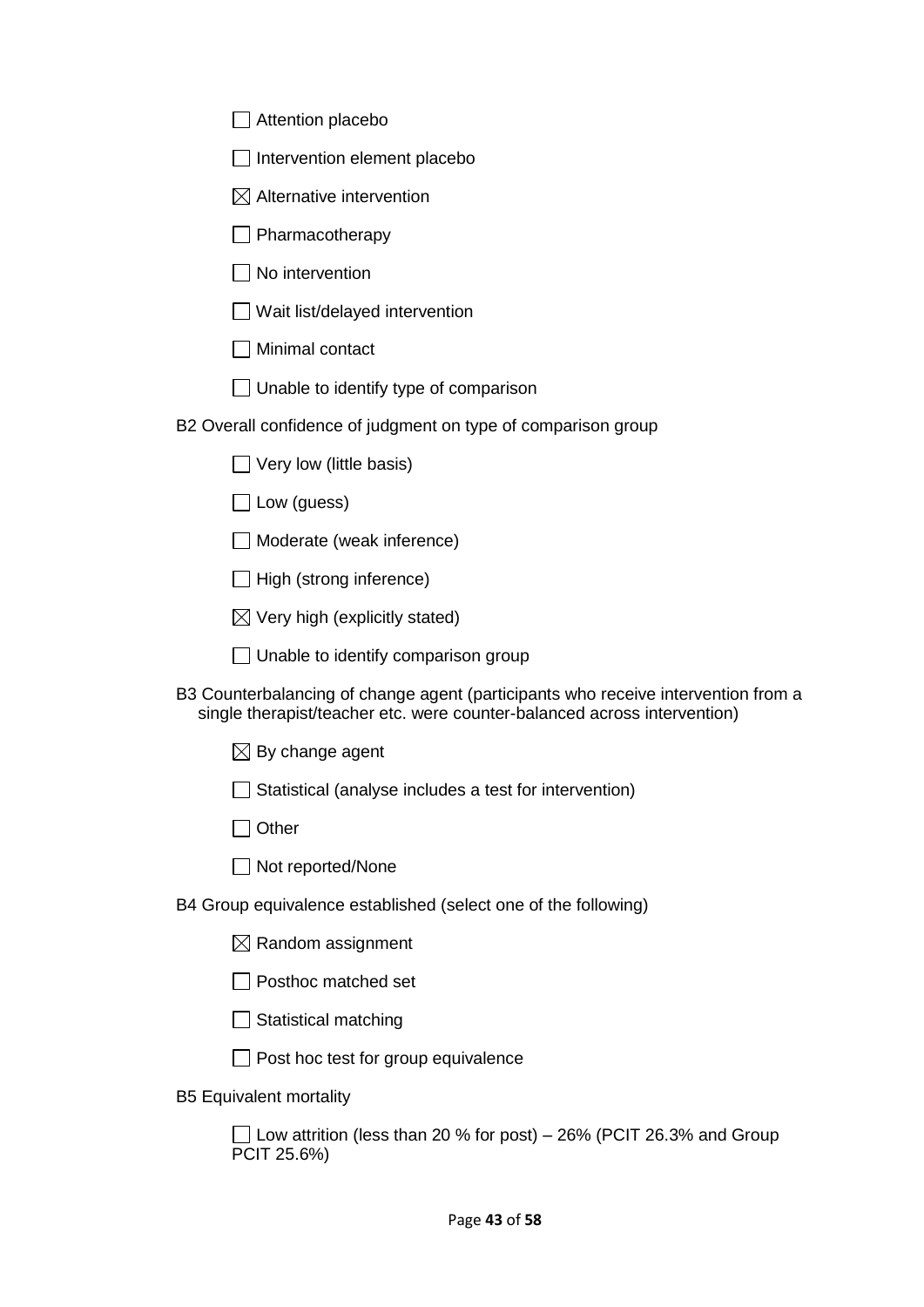☐ Attention placebo

☐ Intervention element placebo

☒ Alternative intervention

☐ Pharmacotherapy

☐ No intervention

☐ Wait list/delayed intervention

☐ Minimal contact

☐ Unable to identify type of comparison

B2 Overall confidence of judgment on type of comparison group

☐ Very low (little basis)

☐ Low (guess)

☐ Moderate (weak inference)

☐ High (strong inference)

☒ Very high (explicitly stated)

☐ Unable to identify comparison group

B3 Counterbalancing of change agent (participants who receive intervention from a single therapist/teacher etc. were counter-balanced across intervention)

☒ By change agent

☐ Statistical (analyse includes a test for intervention)

☐ Other

☐ Not reported/None

B4 Group equivalence established (select one of the following)

☒ Random assignment

☐ Posthoc matched set

☐ Statistical matching

☐ Post hoc test for group equivalence

B5 Equivalent mortality

☐ Low attrition (less than 20 % for post) – 26% (PCIT 26.3% and Group PCIT 25.6%)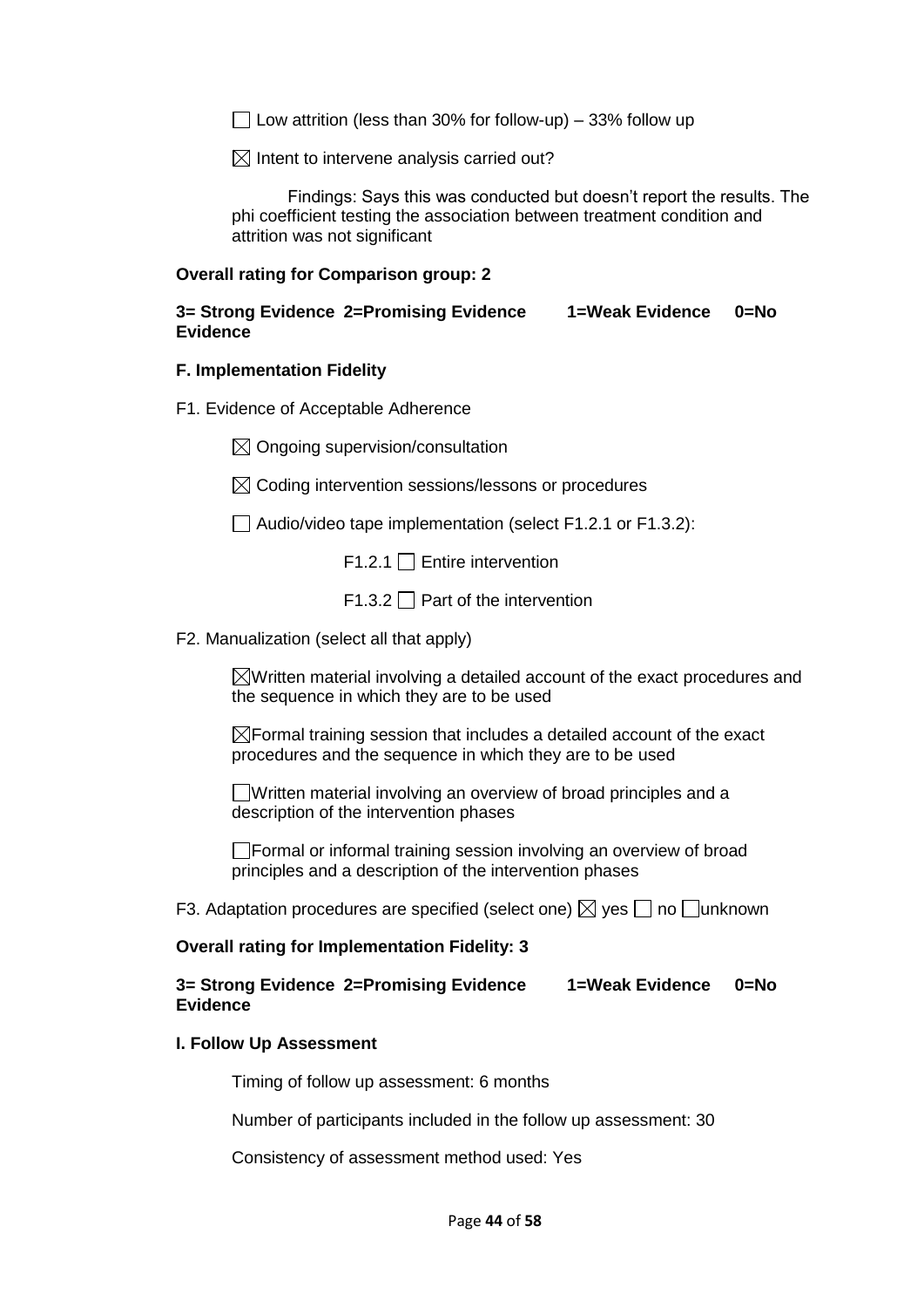☐ Low attrition (less than 30% for follow-up) – 33% follow up

☒ Intent to intervene analysis carried out?

Findings: Says this was conducted but doesn't report the results. The phi coefficient testing the association between treatment condition and attrition was not significant

**Overall rating for Comparison group: 2**

**3= Strong Evidence 2=Promising Evidence 1=Weak Evidence 0=No Evidence**

**F. Implementation Fidelity**

F1. Evidence of Acceptable Adherence

☒ Ongoing supervision/consultation

☒ Coding intervention sessions/lessons or procedures

☐ Audio/video tape implementation (select F1.2.1 or F1.3.2):

F1.2.1 ☐ Entire intervention

F1.3.2 ☐ Part of the intervention

F2. Manualization (select all that apply)

☒Written material involving a detailed account of the exact procedures and the sequence in which they are to be used

☒Formal training session that includes a detailed account of the exact procedures and the sequence in which they are to be used

☐Written material involving an overview of broad principles and a description of the intervention phases

☐Formal or informal training session involving an overview of broad principles and a description of the intervention phases

F3. Adaptation procedures are specified (select one) ☒ yes ☐ no ☐unknown

**Overall rating for Implementation Fidelity: 3**

**3= Strong Evidence 2=Promising Evidence 1=Weak Evidence 0=No Evidence**

**I. Follow Up Assessment**

Timing of follow up assessment: 6 months

Number of participants included in the follow up assessment: 30

Consistency of assessment method used: Yes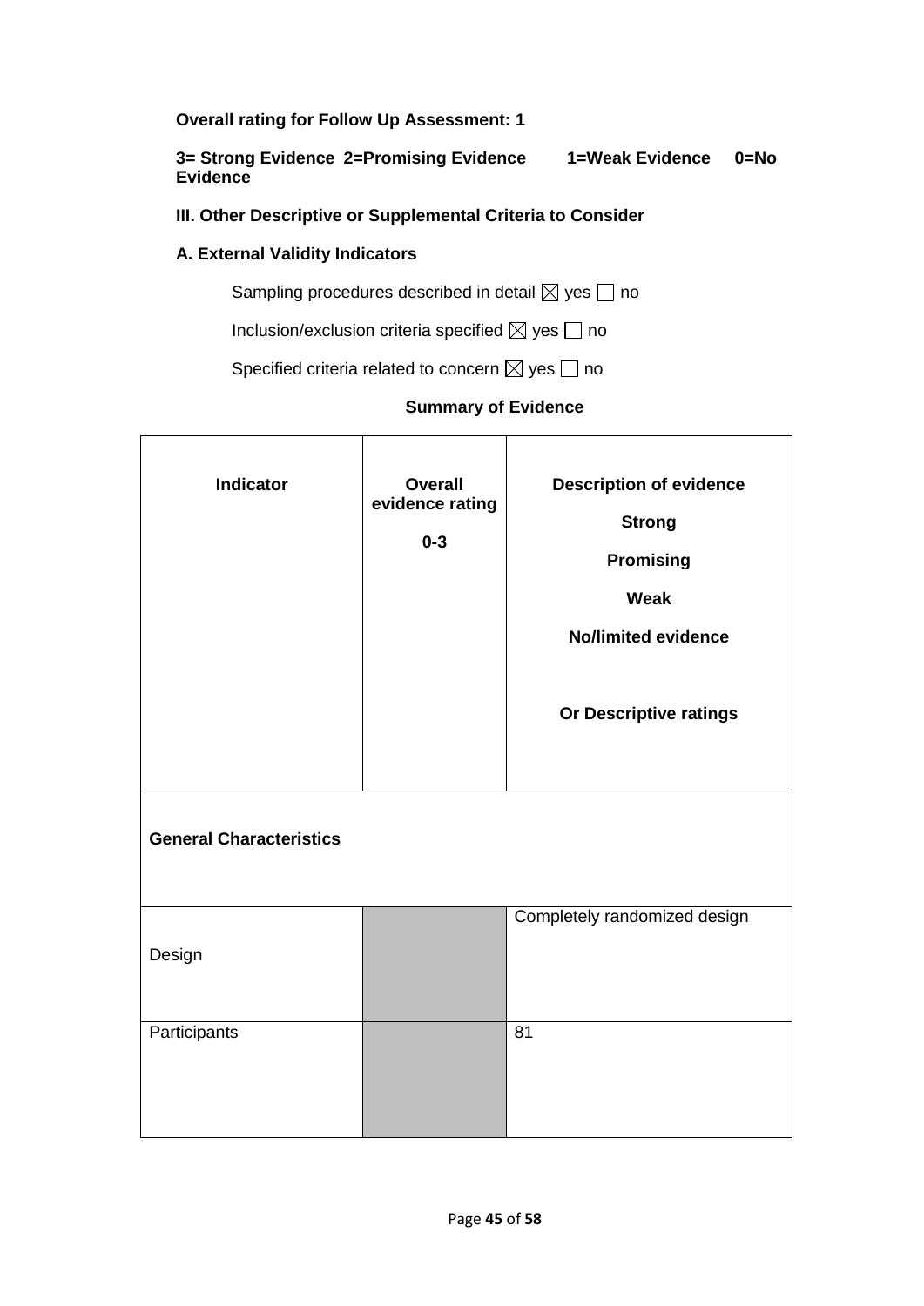**Overall rating for Follow Up Assessment: 1**

**3= Strong Evidence 2=Promising Evidence 1=Weak Evidence 0=No Evidence**

**III. Other Descriptive or Supplemental Criteria to Consider**

**A. External Validity Indicators**

Sampling procedures described in detail ☒ yes ☐ no

Inclusion/exclusion criteria specified ☒ yes ☐ no

Specified criteria related to concern ☒ yes ☐ no

**Summary of Evidence**

| **Indicator** | **Overall evidence rating 0-3** | **Description of evidence Strong Promising Weak No/limited evidence Or Descriptive ratings** |
|---|---|---|
| **General Characteristics** | | |
| Design | | Completely randomized design |
| Participants | | 81 |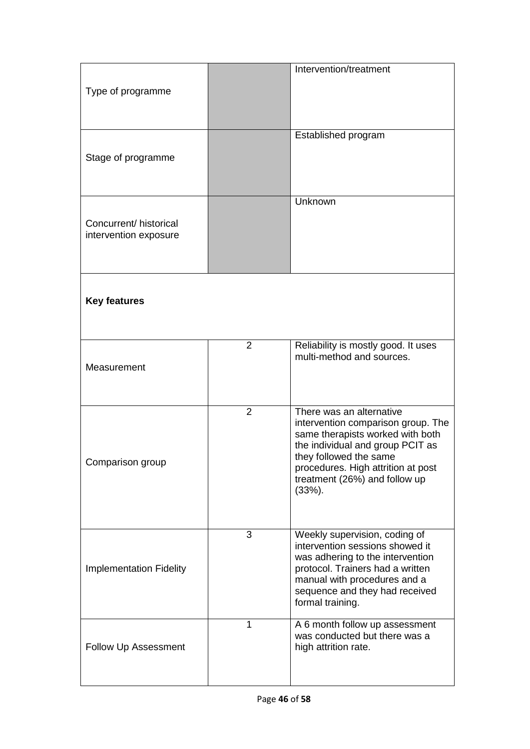| | | |
|---|---|---|
| Type of programme | | Intervention/treatment |
| Stage of programme | | Established program |
| Concurrent/ historical intervention exposure | | Unknown |
| **Key features** | | |
| Measurement | 2 | Reliability is mostly good. It uses multi-method and sources. |
| Comparison group | 2 | There was an alternative intervention comparison group. The same therapists worked with both the individual and group PCIT as they followed the same procedures. High attrition at post treatment (26%) and follow up (33%). |
| Implementation Fidelity | 3 | Weekly supervision, coding of intervention sessions showed it was adhering to the intervention protocol. Trainers had a written manual with procedures and a sequence and they had received formal training. |
| Follow Up Assessment | 1 | A 6 month follow up assessment was conducted but there was a high attrition rate. |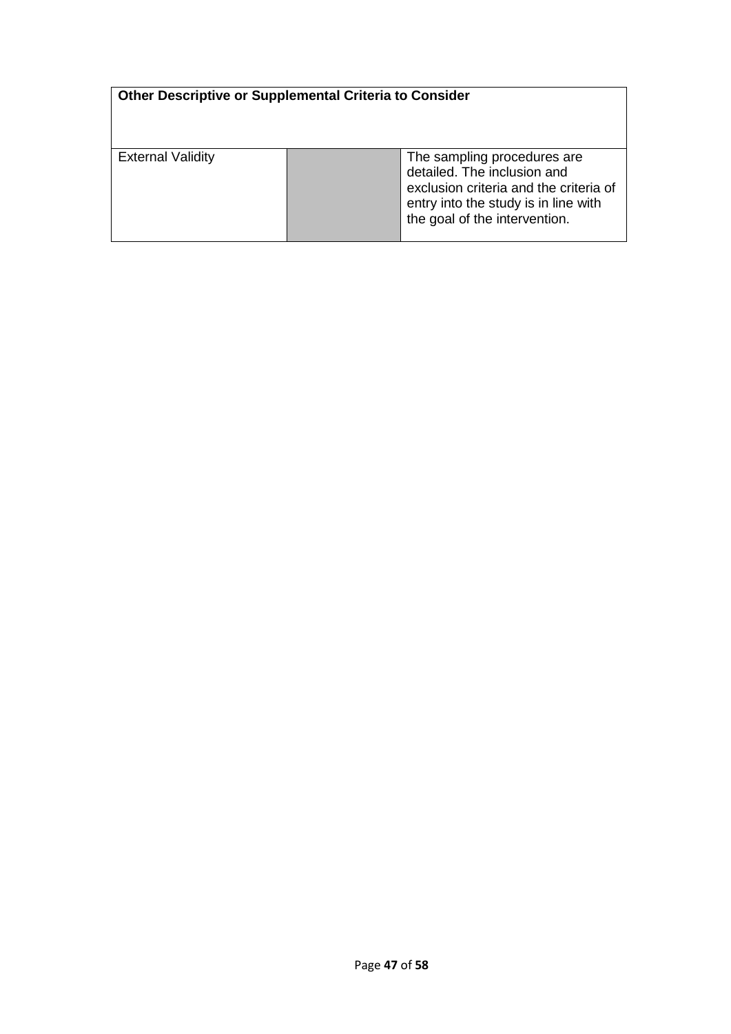| Other Descriptive or Supplemental Criteria to Consider | | |
|---|---|---|
| External Validity | | The sampling procedures are detailed. The inclusion and exclusion criteria and the criteria of entry into the study is in line with the goal of the intervention. |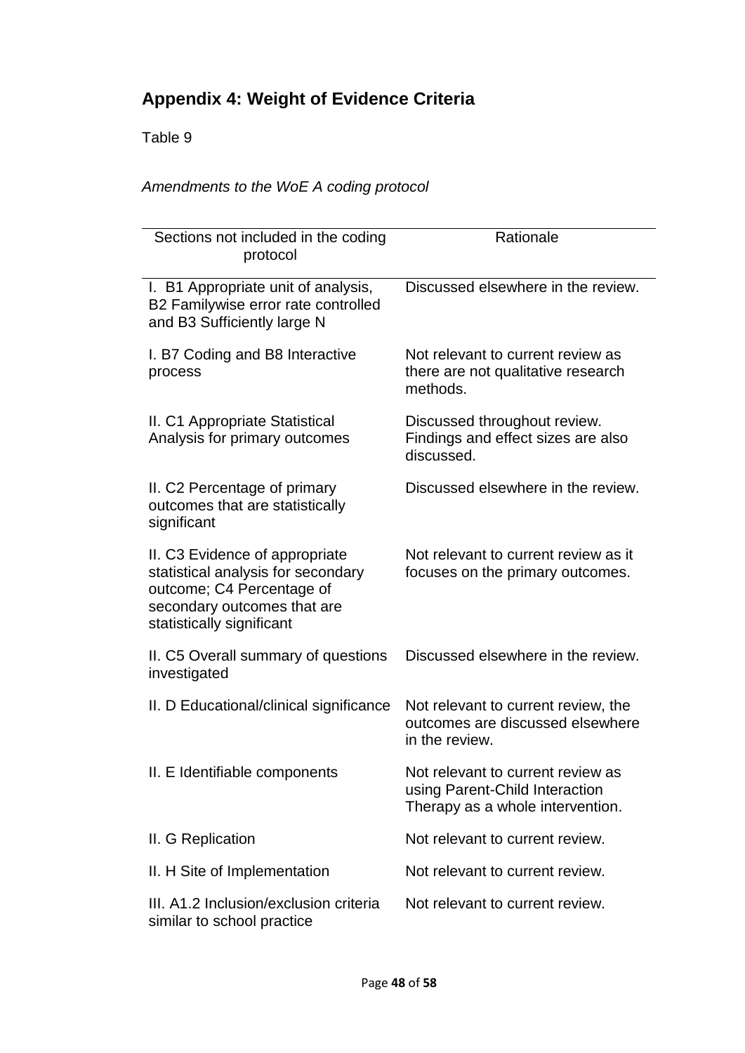## Appendix 4: Weight of Evidence Criteria

Table 9

*Amendments to the WoE A coding protocol*

| Sections not included in the coding protocol | Rationale |
| --- | --- |
| I. B1 Appropriate unit of analysis, B2 Familywise error rate controlled and B3 Sufficiently large N | Discussed elsewhere in the review. |
| I. B7 Coding and B8 Interactive process | Not relevant to current review as there are not qualitative research methods. |
| II. C1 Appropriate Statistical Analysis for primary outcomes | Discussed throughout review. Findings and effect sizes are also discussed. |
| II. C2 Percentage of primary outcomes that are statistically significant | Discussed elsewhere in the review. |
| II. C3 Evidence of appropriate statistical analysis for secondary outcome; C4 Percentage of secondary outcomes that are statistically significant | Not relevant to current review as it focuses on the primary outcomes. |
| II. C5 Overall summary of questions investigated | Discussed elsewhere in the review. |
| II. D Educational/clinical significance | Not relevant to current review, the outcomes are discussed elsewhere in the review. |
| II. E Identifiable components | Not relevant to current review as using Parent-Child Interaction Therapy as a whole intervention. |
| II. G Replication | Not relevant to current review. |
| II. H Site of Implementation | Not relevant to current review. |
| III. A1.2 Inclusion/exclusion criteria similar to school practice | Not relevant to current review. |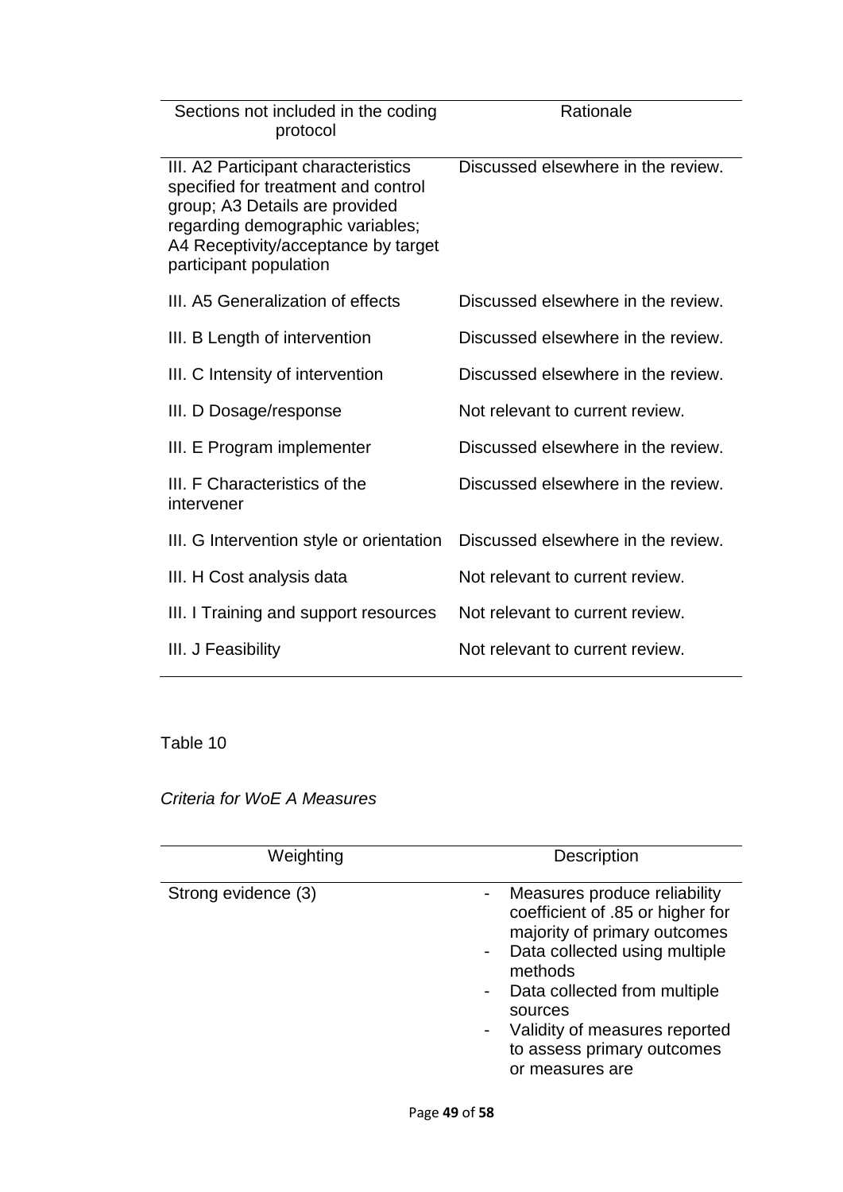| Sections not included in the coding protocol | Rationale |
|---|---|
| III. A2 Participant characteristics specified for treatment and control group; A3 Details are provided regarding demographic variables; A4 Receptivity/acceptance by target participant population | Discussed elsewhere in the review. |
| III. A5 Generalization of effects | Discussed elsewhere in the review. |
| III. B Length of intervention | Discussed elsewhere in the review. |
| III. C Intensity of intervention | Discussed elsewhere in the review. |
| III. D Dosage/response | Not relevant to current review. |
| III. E Program implementer | Discussed elsewhere in the review. |
| III. F Characteristics of the intervener | Discussed elsewhere in the review. |
| III. G Intervention style or orientation | Discussed elsewhere in the review. |
| III. H Cost analysis data | Not relevant to current review. |
| III. I Training and support resources | Not relevant to current review. |
| III. J Feasibility | Not relevant to current review. |

Table 10

*Criteria for WoE A Measures*

| Weighting | Description |
|---|---|
| Strong evidence (3) | - Measures produce reliability coefficient of .85 or higher for majority of primary outcomes<br>- Data collected using multiple methods<br>- Data collected from multiple sources<br>- Validity of measures reported to assess primary outcomes or measures are |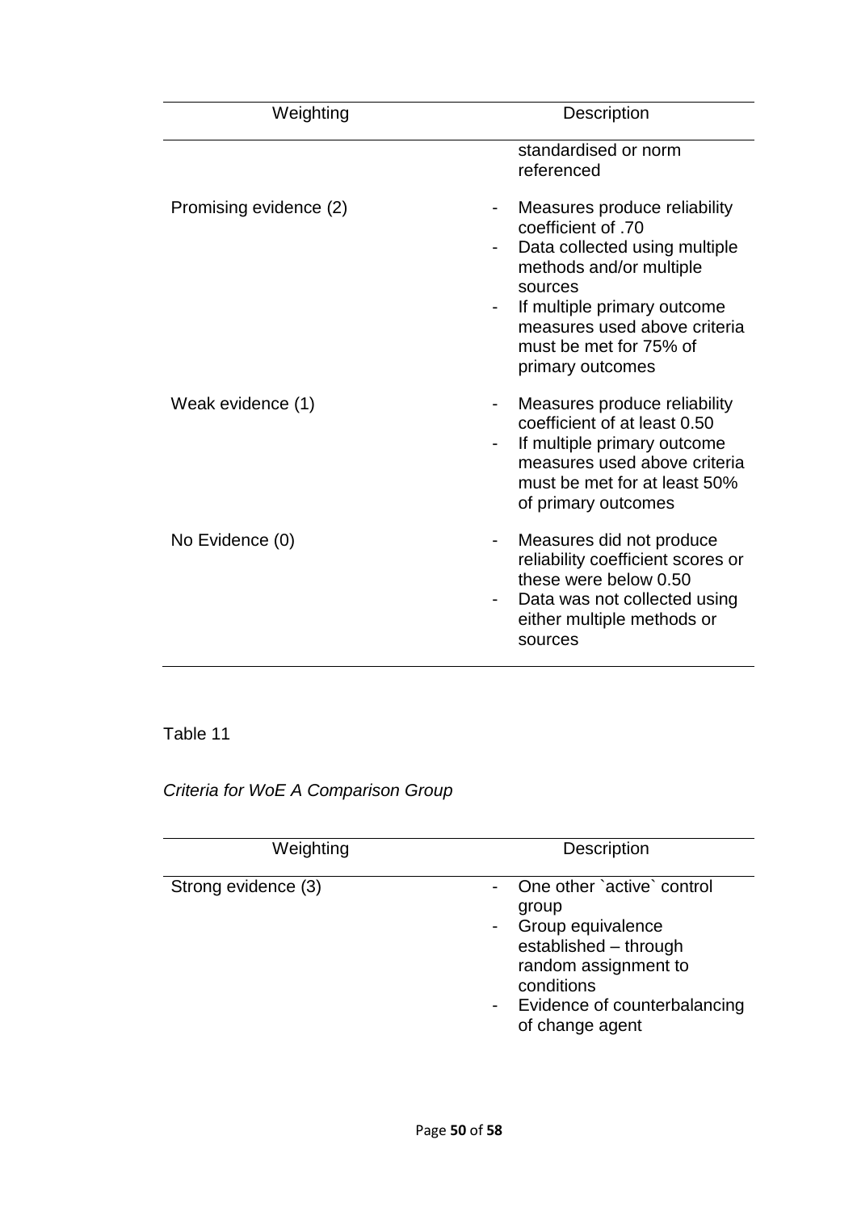| Weighting | Description |
|---|---|
| | standardised or norm referenced |
| Promising evidence (2) | - Measures produce reliability coefficient of .70<br>- Data collected using multiple methods and/or multiple sources<br>- If multiple primary outcome measures used above criteria must be met for 75% of primary outcomes |
| Weak evidence (1) | - Measures produce reliability coefficient of at least 0.50<br>- If multiple primary outcome measures used above criteria must be met for at least 50% of primary outcomes |
| No Evidence (0) | - Measures did not produce reliability coefficient scores or these were below 0.50<br>- Data was not collected using either multiple methods or sources |

Table 11

*Criteria for WoE A Comparison Group*

| Weighting | Description |
|---|---|
| Strong evidence (3) | - One other `active` control group<br>- Group equivalence established – through random assignment to conditions<br>- Evidence of counterbalancing of change agent |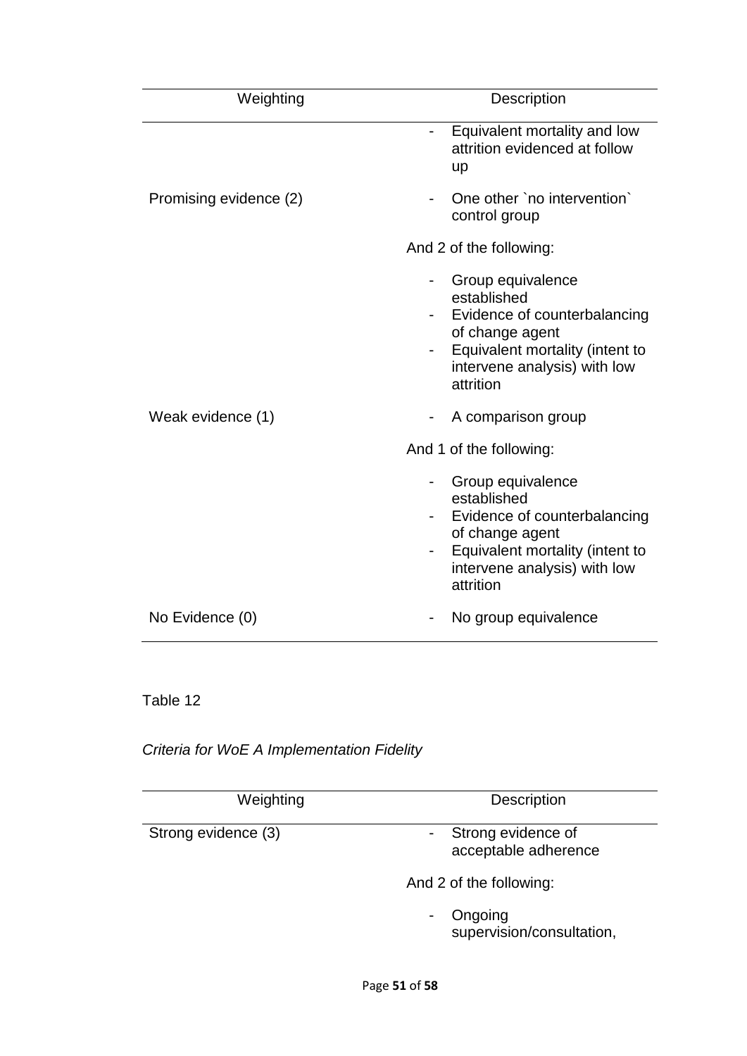| Weighting | Description |
|---|---|
| | - Equivalent mortality and low attrition evidenced at follow up |
| Promising evidence (2) | - One other `no intervention` control group<br><br>And 2 of the following:<br><br>- Group equivalence established<br>- Evidence of counterbalancing of change agent<br>- Equivalent mortality (intent to intervene analysis) with low attrition |
| Weak evidence (1) | - A comparison group<br><br>And 1 of the following:<br><br>- Group equivalence established<br>- Evidence of counterbalancing of change agent<br>- Equivalent mortality (intent to intervene analysis) with low attrition |
| No Evidence (0) | - No group equivalence |

Table 12

*Criteria for WoE A Implementation Fidelity*

| Weighting | Description |
|---|---|
| Strong evidence (3) | - Strong evidence of acceptable adherence<br><br>And 2 of the following:<br><br>- Ongoing supervision/consultation, |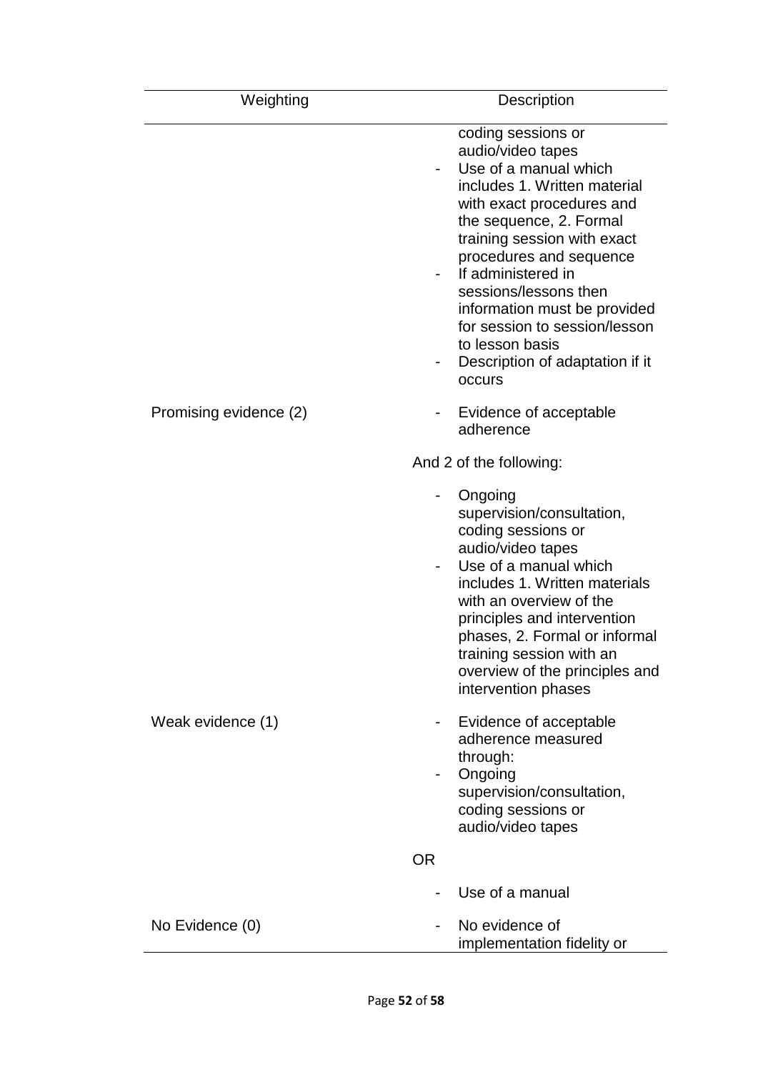| Weighting | Description |
| --- | --- |
| | coding sessions or audio/video tapes<br>- Use of a manual which includes 1. Written material with exact procedures and the sequence, 2. Formal training session with exact procedures and sequence<br>- If administered in sessions/lessons then information must be provided for session to session/lesson to lesson basis<br>- Description of adaptation if it occurs |
| Promising evidence (2) | - Evidence of acceptable adherence<br><br>And 2 of the following:<br><br>- Ongoing supervision/consultation, coding sessions or audio/video tapes<br>- Use of a manual which includes 1. Written materials with an overview of the principles and intervention phases, 2. Formal or informal training session with an overview of the principles and intervention phases |
| Weak evidence (1) | - Evidence of acceptable adherence measured through:<br>- Ongoing supervision/consultation, coding sessions or audio/video tapes<br><br>OR<br><br>- Use of a manual |
| No Evidence (0) | - No evidence of implementation fidelity or |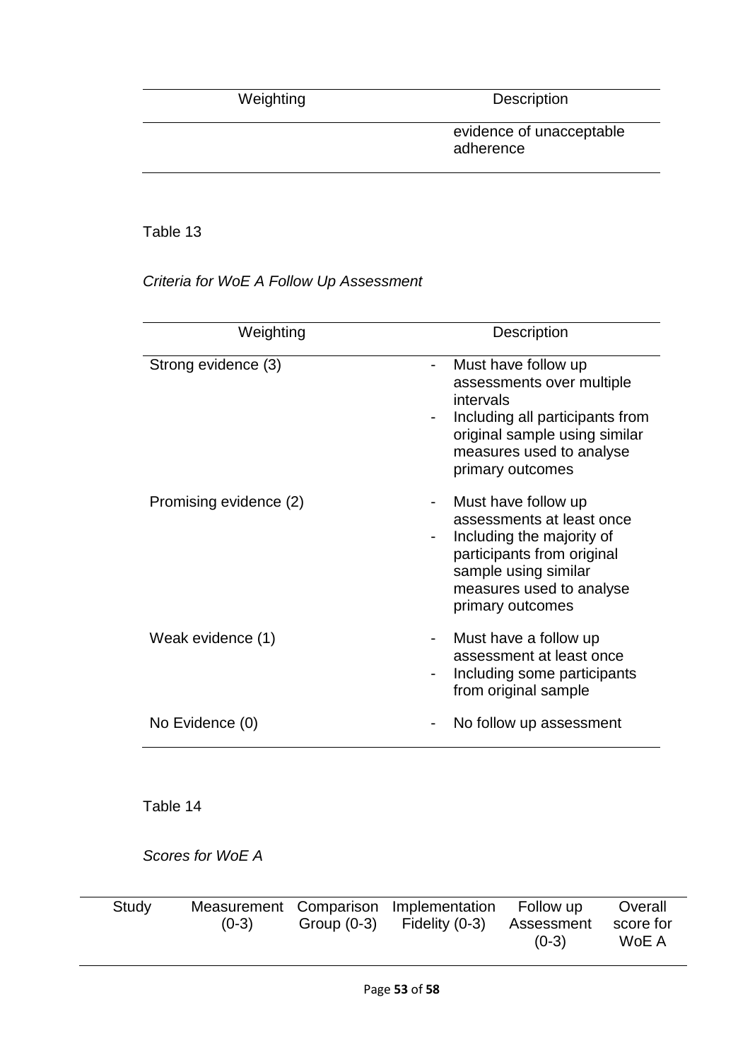| Weighting | Description |
|---|---|
| | evidence of unacceptable adherence |

Table 13

*Criteria for WoE A Follow Up Assessment*

| Weighting | Description |
|---|---|
| Strong evidence (3) | - Must have follow up assessments over multiple intervals<br>- Including all participants from original sample using similar measures used to analyse primary outcomes |
| Promising evidence (2) | - Must have follow up assessments at least once<br>- Including the majority of participants from original sample using similar measures used to analyse primary outcomes |
| Weak evidence (1) | - Must have a follow up assessment at least once<br>- Including some participants from original sample |
| No Evidence (0) | - No follow up assessment |

Table 14

*Scores for WoE A*

| Study | Measurement (0-3) | Comparison Group (0-3) | Implementation Fidelity (0-3) | Follow up Assessment (0-3) | Overall score for WoE A |
|---|---|---|---|---|---|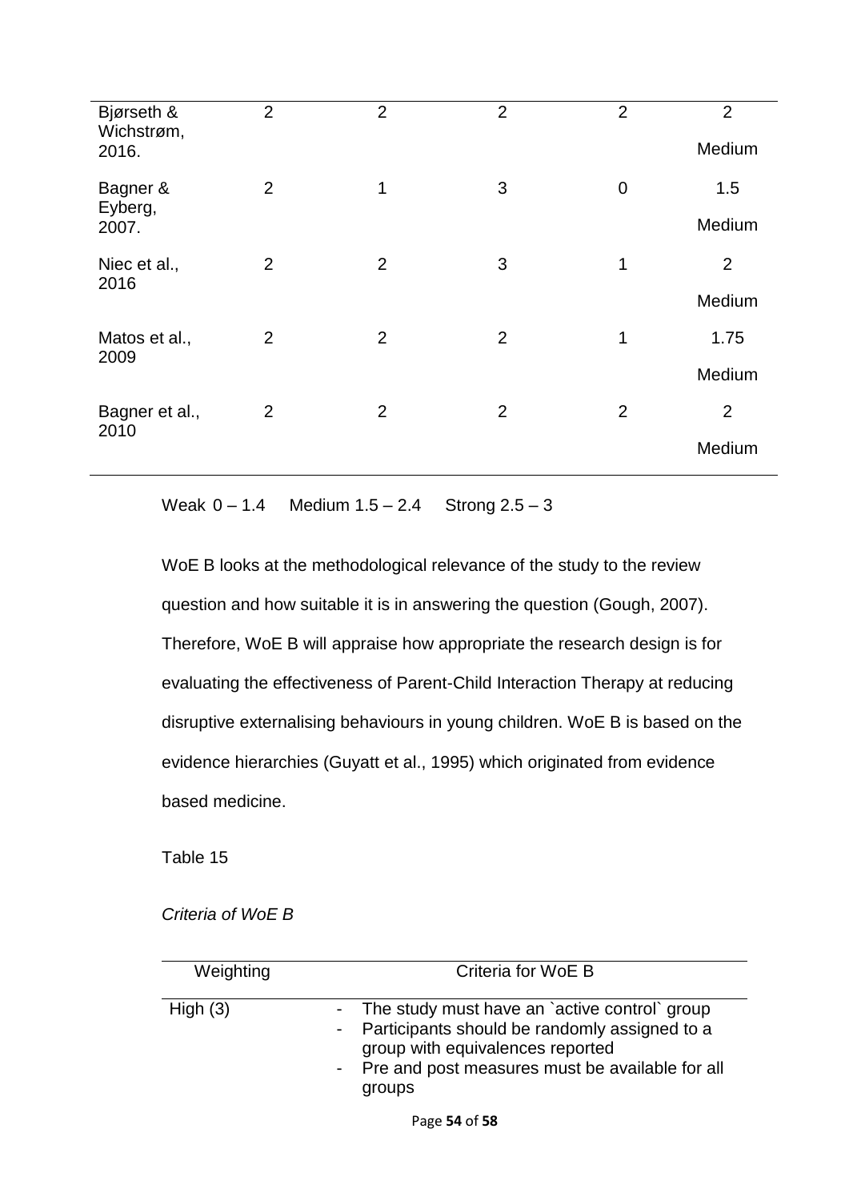| | | | | | |
|---|---|---|---|---|---|
| Bjørseth & Wichstrøm, 2016. | 2 | 2 | 2 | 2 | 2<br>Medium |
| Bagner & Eyberg, 2007. | 2 | 1 | 3 | 0 | 1.5<br>Medium |
| Niec et al., 2016 | 2 | 2 | 3 | 1 | 2<br>Medium |
| Matos et al., 2009 | 2 | 2 | 2 | 1 | 1.75<br>Medium |
| Bagner et al., 2010 | 2 | 2 | 2 | 2 | 2<br>Medium |

Weak 0 – 1.4  Medium 1.5 – 2.4  Strong 2.5 – 3

WoE B looks at the methodological relevance of the study to the review question and how suitable it is in answering the question (Gough, 2007). Therefore, WoE B will appraise how appropriate the research design is for evaluating the effectiveness of Parent-Child Interaction Therapy at reducing disruptive externalising behaviours in young children. WoE B is based on the evidence hierarchies (Guyatt et al., 1995) which originated from evidence based medicine.

Table 15

*Criteria of WoE B*

| Weighting | Criteria for WoE B |
|---|---|
| High (3) | - The study must have an `active control` group<br>- Participants should be randomly assigned to a group with equivalences reported<br>- Pre and post measures must be available for all groups |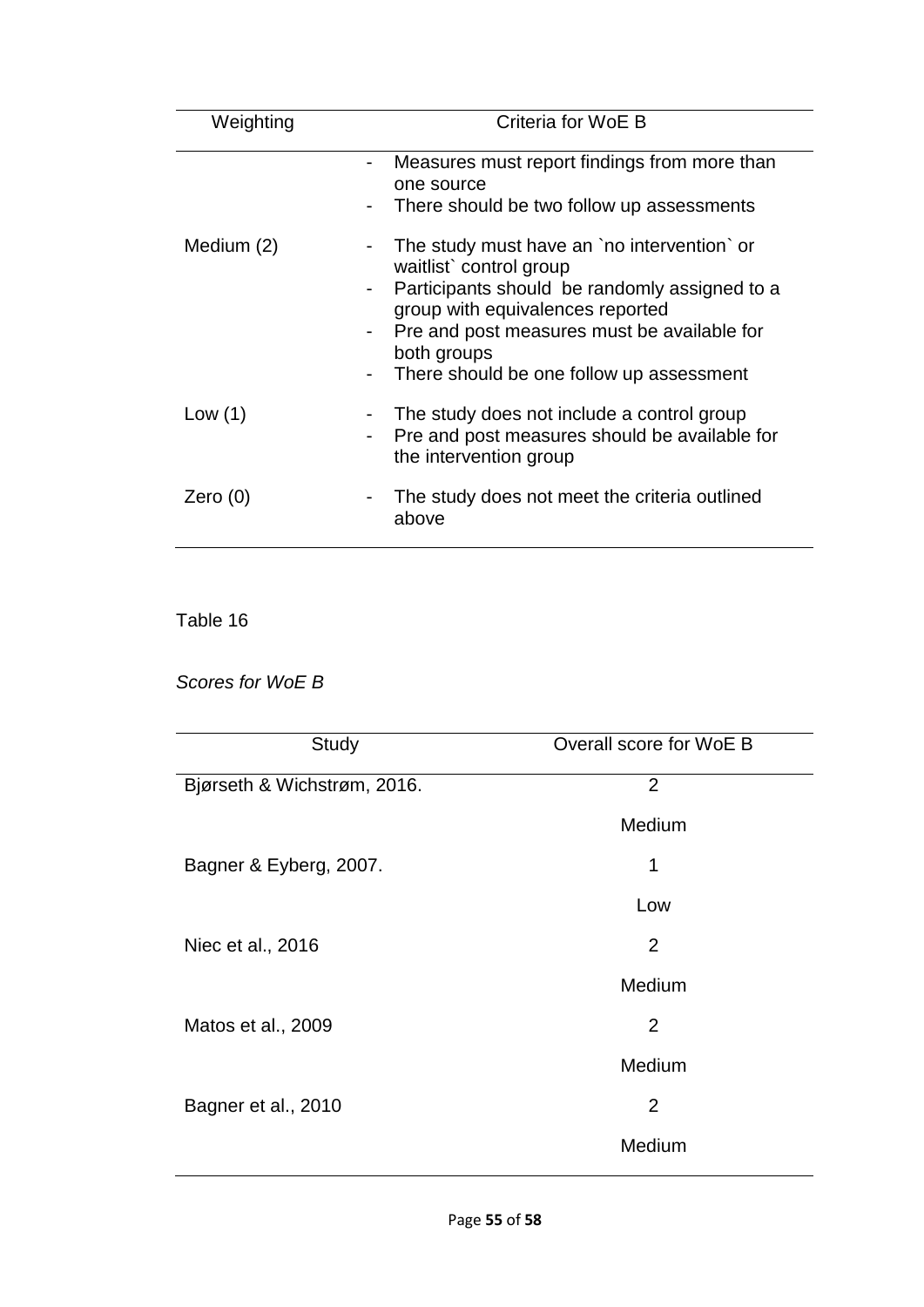| Weighting | Criteria for WoE B |
|---|---|
| | - Measures must report findings from more than one source<br>- There should be two follow up assessments |
| Medium (2) | - The study must have an \`no intervention\` or waitlist\` control group<br>- Participants should be randomly assigned to a group with equivalences reported<br>- Pre and post measures must be available for both groups<br>- There should be one follow up assessment |
| Low (1) | - The study does not include a control group<br>- Pre and post measures should be available for the intervention group |
| Zero (0) | - The study does not meet the criteria outlined above |

Table 16

*Scores for WoE B*

| Study | Overall score for WoE B |
|---|---|
| Bjørseth & Wichstrøm, 2016. | 2<br>Medium |
| Bagner & Eyberg, 2007. | 1<br>Low |
| Niec et al., 2016 | 2<br>Medium |
| Matos et al., 2009 | 2<br>Medium |
| Bagner et al., 2010 | 2<br>Medium |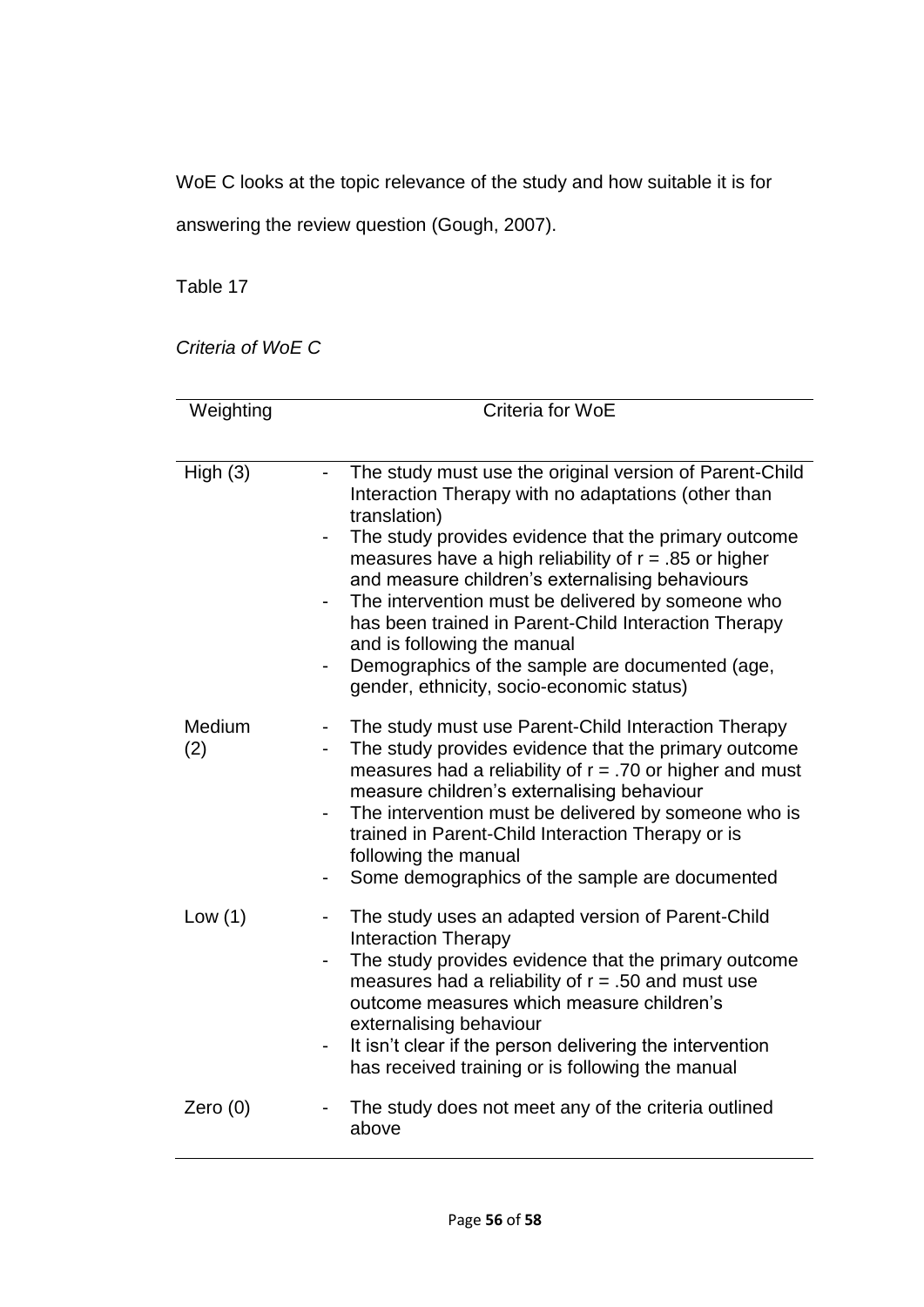WoE C looks at the topic relevance of the study and how suitable it is for answering the review question (Gough, 2007).

Table 17

*Criteria of WoE C*

| Weighting | Criteria for WoE |
| --- | --- |
| High (3) | - The study must use the original version of Parent-Child Interaction Therapy with no adaptations (other than translation)<br>- The study provides evidence that the primary outcome measures have a high reliability of $r = .85$ or higher and measure children's externalising behaviours<br>- The intervention must be delivered by someone who has been trained in Parent-Child Interaction Therapy and is following the manual<br>- Demographics of the sample are documented (age, gender, ethnicity, socio-economic status) |
| Medium (2) | - The study must use Parent-Child Interaction Therapy<br>- The study provides evidence that the primary outcome measures had a reliability of $r = .70$ or higher and must measure children's externalising behaviour<br>- The intervention must be delivered by someone who is trained in Parent-Child Interaction Therapy or is following the manual<br>- Some demographics of the sample are documented |
| Low (1) | - The study uses an adapted version of Parent-Child Interaction Therapy<br>- The study provides evidence that the primary outcome measures had a reliability of $r = .50$ and must use outcome measures which measure children's externalising behaviour<br>- It isn't clear if the person delivering the intervention has received training or is following the manual |
| Zero (0) | - The study does not meet any of the criteria outlined above |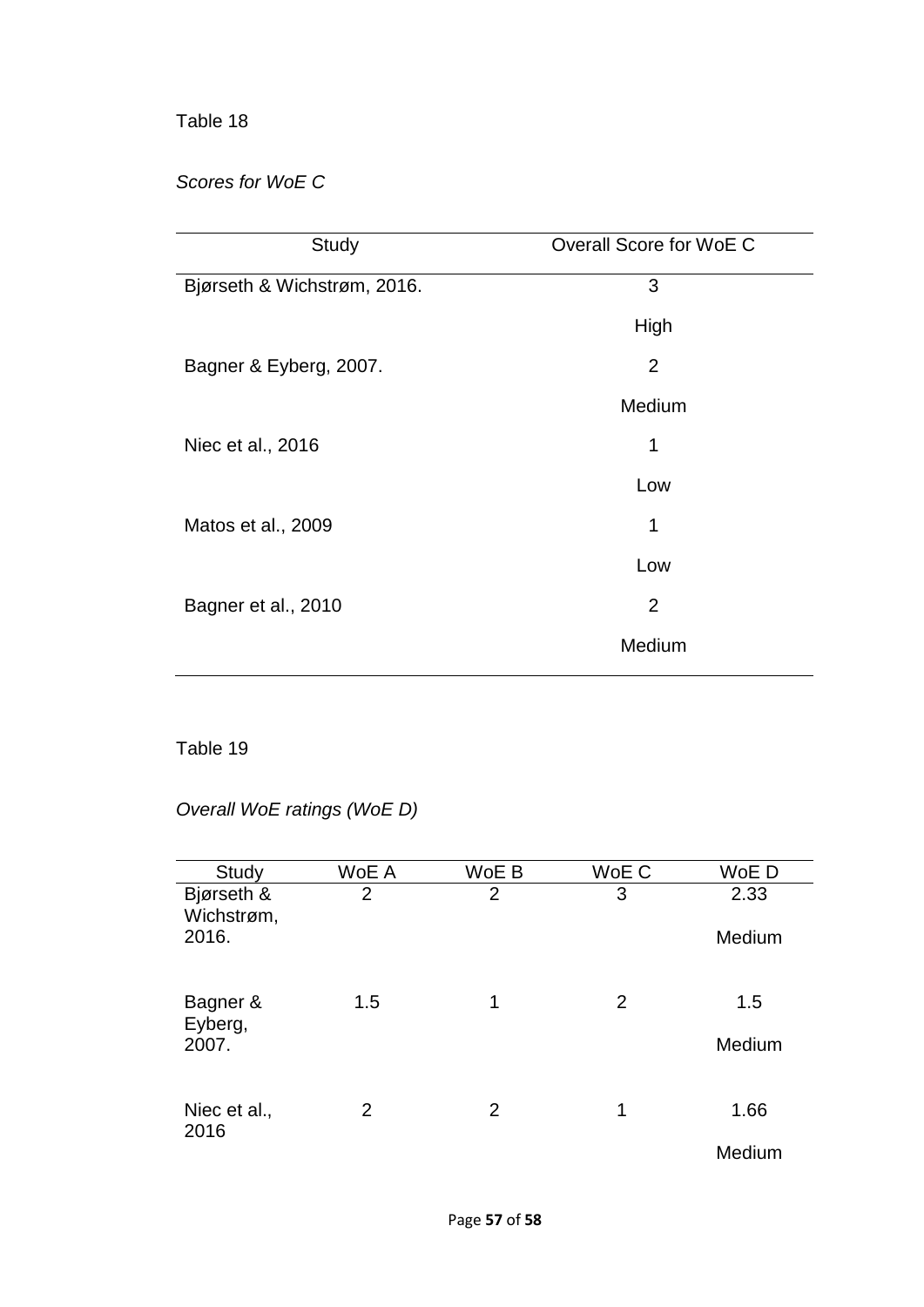Table 18

*Scores for WoE C*

| Study | Overall Score for WoE C |
|---|---|
| Bjørseth & Wichstrøm, 2016. | 3<br>High |
| Bagner & Eyberg, 2007. | 2<br>Medium |
| Niec et al., 2016 | 1<br>Low |
| Matos et al., 2009 | 1<br>Low |
| Bagner et al., 2010 | 2<br>Medium |

Table 19

*Overall WoE ratings (WoE D)*

| Study | WoE A | WoE B | WoE C | WoE D |
|---|---|---|---|---|
| Bjørseth & Wichstrøm, 2016. | 2 | 2 | 3 | 2.33<br>Medium |
| Bagner & Eyberg, 2007. | 1.5 | 1 | 2 | 1.5<br>Medium |
| Niec et al., 2016 | 2 | 2 | 1 | 1.66<br>Medium |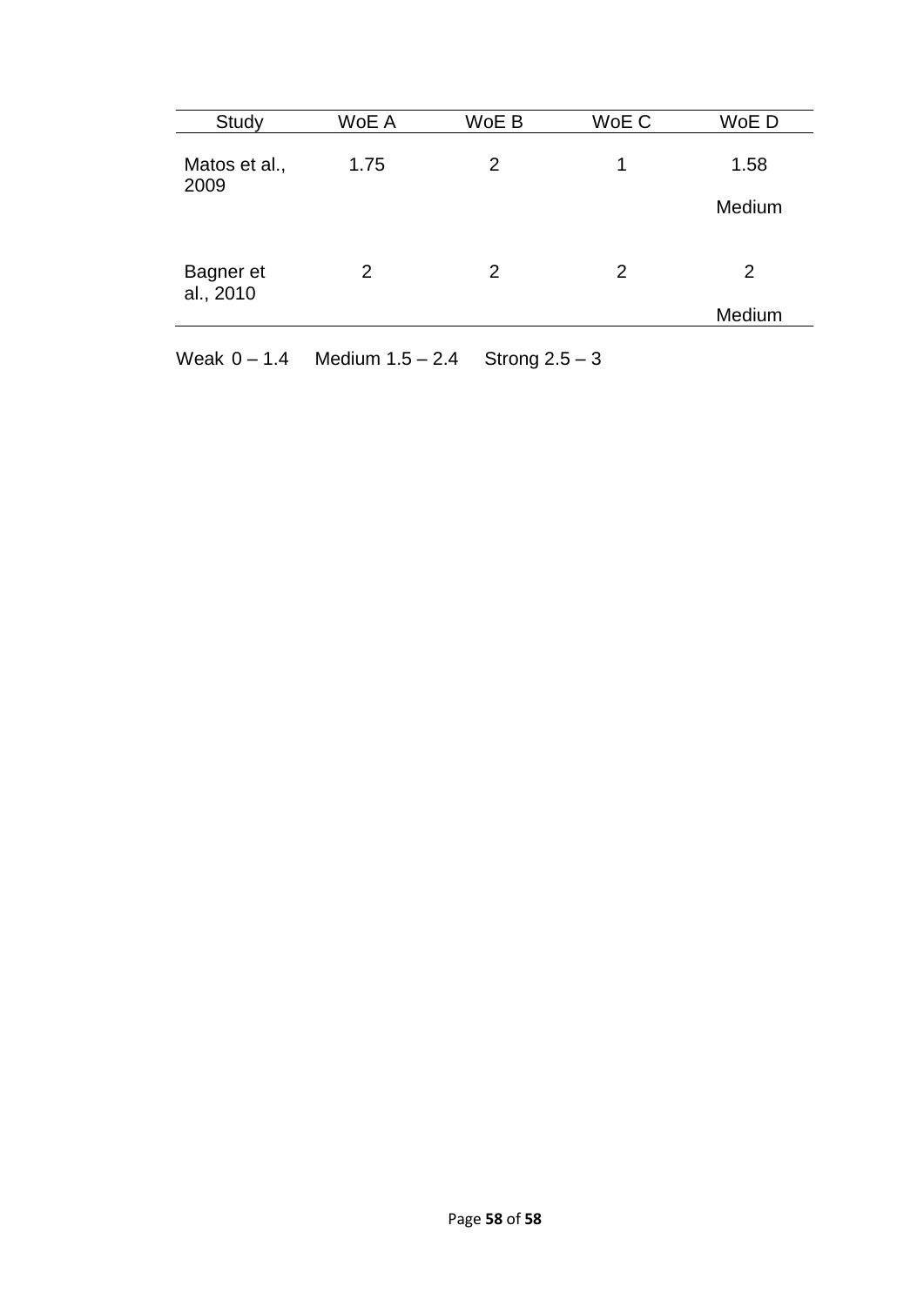| Study | WoE A | WoE B | WoE C | WoE D |
|---|---|---|---|---|
| Matos et al., 2009 | 1.75 | 2 | 1 | 1.58<br>Medium |
| Bagner et al., 2010 | 2 | 2 | 2 | 2<br>Medium |

Weak 0 – 1.4   Medium 1.5 – 2.4   Strong 2.5 – 3